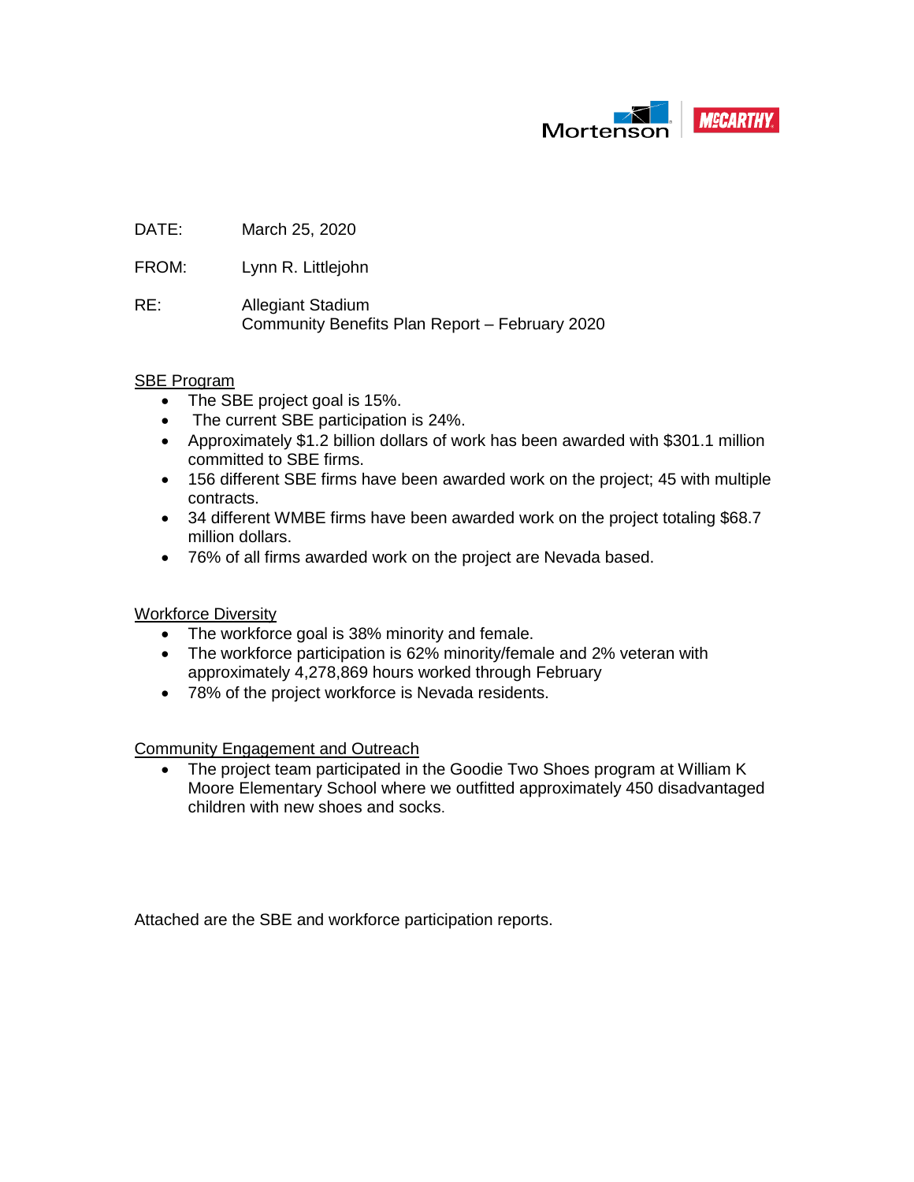Mortenson | McCARTHY

DATE: March 25, 2020

FROM: Lynn R. Littlejohn

RE: Allegiant Stadium
Community Benefits Plan Report – February 2020

<u>SBE Program</u>

- The SBE project goal is 15%.
- The current SBE participation is 24%.
- Approximately $1.2 billion dollars of work has been awarded with $301.1 million committed to SBE firms.
- 156 different SBE firms have been awarded work on the project; 45 with multiple contracts.
- 34 different WMBE firms have been awarded work on the project totaling $68.7 million dollars.
- 76% of all firms awarded work on the project are Nevada based.

<u>Workforce Diversity</u>

- The workforce goal is 38% minority and female.
- The workforce participation is 62% minority/female and 2% veteran with approximately 4,278,869 hours worked through February
- 78% of the project workforce is Nevada residents.

<u>Community Engagement and Outreach</u>

- The project team participated in the Goodie Two Shoes program at William K Moore Elementary School where we outfitted approximately 450 disadvantaged children with new shoes and socks.

Attached are the SBE and workforce participation reports.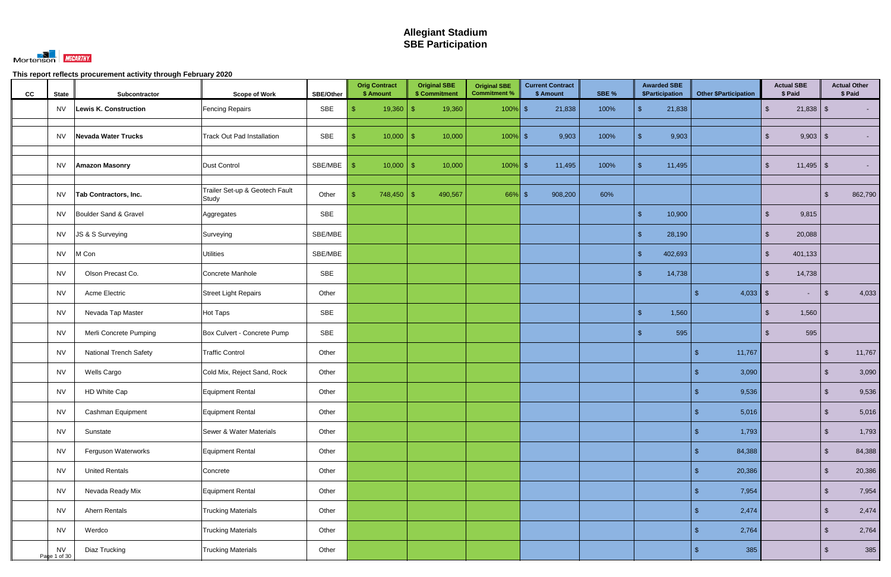# Allegiant Stadium
# SBE Participation

Mortenson | McCARTHY

**This report reflects procurement activity through February 2020**

| CC | State | Subcontractor | Scope of Work | SBE/Other | Orig Contract $ Amount | Original SBE $ Commitment | Original SBE Commitment % | Current Contract $ Amount | SBE % | Awarded SBE $Participation | Other $Participation | Actual SBE $ Paid | Actual Other $ Paid |
|---|---|---|---|---|---|---|---|---|---|---|---|---|---|
| | NV | **Lewis K. Construction** | Fencing Repairs | SBE | $ 19,360 | $ 19,360 | 100% | $ 21,838 | 100% | $ 21,838 | | $ 21,838 | $ - |
| | | | | | | | | | | | | | |
| | NV | **Nevada Water Trucks** | Track Out Pad Installation | SBE | $ 10,000 | $ 10,000 | 100% | $ 9,903 | 100% | $ 9,903 | | $ 9,903 | $ - |
| | | | | | | | | | | | | | |
| | NV | **Amazon Masonry** | Dust Control | SBE/MBE | $ 10,000 | $ 10,000 | 100% | $ 11,495 | 100% | $ 11,495 | | $ 11,495 | $ - |
| | | | | | | | | | | | | | |
| | NV | **Tab Contractors, Inc.** | Trailer Set-up & Geotech Fault Study | Other | $ 748,450 | $ 490,567 | 66% | $ 908,200 | 60% | | | | $ 862,790 |
| | NV | Boulder Sand & Gravel | Aggregates | SBE | | | | | | $ 10,900 | | $ 9,815 | |
| | NV | JS & S Surveying | Surveying | SBE/MBE | | | | | | $ 28,190 | | $ 20,088 | |
| | NV | M Con | Utilities | SBE/MBE | | | | | | $ 402,693 | | $ 401,133 | |
| | NV | Olson Precast Co. | Concrete Manhole | SBE | | | | | | $ 14,738 | | $ 14,738 | |
| | NV | Acme Electric | Street Light Repairs | Other | | | | | | | $ 4,033 | $ - | $ 4,033 |
| | NV | Nevada Tap Master | Hot Taps | SBE | | | | | | $ 1,560 | | $ 1,560 | |
| | NV | Merli Concrete Pumping | Box Culvert - Concrete Pump | SBE | | | | | | $ 595 | | $ 595 | |
| | NV | National Trench Safety | Traffic Control | Other | | | | | | | $ 11,767 | | $ 11,767 |
| | NV | Wells Cargo | Cold Mix, Reject Sand, Rock | Other | | | | | | | $ 3,090 | | $ 3,090 |
| | NV | HD White Cap | Equipment Rental | Other | | | | | | | $ 9,536 | | $ 9,536 |
| | NV | Cashman Equipment | Equipment Rental | Other | | | | | | | $ 5,016 | | $ 5,016 |
| | NV | Sunstate | Sewer & Water Materials | Other | | | | | | | $ 1,793 | | $ 1,793 |
| | NV | Ferguson Waterworks | Equipment Rental | Other | | | | | | | $ 84,388 | | $ 84,388 |
| | NV | United Rentals | Concrete | Other | | | | | | | $ 20,386 | | $ 20,386 |
| | NV | Nevada Ready Mix | Equipment Rental | Other | | | | | | | $ 7,954 | | $ 7,954 |
| | NV | Ahern Rentals | Trucking Materials | Other | | | | | | | $ 2,474 | | $ 2,474 |
| | NV | Werdco | Trucking Materials | Other | | | | | | | $ 2,764 | | $ 2,764 |
| | NV | Diaz Trucking | Trucking Materials | Other | | | | | | | $ 385 | | $ 385 |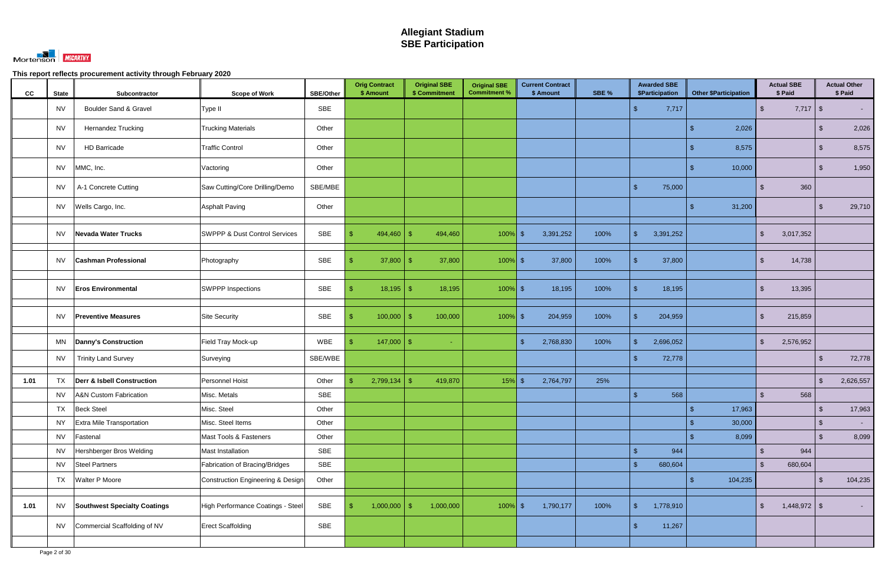# Allegiant Stadium
## SBE Participation

**This report reflects procurement activity through February 2020**

| CC | State | Subcontractor | Scope of Work | SBE/Other | Orig Contract $ Amount | Original SBE $ Commitment | Original SBE Commitment % | Current Contract $ Amount | SBE % | Awarded SBE $Participation | Other $Participation | Actual SBE $ Paid | Actual Other $ Paid |
|---|---|---|---|---|---|---|---|---|---|---|---|---|---|
| | NV | Boulder Sand & Gravel | Type II | SBE | | | | | | $ 7,717 | | $ 7,717 | $ - |
| | NV | Hernandez Trucking | Trucking Materials | Other | | | | | | | $ 2,026 | | $ 2,026 |
| | NV | HD Barricade | Traffic Control | Other | | | | | | | $ 8,575 | | $ 8,575 |
| | NV | MMC, Inc. | Vactoring | Other | | | | | | | $ 10,000 | | $ 1,950 |
| | NV | A-1 Concrete Cutting | Saw Cutting/Core Drilling/Demo | SBE/MBE | | | | | | $ 75,000 | | $ 360 | |
| | NV | Wells Cargo, Inc. | Asphalt Paving | Other | | | | | | | $ 31,200 | | $ 29,710 |
| | NV | **Nevada Water Trucks** | SWPPP & Dust Control Services | SBE | $ 494,460 | $ 494,460 | 100% | $ 3,391,252 | 100% | $ 3,391,252 | | $ 3,017,352 | |
| | NV | **Cashman Professional** | Photography | SBE | $ 37,800 | $ 37,800 | 100% | $ 37,800 | 100% | $ 37,800 | | $ 14,738 | |
| | NV | **Eros Environmental** | SWPPP Inspections | SBE | $ 18,195 | $ 18,195 | 100% | $ 18,195 | 100% | $ 18,195 | | $ 13,395 | |
| | NV | **Preventive Measures** | Site Security | SBE | $ 100,000 | $ 100,000 | 100% | $ 204,959 | 100% | $ 204,959 | | $ 215,859 | |
| | MN | **Danny's Construction** | Field Tray Mock-up | WBE | $ 147,000 | $ - | | $ 2,768,830 | 100% | $ 2,696,052 | | $ 2,576,952 | |
| | NV | Trinity Land Survey | Surveying | SBE/WBE | | | | | | $ 72,778 | | | $ 72,778 |
| **1.01** | TX | **Derr & Isbell Construction** | Personnel Hoist | Other | $ 2,799,134 | $ 419,870 | 15% | $ 2,764,797 | 25% | | | | $ 2,626,557 |
| | NV | A&N Custom Fabrication | Misc. Metals | SBE | | | | | | $ 568 | | $ 568 | |
| | TX | Beck Steel | Misc. Steel | Other | | | | | | | $ 17,963 | | $ 17,963 |
| | NY | Extra Mile Transportation | Misc. Steel Items | Other | | | | | | | $ 30,000 | | $ - |
| | NV | Fastenal | Mast Tools & Fasteners | Other | | | | | | | $ 8,099 | | $ 8,099 |
| | NV | Hershberger Bros Welding | Mast Installation | SBE | | | | | | $ 944 | | $ 944 | |
| | NV | Steel Partners | Fabrication of Bracing/Bridges | SBE | | | | | | $ 680,604 | | $ 680,604 | |
| | TX | Walter P Moore | Construction Engineering & Design | Other | | | | | | | $ 104,235 | | $ 104,235 |
| **1.01** | NV | **Southwest Specialty Coatings** | High Performance Coatings - Steel | SBE | $ 1,000,000 | $ 1,000,000 | 100% | $ 1,790,177 | 100% | $ 1,778,910 | | $ 1,448,972 | $ - |
| | NV | Commercial Scaffolding of NV | Erect Scaffolding | SBE | | | | | | $ 11,267 | | | |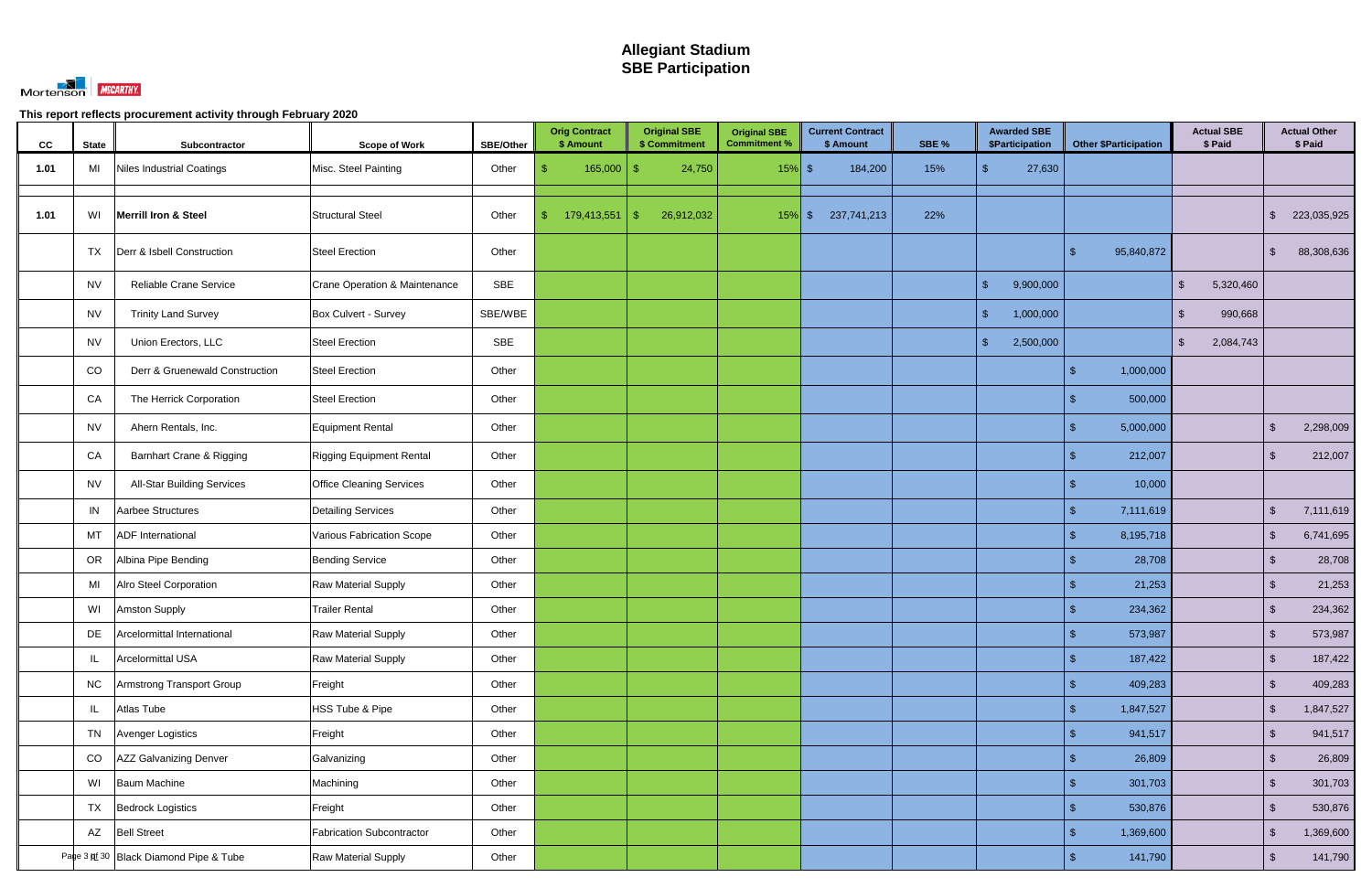# Allegiant Stadium
## SBE Participation

Mortenson | McCARTHY

**This report reflects procurement activity through February 2020**

| CC | State | Subcontractor | Scope of Work | SBE/Other | Orig Contract $ Amount | Original SBE $ Commitment | Original SBE Commitment % | Current Contract $ Amount | SBE % | Awarded SBE $Participation | Other $Participation | Actual SBE $ Paid | Actual Other $ Paid |
|---|---|---|---|---|---|---|---|---|---|---|---|---|---|
| **1.01** | MI | Niles Industrial Coatings | Misc. Steel Painting | Other | $ 165,000 | $ 24,750 | 15% | $ 184,200 | 15% | $ 27,630 | | | |
| | | | | | | | | | | | | | |
| **1.01** | WI | **Merrill Iron & Steel** | Structural Steel | Other | $ 179,413,551 | $ 26,912,032 | 15% | $ 237,741,213 | 22% | | | | $ 223,035,925 |
| | TX | Derr & Isbell Construction | Steel Erection | Other | | | | | | | $ 95,840,872 | | $ 88,308,636 |
| | NV | Reliable Crane Service | Crane Operation & Maintenance | SBE | | | | | | $ 9,900,000 | | $ 5,320,460 | |
| | NV | Trinity Land Survey | Box Culvert - Survey | SBE/WBE | | | | | | $ 1,000,000 | | $ 990,668 | |
| | NV | Union Erectors, LLC | Steel Erection | SBE | | | | | | $ 2,500,000 | | $ 2,084,743 | |
| | CO | Derr & Gruenewald Construction | Steel Erection | Other | | | | | | | $ 1,000,000 | | |
| | CA | The Herrick Corporation | Steel Erection | Other | | | | | | | $ 500,000 | | |
| | NV | Ahern Rentals, Inc. | Equipment Rental | Other | | | | | | | $ 5,000,000 | | $ 2,298,009 |
| | CA | Barnhart Crane & Rigging | Rigging Equipment Rental | Other | | | | | | | $ 212,007 | | $ 212,007 |
| | NV | All-Star Building Services | Office Cleaning Services | Other | | | | | | | $ 10,000 | | |
| | IN | Aarbee Structures | Detailing Services | Other | | | | | | | $ 7,111,619 | | $ 7,111,619 |
| | MT | ADF International | Various Fabrication Scope | Other | | | | | | | $ 8,195,718 | | $ 6,741,695 |
| | OR | Albina Pipe Bending | Bending Service | Other | | | | | | | $ 28,708 | | $ 28,708 |
| | MI | Alro Steel Corporation | Raw Material Supply | Other | | | | | | | $ 21,253 | | $ 21,253 |
| | WI | Amston Supply | Trailer Rental | Other | | | | | | | $ 234,362 | | $ 234,362 |
| | DE | Arcelormittal International | Raw Material Supply | Other | | | | | | | $ 573,987 | | $ 573,987 |
| | IL | Arcelormittal USA | Raw Material Supply | Other | | | | | | | $ 187,422 | | $ 187,422 |
| | NC | Armstrong Transport Group | Freight | Other | | | | | | | $ 409,283 | | $ 409,283 |
| | IL | Atlas Tube | HSS Tube & Pipe | Other | | | | | | | $ 1,847,527 | | $ 1,847,527 |
| | TN | Avenger Logistics | Freight | Other | | | | | | | $ 941,517 | | $ 941,517 |
| | CO | AZZ Galvanizing Denver | Galvanizing | Other | | | | | | | $ 26,809 | | $ 26,809 |
| | WI | Baum Machine | Machining | Other | | | | | | | $ 301,703 | | $ 301,703 |
| | TX | Bedrock Logistics | Freight | Other | | | | | | | $ 530,876 | | $ 530,876 |
| | AZ | Bell Street | Fabrication Subcontractor | Other | | | | | | | $ 1,369,600 | | $ 1,369,600 |
| | | Black Diamond Pipe & Tube | Raw Material Supply | Other | | | | | | | $ 141,790 | | $ 141,790 |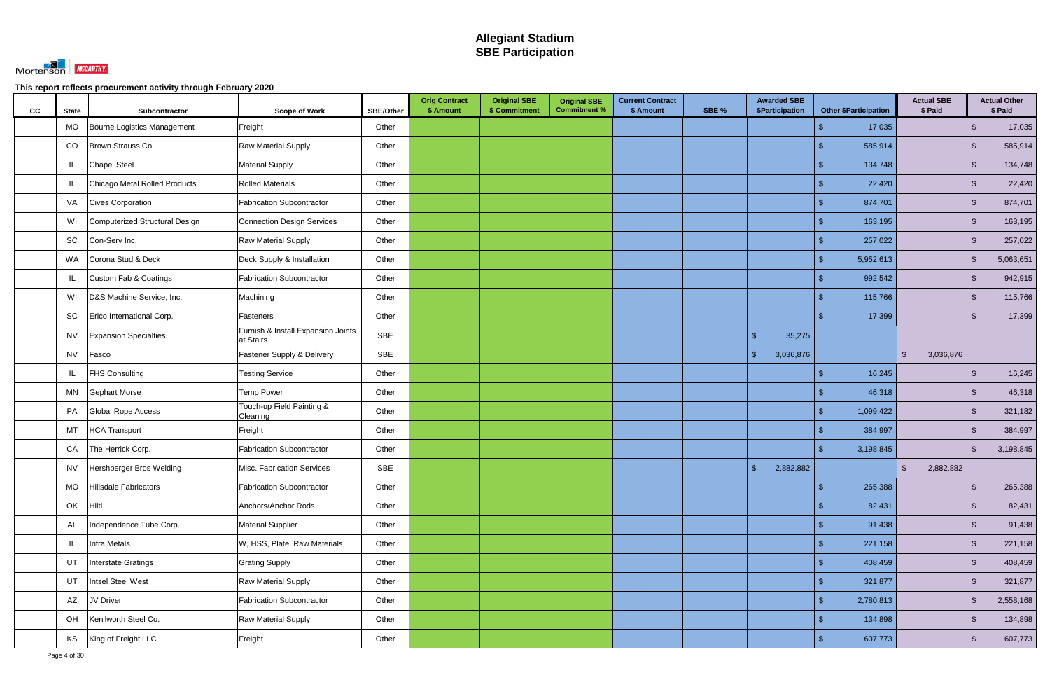# Allegiant Stadium
# SBE Participation

Mortenson | McCARTHY

**This report reflects procurement activity through February 2020**

| CC | State | Subcontractor | Scope of Work | SBE/Other | Orig Contract $ Amount | Original SBE $ Commitment | Original SBE Commitment % | Current Contract $ Amount | SBE % | Awarded SBE $Participation | Other $Participation | Actual SBE $ Paid | Actual Other $ Paid |
|---|---|---|---|---|---|---|---|---|---|---|---|---|---|
| | MO | Bourne Logistics Management | Freight | Other | | | | | | | $ 17,035 | | $ 17,035 |
| | CO | Brown Strauss Co. | Raw Material Supply | Other | | | | | | | $ 585,914 | | $ 585,914 |
| | IL | Chapel Steel | Material Supply | Other | | | | | | | $ 134,748 | | $ 134,748 |
| | IL | Chicago Metal Rolled Products | Rolled Materials | Other | | | | | | | $ 22,420 | | $ 22,420 |
| | VA | Cives Corporation | Fabrication Subcontractor | Other | | | | | | | $ 874,701 | | $ 874,701 |
| | WI | Computerized Structural Design | Connection Design Services | Other | | | | | | | $ 163,195 | | $ 163,195 |
| | SC | Con-Serv Inc. | Raw Material Supply | Other | | | | | | | $ 257,022 | | $ 257,022 |
| | WA | Corona Stud & Deck | Deck Supply & Installation | Other | | | | | | | $ 5,952,613 | | $ 5,063,651 |
| | IL | Custom Fab & Coatings | Fabrication Subcontractor | Other | | | | | | | $ 992,542 | | $ 942,915 |
| | WI | D&S Machine Service, Inc. | Machining | Other | | | | | | | $ 115,766 | | $ 115,766 |
| | SC | Erico International Corp. | Fasteners | Other | | | | | | | $ 17,399 | | $ 17,399 |
| | NV | Expansion Specialties | Furnish & Install Expansion Joints at Stairs | SBE | | | | | | $ 35,275 | | | |
| | NV | Fasco | Fastener Supply & Delivery | SBE | | | | | | $ 3,036,876 | | $ 3,036,876 | |
| | IL | FHS Consulting | Testing Service | Other | | | | | | | $ 16,245 | | $ 16,245 |
| | MN | Gephart Morse | Temp Power | Other | | | | | | | $ 46,318 | | $ 46,318 |
| | PA | Global Rope Access | Touch-up Field Painting & Cleaning | Other | | | | | | | $ 1,099,422 | | $ 321,182 |
| | MT | HCA Transport | Freight | Other | | | | | | | $ 384,997 | | $ 384,997 |
| | CA | The Herrick Corp. | Fabrication Subcontractor | Other | | | | | | | $ 3,198,845 | | $ 3,198,845 |
| | NV | Hershberger Bros Welding | Misc. Fabrication Services | SBE | | | | | | $ 2,882,882 | | $ 2,882,882 | |
| | MO | Hillsdale Fabricators | Fabrication Subcontractor | Other | | | | | | | $ 265,388 | | $ 265,388 |
| | OK | Hilti | Anchors/Anchor Rods | Other | | | | | | | $ 82,431 | | $ 82,431 |
| | AL | Independence Tube Corp. | Material Supplier | Other | | | | | | | $ 91,438 | | $ 91,438 |
| | IL | Infra Metals | W, HSS, Plate, Raw Materials | Other | | | | | | | $ 221,158 | | $ 221,158 |
| | UT | Interstate Gratings | Grating Supply | Other | | | | | | | $ 408,459 | | $ 408,459 |
| | UT | Intsel Steel West | Raw Material Supply | Other | | | | | | | $ 321,877 | | $ 321,877 |
| | AZ | JV Driver | Fabrication Subcontractor | Other | | | | | | | $ 2,780,813 | | $ 2,558,168 |
| | OH | Kenilworth Steel Co. | Raw Material Supply | Other | | | | | | | $ 134,898 | | $ 134,898 |
| | KS | King of Freight LLC | Freight | Other | | | | | | | $ 607,773 | | $ 607,773 |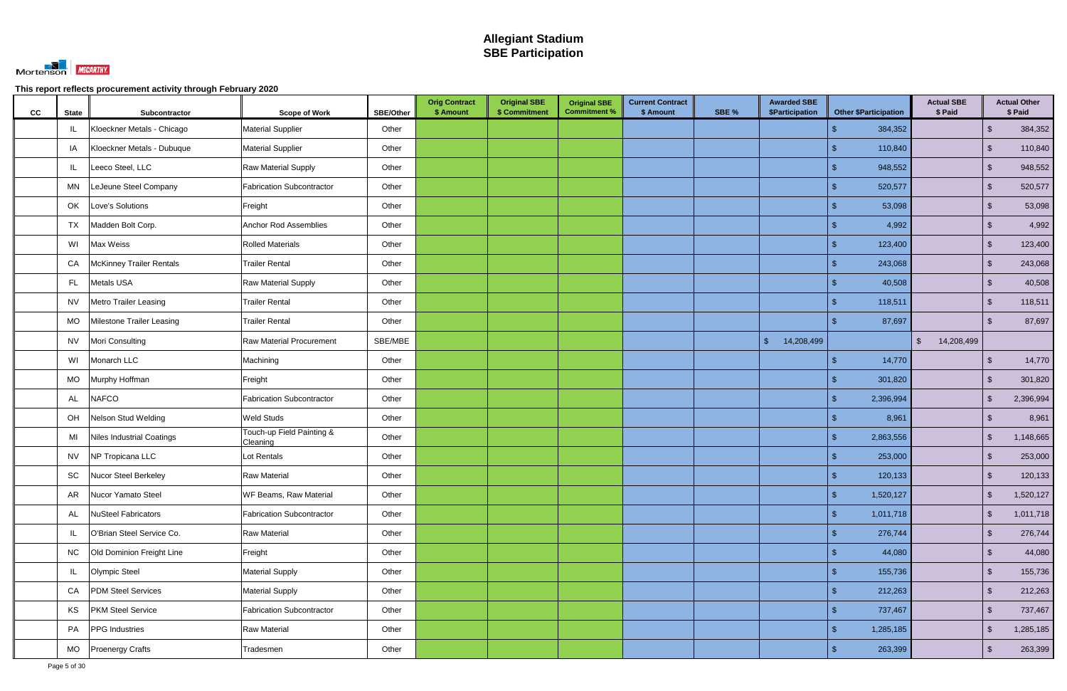# Allegiant Stadium
# SBE Participation

Mortenson | McCARTHY

This report reflects procurement activity through February 2020

| CC | State | Subcontractor | Scope of Work | SBE/Other | Orig Contract $ Amount | Original SBE $ Commitment | Original SBE Commitment % | Current Contract $ Amount | SBE % | Awarded SBE $Participation | Other $Participation | Actual SBE $ Paid | Actual Other $ Paid |
|---|---|---|---|---|---|---|---|---|---|---|---|---|---|
| | IL | Kloeckner Metals - Chicago | Material Supplier | Other | | | | | | | $ 384,352 | | $ 384,352 |
| | IA | Kloeckner Metals - Dubuque | Material Supplier | Other | | | | | | | $ 110,840 | | $ 110,840 |
| | IL | Leeco Steel, LLC | Raw Material Supply | Other | | | | | | | $ 948,552 | | $ 948,552 |
| | MN | LeJeune Steel Company | Fabrication Subcontractor | Other | | | | | | | $ 520,577 | | $ 520,577 |
| | OK | Love's Solutions | Freight | Other | | | | | | | $ 53,098 | | $ 53,098 |
| | TX | Madden Bolt Corp. | Anchor Rod Assemblies | Other | | | | | | | $ 4,992 | | $ 4,992 |
| | WI | Max Weiss | Rolled Materials | Other | | | | | | | $ 123,400 | | $ 123,400 |
| | CA | McKinney Trailer Rentals | Trailer Rental | Other | | | | | | | $ 243,068 | | $ 243,068 |
| | FL | Metals USA | Raw Material Supply | Other | | | | | | | $ 40,508 | | $ 40,508 |
| | NV | Metro Trailer Leasing | Trailer Rental | Other | | | | | | | $ 118,511 | | $ 118,511 |
| | MO | Milestone Trailer Leasing | Trailer Rental | Other | | | | | | | $ 87,697 | | $ 87,697 |
| | NV | Mori Consulting | Raw Material Procurement | SBE/MBE | | | | | | $ 14,208,499 | | $ 14,208,499 | |
| | WI | Monarch LLC | Machining | Other | | | | | | | $ 14,770 | | $ 14,770 |
| | MO | Murphy Hoffman | Freight | Other | | | | | | | $ 301,820 | | $ 301,820 |
| | AL | NAFCO | Fabrication Subcontractor | Other | | | | | | | $ 2,396,994 | | $ 2,396,994 |
| | OH | Nelson Stud Welding | Weld Studs | Other | | | | | | | $ 8,961 | | $ 8,961 |
| | MI | Niles Industrial Coatings | Touch-up Field Painting & Cleaning | Other | | | | | | | $ 2,863,556 | | $ 1,148,665 |
| | NV | NP Tropicana LLC | Lot Rentals | Other | | | | | | | $ 253,000 | | $ 253,000 |
| | SC | Nucor Steel Berkeley | Raw Material | Other | | | | | | | $ 120,133 | | $ 120,133 |
| | AR | Nucor Yamato Steel | WF Beams, Raw Material | Other | | | | | | | $ 1,520,127 | | $ 1,520,127 |
| | AL | NuSteel Fabricators | Fabrication Subcontractor | Other | | | | | | | $ 1,011,718 | | $ 1,011,718 |
| | IL | O'Brian Steel Service Co. | Raw Material | Other | | | | | | | $ 276,744 | | $ 276,744 |
| | NC | Old Dominion Freight Line | Freight | Other | | | | | | | $ 44,080 | | $ 44,080 |
| | IL | Olympic Steel | Material Supply | Other | | | | | | | $ 155,736 | | $ 155,736 |
| | CA | PDM Steel Services | Material Supply | Other | | | | | | | $ 212,263 | | $ 212,263 |
| | KS | PKM Steel Service | Fabrication Subcontractor | Other | | | | | | | $ 737,467 | | $ 737,467 |
| | PA | PPG Industries | Raw Material | Other | | | | | | | $ 1,285,185 | | $ 1,285,185 |
| | MO | Proenergy Crafts | Tradesmen | Other | | | | | | | $ 263,399 | | $ 263,399 |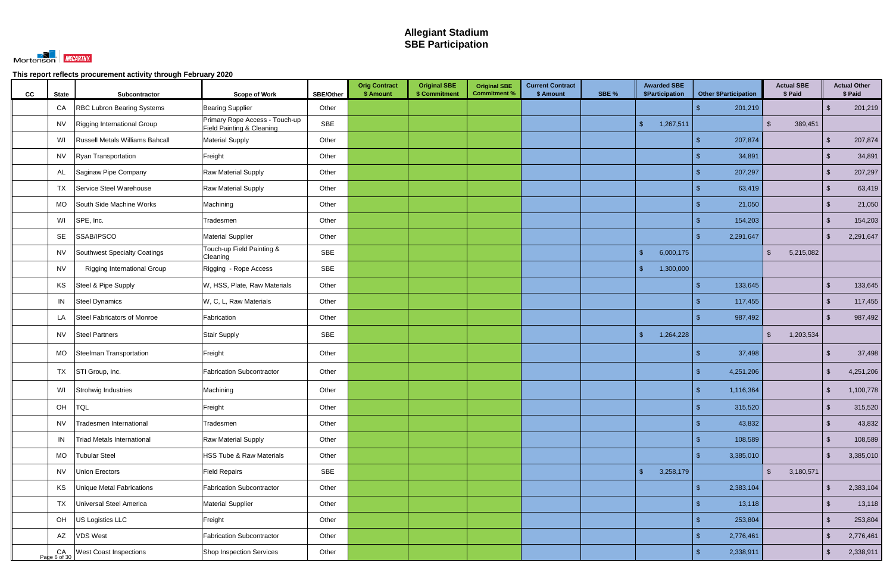# Allegiant Stadium
# SBE Participation

This report reflects procurement activity through February 2020

| CC | State | Subcontractor | Scope of Work | SBE/Other | Orig Contract $ Amount | Original SBE $ Commitment | Original SBE Commitment % | Current Contract $ Amount | SBE % | Awarded SBE $Participation | Other $Participation | Actual SBE $ Paid | Actual Other $ Paid |
|---|---|---|---|---|---|---|---|---|---|---|---|---|---|
| | CA | RBC Lubron Bearing Systems | Bearing Supplier | Other | | | | | | | $ 201,219 | | $ 201,219 |
| | NV | Rigging International Group | Primary Rope Access - Touch-up Field Painting & Cleaning | SBE | | | | | | $ 1,267,511 | | $ 389,451 | |
| | WI | Russell Metals Williams Bahcall | Material Supply | Other | | | | | | | $ 207,874 | | $ 207,874 |
| | NV | Ryan Transportation | Freight | Other | | | | | | | $ 34,891 | | $ 34,891 |
| | AL | Saginaw Pipe Company | Raw Material Supply | Other | | | | | | | $ 207,297 | | $ 207,297 |
| | TX | Service Steel Warehouse | Raw Material Supply | Other | | | | | | | $ 63,419 | | $ 63,419 |
| | MO | South Side Machine Works | Machining | Other | | | | | | | $ 21,050 | | $ 21,050 |
| | WI | SPE, Inc. | Tradesmen | Other | | | | | | | $ 154,203 | | $ 154,203 |
| | SE | SSAB/IPSCO | Material Supplier | Other | | | | | | | $ 2,291,647 | | $ 2,291,647 |
| | NV | Southwest Specialty Coatings | Touch-up Field Painting & Cleaning | SBE | | | | | | $ 6,000,175 | | $ 5,215,082 | |
| | NV | Rigging International Group | Rigging - Rope Access | SBE | | | | | | $ 1,300,000 | | | |
| | KS | Steel & Pipe Supply | W, HSS, Plate, Raw Materials | Other | | | | | | | $ 133,645 | | $ 133,645 |
| | IN | Steel Dynamics | W, C, L, Raw Materials | Other | | | | | | | $ 117,455 | | $ 117,455 |
| | LA | Steel Fabricators of Monroe | Fabrication | Other | | | | | | | $ 987,492 | | $ 987,492 |
| | NV | Steel Partners | Stair Supply | SBE | | | | | | $ 1,264,228 | | $ 1,203,534 | |
| | MO | Steelman Transportation | Freight | Other | | | | | | | $ 37,498 | | $ 37,498 |
| | TX | STI Group, Inc. | Fabrication Subcontractor | Other | | | | | | | $ 4,251,206 | | $ 4,251,206 |
| | WI | Strohwig Industries | Machining | Other | | | | | | | $ 1,116,364 | | $ 1,100,778 |
| | OH | TQL | Freight | Other | | | | | | | $ 315,520 | | $ 315,520 |
| | NV | Tradesmen International | Tradesmen | Other | | | | | | | $ 43,832 | | $ 43,832 |
| | IN | Triad Metals International | Raw Material Supply | Other | | | | | | | $ 108,589 | | $ 108,589 |
| | MO | Tubular Steel | HSS Tube & Raw Materials | Other | | | | | | | $ 3,385,010 | | $ 3,385,010 |
| | NV | Union Erectors | Field Repairs | SBE | | | | | | $ 3,258,179 | | $ 3,180,571 | |
| | KS | Unique Metal Fabrications | Fabrication Subcontractor | Other | | | | | | | $ 2,383,104 | | $ 2,383,104 |
| | TX | Universal Steel America | Material Supplier | Other | | | | | | | $ 13,118 | | $ 13,118 |
| | OH | US Logistics LLC | Freight | Other | | | | | | | $ 253,804 | | $ 253,804 |
| | AZ | VDS West | Fabrication Subcontractor | Other | | | | | | | $ 2,776,461 | | $ 2,776,461 |
| | CA | West Coast Inspections | Shop Inspection Services | Other | | | | | | | $ 2,338,911 | | $ 2,338,911 |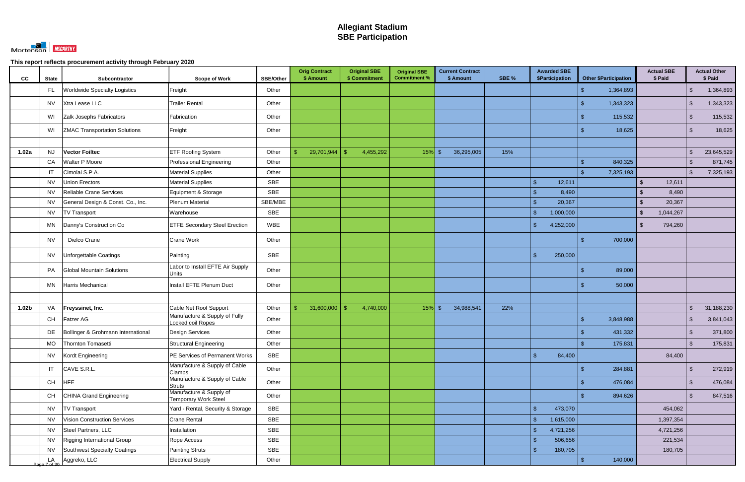# Allegiant Stadium
# SBE Participation

This report reflects procurement activity through February 2020

| CC | State | Subcontractor | Scope of Work | SBE/Other | Orig Contract $ Amount | Original SBE $ Commitment | Original SBE Commitment % | Current Contract $ Amount | SBE % | Awarded SBE $Participation | Other $Participation | Actual SBE $ Paid | Actual Other $ Paid |
|---|---|---|---|---|---|---|---|---|---|---|---|---|---|
| | FL | Worldwide Specialty Logistics | Freight | Other | | | | | | | $ 1,364,893 | | $ 1,364,893 |
| | NV | Xtra Lease LLC | Trailer Rental | Other | | | | | | | $ 1,343,323 | | $ 1,343,323 |
| | WI | Zalk Josephs Fabricators | Fabrication | Other | | | | | | | $ 115,532 | | $ 115,532 |
| | WI | ZMAC Transportation Solutions | Freight | Other | | | | | | | $ 18,625 | | $ 18,625 |
| | | | | | | | | | | | | | |
| **1.02a** | NJ | **Vector Foiltec** | ETF Roofing System | Other | $ 29,701,944 | $ 4,455,292 | 15% | $ 36,295,005 | 15% | | | | $ 23,645,529 |
| | CA | Walter P Moore | Professional Engineering | Other | | | | | | | $ 840,325 | | $ 871,745 |
| | IT | Cimolai S.P.A. | Material Supplies | Other | | | | | | | $ 7,325,193 | | $ 7,325,193 |
| | NV | Union Erectors | Material Supplies | SBE | | | | | | $ 12,611 | | $ 12,611 | |
| | NV | Reliable Crane Services | Equipment & Storage | SBE | | | | | | $ 8,490 | | $ 8,490 | |
| | NV | General Design & Const. Co., Inc. | Plenum Material | SBE/MBE | | | | | | $ 20,367 | | $ 20,367 | |
| | NV | TV Transport | Warehouse | SBE | | | | | | $ 1,000,000 | | $ 1,044,267 | |
| | MN | Danny's Construction Co | ETFE Secondary Steel Erection | WBE | | | | | | $ 4,252,000 | | $ 794,260 | |
| | NV | Dielco Crane | Crane Work | Other | | | | | | | $ 700,000 | | |
| | NV | Unforgettable Coatings | Painting | SBE | | | | | | $ 250,000 | | | |
| | PA | Global Mountain Solutions | Labor to Install EFTE Air Supply Units | Other | | | | | | | $ 89,000 | | |
| | MN | Harris Mechanical | Install EFTE Plenum Duct | Other | | | | | | | $ 50,000 | | |
| | | | | | | | | | | | | | |
| **1.02b** | VA | **Freyssinet, Inc.** | Cable Net Roof Support | Other | $ 31,600,000 | $ 4,740,000 | 15% | $ 34,988,541 | 22% | | | | $ 31,188,230 |
| | CH | Fatzer AG | Manufacture & Supply of Fully Locked coil Ropes | Other | | | | | | | $ 3,848,988 | | $ 3,841,043 |
| | DE | Bollinger & Grohmann International | Design Services | Other | | | | | | | $ 431,332 | | $ 371,800 |
| | MO | Thornton Tomasetti | Structural Engineering | Other | | | | | | | $ 175,831 | | $ 175,831 |
| | NV | Kordt Engineering | PE Services of Permanent Works | SBE | | | | | | $ 84,400 | | 84,400 | |
| | IT | CAVE S.R.L. | Manufacture & Supply of Cable Clamps | Other | | | | | | | $ 284,881 | | $ 272,919 |
| | CH | HFE | Manufacture & Supply of Cable Struts | Other | | | | | | | $ 476,084 | | $ 476,084 |
| | CH | CHINA Grand Engineering | Manufacture & Supply of Temporary Work Steel | Other | | | | | | | $ 894,626 | | $ 847,516 |
| | NV | TV Transport | Yard - Rental, Security & Storage | SBE | | | | | | $ 473,070 | | 454,062 | |
| | NV | Vision Construction Services | Crane Rental | SBE | | | | | | $ 1,615,000 | | 1,397,354 | |
| | NV | Steel Partners, LLC | Installation | SBE | | | | | | $ 4,721,256 | | 4,721,256 | |
| | NV | Rigging International Group | Rope Access | SBE | | | | | | $ 506,656 | | 221,534 | |
| | NV | Southwest Specialty Coatings | Painting Struts | SBE | | | | | | $ 180,705 | | 180,705 | |
| | LA | Aggreko, LLC | Electrical Supply | Other | | | | | | | $ 140,000 | | |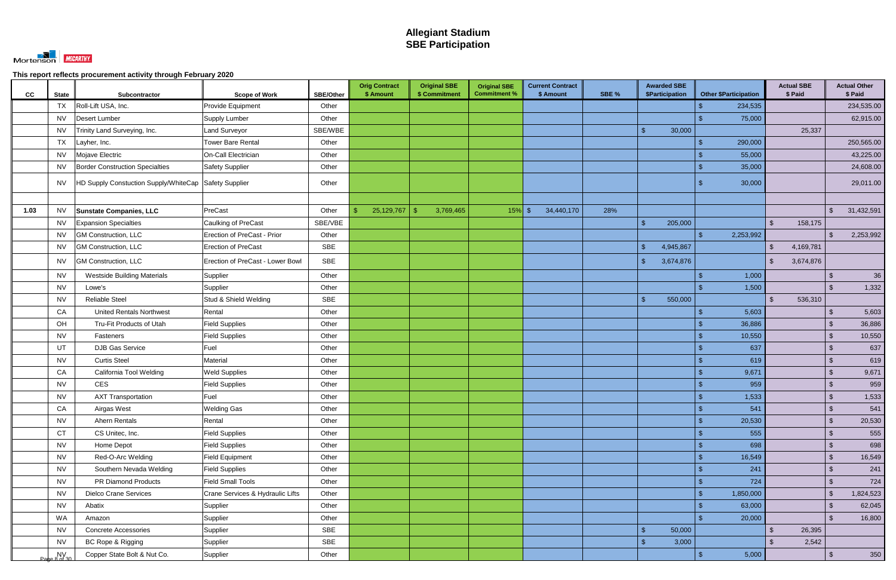# Allegiant Stadium
## SBE Participation

Mortenson | McCARTHY

**This report reflects procurement activity through February 2020**

| CC | State | Subcontractor | Scope of Work | SBE/Other | Orig Contract $ Amount | Original SBE $ Commitment | Original SBE Commitment % | Current Contract $ Amount | SBE % | Awarded SBE $Participation | Other $Participation | Actual SBE $ Paid | Actual Other $ Paid |
|---|---|---|---|---|---|---|---|---|---|---|---|---|---|
| | TX | Roll-Lift USA, Inc. | Provide Equipment | Other | | | | | | | $ 234,535 | | 234,535.00 |
| | NV | Desert Lumber | Supply Lumber | Other | | | | | | | $ 75,000 | | 62,915.00 |
| | NV | Trinity Land Surveying, Inc. | Land Surveyor | SBE/WBE | | | | | | $ 30,000 | | 25,337 | |
| | TX | Layher, Inc. | Tower Bare Rental | Other | | | | | | | $ 290,000 | | 250,565.00 |
| | NV | Mojave Electric | On-Call Electrician | Other | | | | | | | $ 55,000 | | 43,225.00 |
| | NV | Border Construction Specialties | Safety Supplier | Other | | | | | | | $ 35,000 | | 24,608.00 |
| | NV | HD Supply Constuction Supply/WhiteCap | Safety Supplier | Other | | | | | | | $ 30,000 | | 29,011.00 |
| | | | | | | | | | | | | | |
| 1.03 | NV | **Sunstate Companies, LLC** | PreCast | Other | $ 25,129,767 | $ 3,769,465 | 15% | $ 34,440,170 | 28% | | | | $ 31,432,591 |
| | NV | Expansion Specialties | Caulking of PreCast | SBE/VBE | | | | | | $ 205,000 | | $ 158,175 | |
| | NV | GM Construction, LLC | Erection of PreCast - Prior | Other | | | | | | | $ 2,253,992 | | $ 2,253,992 |
| | NV | GM Construction, LLC | Erection of PreCast | SBE | | | | | | $ 4,945,867 | | $ 4,169,781 | |
| | NV | GM Construction, LLC | Erection of PreCast - Lower Bowl | SBE | | | | | | $ 3,674,876 | | $ 3,674,876 | |
| | NV | Westside Building Materials | Supplier | Other | | | | | | | $ 1,000 | | $ 36 |
| | NV | Lowe's | Supplier | Other | | | | | | | $ 1,500 | | $ 1,332 |
| | NV | Reliable Steel | Stud & Shield Welding | SBE | | | | | | $ 550,000 | | $ 536,310 | |
| | CA | United Rentals Northwest | Rental | Other | | | | | | | $ 5,603 | | $ 5,603 |
| | OH | Tru-Fit Products of Utah | Field Supplies | Other | | | | | | | $ 36,886 | | $ 36,886 |
| | NV | Fasteners | Field Supplies | Other | | | | | | | $ 10,550 | | $ 10,550 |
| | UT | DJB Gas Service | Fuel | Other | | | | | | | $ 637 | | $ 637 |
| | NV | Curtis Steel | Material | Other | | | | | | | $ 619 | | $ 619 |
| | CA | California Tool Welding | Weld Supplies | Other | | | | | | | $ 9,671 | | $ 9,671 |
| | NV | CES | Field Supplies | Other | | | | | | | $ 959 | | $ 959 |
| | NV | AXT Transportation | Fuel | Other | | | | | | | $ 1,533 | | $ 1,533 |
| | CA | Airgas West | Welding Gas | Other | | | | | | | $ 541 | | $ 541 |
| | NV | Ahern Rentals | Rental | Other | | | | | | | $ 20,530 | | $ 20,530 |
| | CT | CS Unitec, Inc. | Field Supplies | Other | | | | | | | $ 555 | | $ 555 |
| | NV | Home Depot | Field Supplies | Other | | | | | | | $ 698 | | $ 698 |
| | NV | Red-O-Arc Welding | Field Equipment | Other | | | | | | | $ 16,549 | | $ 16,549 |
| | NV | Southern Nevada Welding | Field Supplies | Other | | | | | | | $ 241 | | $ 241 |
| | NV | PR Diamond Products | Field Small Tools | Other | | | | | | | $ 724 | | $ 724 |
| | NV | Dielco Crane Services | Crane Services & Hydraulic Lifts | Other | | | | | | | $ 1,850,000 | | $ 1,824,523 |
| | NV | Abatix | Supplier | Other | | | | | | | $ 63,000 | | $ 62,045 |
| | WA | Amazon | Supplier | Other | | | | | | | $ 20,000 | | $ 16,800 |
| | NV | Concrete Accessories | Supplier | SBE | | | | | | $ 50,000 | | $ 26,395 | |
| | NV | BC Rope & Rigging | Supplier | SBE | | | | | | $ 3,000 | | $ 2,542 | |
| | NV | Copper State Bolt & Nut Co. | Supplier | Other | | | | | | | $ 5,000 | | $ 350 |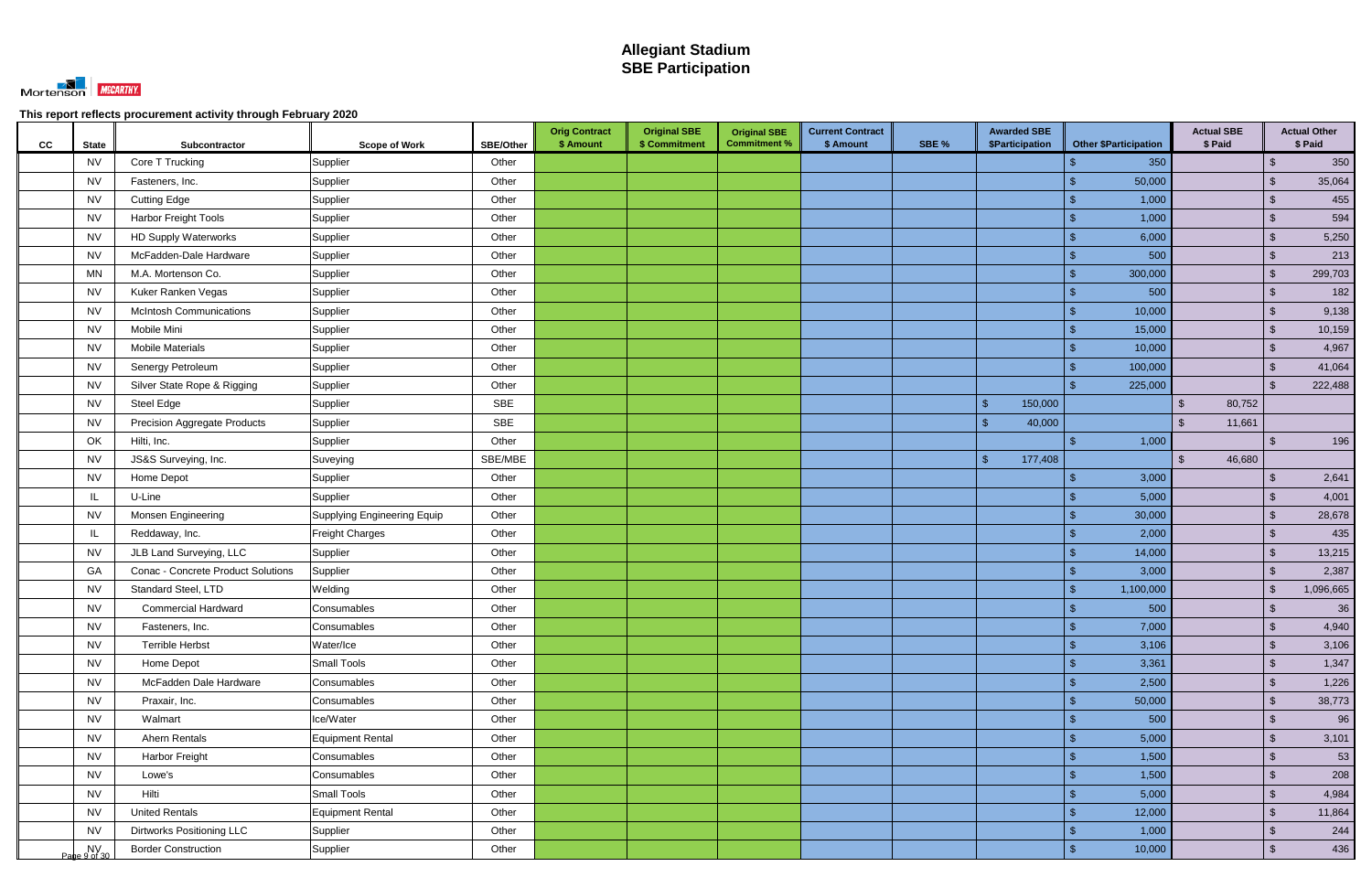# Allegiant Stadium
## SBE Participation

Mortenson | McCARTHY

**This report reflects procurement activity through February 2020**

| CC | State | Subcontractor | Scope of Work | SBE/Other | Orig Contract $ Amount | Original SBE $ Commitment | Original SBE Commitment % | Current Contract $ Amount | SBE % | Awarded SBE $Participation | Other $Participation | Actual SBE $ Paid | Actual Other $ Paid |
|---|---|---|---|---|---|---|---|---|---|---|---|---|---|
| | NV | Core T Trucking | Supplier | Other | | | | | | | $ 350 | | $ 350 |
| | NV | Fasteners, Inc. | Supplier | Other | | | | | | | $ 50,000 | | $ 35,064 |
| | NV | Cutting Edge | Supplier | Other | | | | | | | $ 1,000 | | $ 455 |
| | NV | Harbor Freight Tools | Supplier | Other | | | | | | | $ 1,000 | | $ 594 |
| | NV | HD Supply Waterworks | Supplier | Other | | | | | | | $ 6,000 | | $ 5,250 |
| | NV | McFadden-Dale Hardware | Supplier | Other | | | | | | | $ 500 | | $ 213 |
| | MN | M.A. Mortenson Co. | Supplier | Other | | | | | | | $ 300,000 | | $ 299,703 |
| | NV | Kuker Ranken Vegas | Supplier | Other | | | | | | | $ 500 | | $ 182 |
| | NV | McIntosh Communications | Supplier | Other | | | | | | | $ 10,000 | | $ 9,138 |
| | NV | Mobile Mini | Supplier | Other | | | | | | | $ 15,000 | | $ 10,159 |
| | NV | Mobile Materials | Supplier | Other | | | | | | | $ 10,000 | | $ 4,967 |
| | NV | Senergy Petroleum | Supplier | Other | | | | | | | $ 100,000 | | $ 41,064 |
| | NV | Silver State Rope & Rigging | Supplier | Other | | | | | | | $ 225,000 | | $ 222,488 |
| | NV | Steel Edge | Supplier | SBE | | | | | | $ 150,000 | | $ 80,752 | |
| | NV | Precision Aggregate Products | Supplier | SBE | | | | | | $ 40,000 | | $ 11,661 | |
| | OK | Hilti, Inc. | Supplier | Other | | | | | | | $ 1,000 | | $ 196 |
| | NV | JS&S Surveying, Inc. | Suveying | SBE/MBE | | | | | | $ 177,408 | | $ 46,680 | |
| | NV | Home Depot | Supplier | Other | | | | | | | $ 3,000 | | $ 2,641 |
| | IL | U-Line | Supplier | Other | | | | | | | $ 5,000 | | $ 4,001 |
| | NV | Monsen Engineering | Supplying Engineering Equip | Other | | | | | | | $ 30,000 | | $ 28,678 |
| | IL | Reddaway, Inc. | Freight Charges | Other | | | | | | | $ 2,000 | | $ 435 |
| | NV | JLB Land Surveying, LLC | Supplier | Other | | | | | | | $ 14,000 | | $ 13,215 |
| | GA | Conac - Concrete Product Solutions | Supplier | Other | | | | | | | $ 3,000 | | $ 2,387 |
| | NV | Standard Steel, LTD | Welding | Other | | | | | | | $ 1,100,000 | | $ 1,096,665 |
| | NV | Commercial Hardward | Consumables | Other | | | | | | | $ 500 | | $ 36 |
| | NV | Fasteners, Inc. | Consumables | Other | | | | | | | $ 7,000 | | $ 4,940 |
| | NV | Terrible Herbst | Water/Ice | Other | | | | | | | $ 3,106 | | $ 3,106 |
| | NV | Home Depot | Small Tools | Other | | | | | | | $ 3,361 | | $ 1,347 |
| | NV | McFadden Dale Hardware | Consumables | Other | | | | | | | $ 2,500 | | $ 1,226 |
| | NV | Praxair, Inc. | Consumables | Other | | | | | | | $ 50,000 | | $ 38,773 |
| | NV | Walmart | Ice/Water | Other | | | | | | | $ 500 | | $ 96 |
| | NV | Ahern Rentals | Equipment Rental | Other | | | | | | | $ 5,000 | | $ 3,101 |
| | NV | Harbor Freight | Consumables | Other | | | | | | | $ 1,500 | | $ 53 |
| | NV | Lowe's | Consumables | Other | | | | | | | $ 1,500 | | $ 208 |
| | NV | Hilti | Small Tools | Other | | | | | | | $ 5,000 | | $ 4,984 |
| | NV | United Rentals | Equipment Rental | Other | | | | | | | $ 12,000 | | $ 11,864 |
| | NV | Dirtworks Positioning LLC | Supplier | Other | | | | | | | $ 1,000 | | $ 244 |
| | NV | Border Construction | Supplier | Other | | | | | | | $ 10,000 | | $ 436 |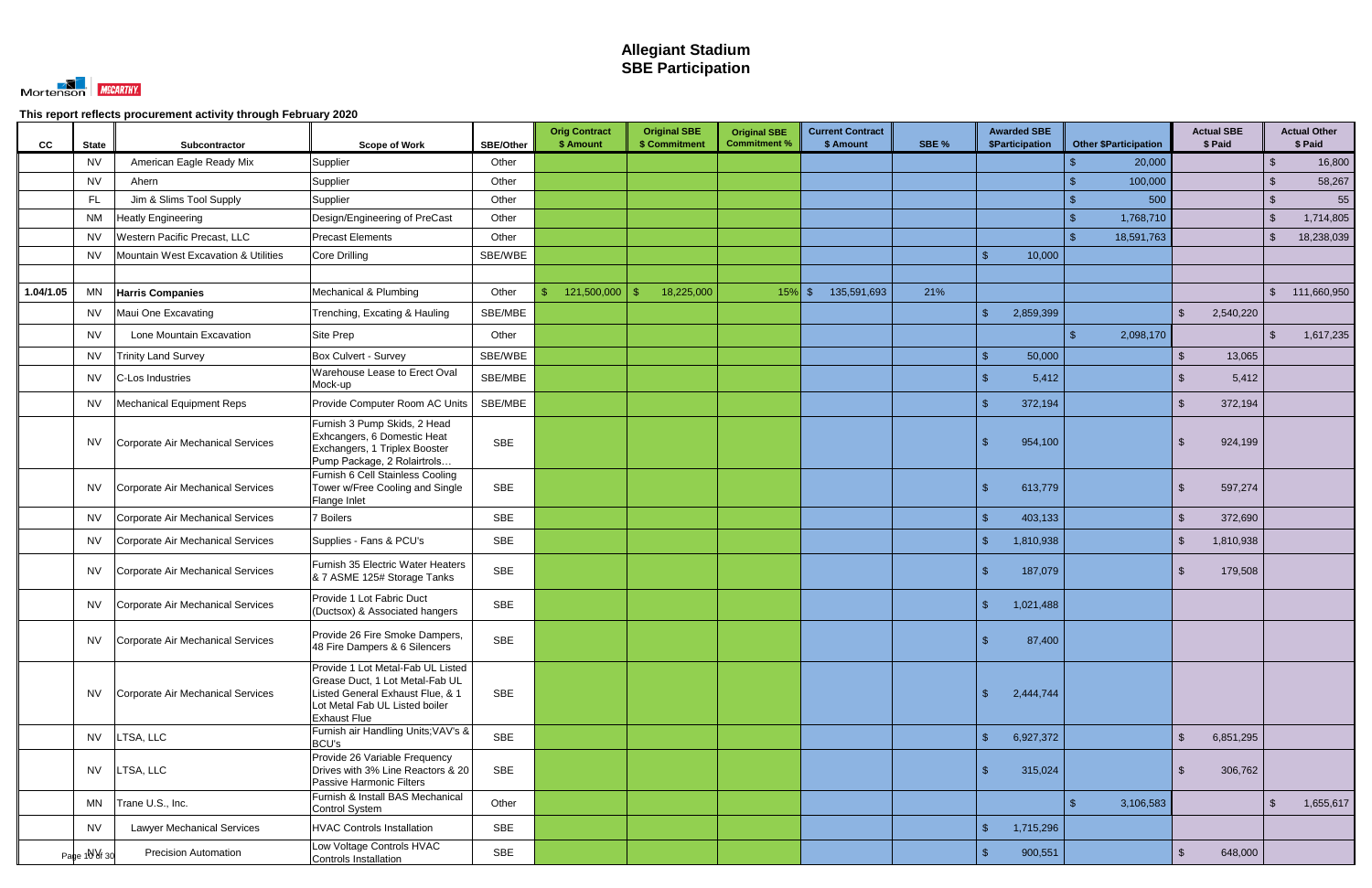# Allegiant Stadium
# SBE Participation

This report reflects procurement activity through February 2020

| CC | State | Subcontractor | Scope of Work | SBE/Other | Orig Contract $ Amount | Original SBE $ Commitment | Original SBE Commitment % | Current Contract $ Amount | SBE % | Awarded SBE $Participation | Other $Participation | Actual SBE $ Paid | Actual Other $ Paid |
|---|---|---|---|---|---|---|---|---|---|---|---|---|---|
| | NV | American Eagle Ready Mix | Supplier | Other | | | | | | | $ 20,000 | | $ 16,800 |
| | NV | Ahern | Supplier | Other | | | | | | | $ 100,000 | | $ 58,267 |
| | FL | Jim & Slims Tool Supply | Supplier | Other | | | | | | | $ 500 | | $ 55 |
| | NM | Heatly Engineering | Design/Engineering of PreCast | Other | | | | | | | $ 1,768,710 | | $ 1,714,805 |
| | NV | Western Pacific Precast, LLC | Precast Elements | Other | | | | | | | $ 18,591,763 | | $ 18,238,039 |
| | NV | Mountain West Excavation & Utilities | Core Drilling | SBE/WBE | | | | | | $ 10,000 | | | |
| | | | | | | | | | | | | | |
| 1.04/1.05 | MN | **Harris Companies** | Mechanical & Plumbing | Other | $ 121,500,000 | $ 18,225,000 | 15% | $ 135,591,693 | 21% | | | | $ 111,660,950 |
| | NV | Maui One Excavating | Trenching, Excating & Hauling | SBE/MBE | | | | | | $ 2,859,399 | | $ 2,540,220 | |
| | NV | Lone Mountain Excavation | Site Prep | Other | | | | | | | $ 2,098,170 | | $ 1,617,235 |
| | NV | Trinity Land Survey | Box Culvert - Survey | SBE/WBE | | | | | | $ 50,000 | | $ 13,065 | |
| | NV | C-Los Industries | Warehouse Lease to Erect Oval Mock-up | SBE/MBE | | | | | | $ 5,412 | | $ 5,412 | |
| | NV | Mechanical Equipment Reps | Provide Computer Room AC Units | SBE/MBE | | | | | | $ 372,194 | | $ 372,194 | |
| | NV | Corporate Air Mechanical Services | Furnish 3 Pump Skids, 2 Head Exhcangers, 6 Domestic Heat Exchangers, 1 Triplex Booster Pump Package, 2 Rolairtrols… | SBE | | | | | | $ 954,100 | | $ 924,199 | |
| | NV | Corporate Air Mechanical Services | Furnish 6 Cell Stainless Cooling Tower w/Free Cooling and Single Flange Inlet | SBE | | | | | | $ 613,779 | | $ 597,274 | |
| | NV | Corporate Air Mechanical Services | 7 Boilers | SBE | | | | | | $ 403,133 | | $ 372,690 | |
| | NV | Corporate Air Mechanical Services | Supplies - Fans & PCU's | SBE | | | | | | $ 1,810,938 | | $ 1,810,938 | |
| | NV | Corporate Air Mechanical Services | Furnish 35 Electric Water Heaters & 7 ASME 125# Storage Tanks | SBE | | | | | | $ 187,079 | | $ 179,508 | |
| | NV | Corporate Air Mechanical Services | Provide 1 Lot Fabric Duct (Ductsox) & Associated hangers | SBE | | | | | | $ 1,021,488 | | | |
| | NV | Corporate Air Mechanical Services | Provide 26 Fire Smoke Dampers, 48 Fire Dampers & 6 Silencers | SBE | | | | | | $ 87,400 | | | |
| | NV | Corporate Air Mechanical Services | Provide 1 Lot Metal-Fab UL Listed Grease Duct, 1 Lot Metal-Fab UL Listed General Exhaust Flue, & 1 Lot Metal Fab UL Listed boiler Exhaust Flue | SBE | | | | | | $ 2,444,744 | | | |
| | NV | LTSA, LLC | Furnish air Handling Units;VAV's & BCU's | SBE | | | | | | $ 6,927,372 | | $ 6,851,295 | |
| | NV | LTSA, LLC | Provide 26 Variable Frequency Drives with 3% Line Reactors & 20 Passive Harmonic Filters | SBE | | | | | | $ 315,024 | | $ 306,762 | |
| | MN | Trane U.S., Inc. | Furnish & Install BAS Mechanical Control System | Other | | | | | | | $ 3,106,583 | | $ 1,655,617 |
| | NV | Lawyer Mechanical Services | HVAC Controls Installation | SBE | | | | | | $ 1,715,296 | | | |
| | NV | Precision Automation | Low Voltage Controls HVAC Controls Installation | SBE | | | | | | $ 900,551 | | $ 648,000 | |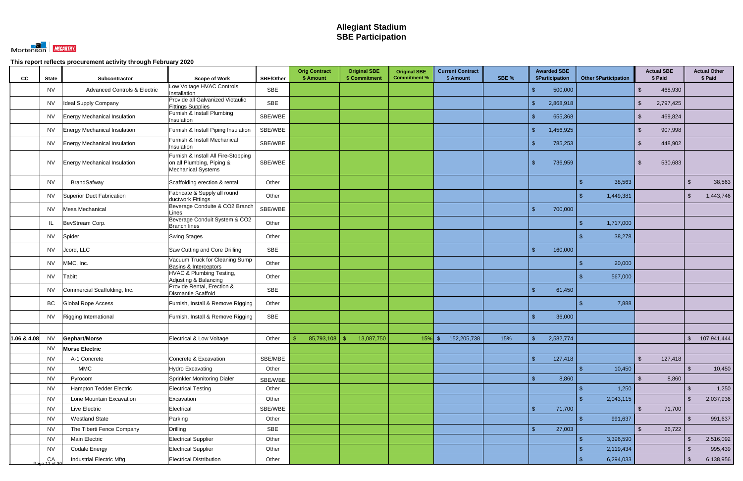# Allegiant Stadium
## SBE Participation

**This report reflects procurement activity through February 2020**

| CC | State | Subcontractor | Scope of Work | SBE/Other | Orig Contract $ Amount | Original SBE $ Commitment | Original SBE Commitment % | Current Contract $ Amount | SBE % | Awarded SBE $Participation | Other $Participation | Actual SBE $ Paid | Actual Other $ Paid |
|---|---|---|---|---|---|---|---|---|---|---|---|---|---|
| | NV | Advanced Controls & Electric | Low Voltage HVAC Controls Installation | SBE | | | | | | $ 500,000 | | $ 468,930 | |
| | NV | Ideal Supply Company | Provide all Galvanized Victaulic Fittings Supplies | SBE | | | | | | $ 2,868,918 | | $ 2,797,425 | |
| | NV | Energy Mechanical Insulation | Furnish & Install Plumbing Insulation | SBE/WBE | | | | | | $ 655,368 | | $ 469,824 | |
| | NV | Energy Mechanical Insulation | Furnish & Install Piping Insulation | SBE/WBE | | | | | | $ 1,456,925 | | $ 907,998 | |
| | NV | Energy Mechanical Insulation | Furnish & Install Mechanical Insulation | SBE/WBE | | | | | | $ 785,253 | | $ 448,902 | |
| | NV | Energy Mechanical Insulation | Furnish & Install All Fire-Stopping on all Plumbing, Piping & Mechanical Systems | SBE/WBE | | | | | | $ 736,959 | | $ 530,683 | |
| | NV | BrandSafway | Scaffolding erection & rental | Other | | | | | | | $ 38,563 | | $ 38,563 |
| | NV | Superior Duct Fabrication | Fabricate & Supply all round ductwork Fittings | Other | | | | | | | $ 1,449,381 | | $ 1,443,746 |
| | NV | Mesa Mechanical | Beverage Conduite & CO2 Branch Lines | SBE/WBE | | | | | | $ 700,000 | | | |
| | IL | BevStream Corp. | Beverage Conduit System & CO2 Branch lines | Other | | | | | | | $ 1,717,000 | | |
| | NV | Spider | Swing Stages | Other | | | | | | | $ 38,278 | | |
| | NV | Jcord, LLC | Saw Cutting and Core Drilling | SBE | | | | | | $ 160,000 | | | |
| | NV | MMC, Inc. | Vacuum Truck for Cleaning Sump Basins & Interceptors | Other | | | | | | | $ 20,000 | | |
| | NV | Tabitt | HVAC & Plumbing Testing, Adjusting & Balancing | Other | | | | | | | $ 567,000 | | |
| | NV | Commercial Scaffolding, Inc. | Provide Rental, Erection & Dismantle Scaffold | SBE | | | | | | $ 61,450 | | | |
| | BC | Global Rope Access | Furnish, Install & Remove Rigging | Other | | | | | | | $ 7,888 | | |
| | NV | Rigging International | Furnish, Install & Remove Rigging | SBE | | | | | | $ 36,000 | | | |
| | | | | | | | | | | | | | |
| 1.06 & 4.08 | NV | **Gephart/Morse** | Electrical & Low Voltage | Other | $ 85,793,108 | $ 13,087,750 | 15% | $ 152,205,738 | 15% | $ 2,582,774 | | | $ 107,941,444 |
| | NV | **Morse Electric** | | | | | | | | | | | |
| | NV | A-1 Concrete | Concrete & Excavation | SBE/MBE | | | | | | $ 127,418 | | $ 127,418 | |
| | NV | MMC | Hydro Excavating | Other | | | | | | | $ 10,450 | | $ 10,450 |
| | NV | Pyrocom | Sprinkler Monitoring Dialer | SBE/WBE | | | | | | $ 8,860 | | $ 8,860 | |
| | NV | Hampton Tedder Electric | Electrical Testing | Other | | | | | | | $ 1,250 | | $ 1,250 |
| | NV | Lone Mountain Excavation | Excavation | Other | | | | | | | $ 2,043,115 | | $ 2,037,936 |
| | NV | Live Electric | Electrical | SBE/WBE | | | | | | $ 71,700 | | $ 71,700 | |
| | NV | Westland State | Parking | Other | | | | | | | $ 991,637 | | $ 991,637 |
| | NV | The Tiberti Fence Company | Drilling | SBE | | | | | | $ 27,003 | | $ 26,722 | |
| | NV | Main Electric | Electrical Supplier | Other | | | | | | | $ 3,396,590 | | $ 2,516,092 |
| | NV | Codale Energy | Electrical Supplier | Other | | | | | | | $ 2,119,434 | | $ 995,439 |
| | CA | Industrial Electric Mftg | Electrical Distribution | Other | | | | | | | $ 6,294,033 | | $ 6,138,956 |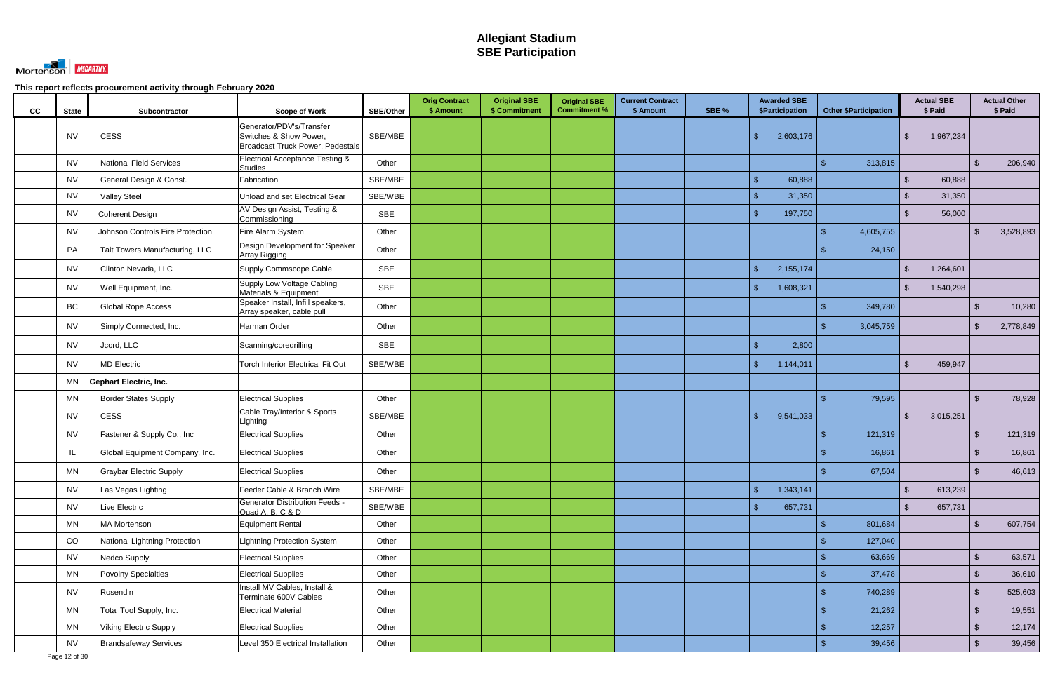# Allegiant Stadium
# SBE Participation

Mortenson | McCARTHY

**This report reflects procurement activity through February 2020**

| CC | State | Subcontractor | Scope of Work | SBE/Other | Orig Contract $ Amount | Original SBE $ Commitment | Original SBE Commitment % | Current Contract $ Amount | SBE % | Awarded SBE $Participation | Other $Participation | Actual SBE $ Paid | Actual Other $ Paid |
|---|---|---|---|---|---|---|---|---|---|---|---|---|---|
| | NV | CESS | Generator/PDV's/Transfer Switches & Show Power, Broadcast Truck Power, Pedestals | SBE/MBE | | | | | | $ 2,603,176 | | $ 1,967,234 | |
| | NV | National Field Services | Electrical Acceptance Testing & Studies | Other | | | | | | | $ 313,815 | | $ 206,940 |
| | NV | General Design & Const. | Fabrication | SBE/MBE | | | | | | $ 60,888 | | $ 60,888 | |
| | NV | Valley Steel | Unload and set Electrical Gear | SBE/WBE | | | | | | $ 31,350 | | $ 31,350 | |
| | NV | Coherent Design | AV Design Assist, Testing & Commissioning | SBE | | | | | | $ 197,750 | | $ 56,000 | |
| | NV | Johnson Controls Fire Protection | Fire Alarm System | Other | | | | | | | $ 4,605,755 | | $ 3,528,893 |
| | PA | Tait Towers Manufacturing, LLC | Design Development for Speaker Array Rigging | Other | | | | | | | $ 24,150 | | |
| | NV | Clinton Nevada, LLC | Supply Commscope Cable | SBE | | | | | | $ 2,155,174 | | $ 1,264,601 | |
| | NV | Well Equipment, Inc. | Supply Low Voltage Cabling Materials & Equipment | SBE | | | | | | $ 1,608,321 | | $ 1,540,298 | |
| | BC | Global Rope Access | Speaker Install, Infill speakers, Array speaker, cable pull | Other | | | | | | | $ 349,780 | | $ 10,280 |
| | NV | Simply Connected, Inc. | Harman Order | Other | | | | | | | $ 3,045,759 | | $ 2,778,849 |
| | NV | Jcord, LLC | Scanning/coredrilling | SBE | | | | | | $ 2,800 | | | |
| | NV | MD Electric | Torch Interior Electrical Fit Out | SBE/WBE | | | | | | $ 1,144,011 | | $ 459,947 | |
| | MN | **Gephart Electric, Inc.** | | | | | | | | | | | |
| | MN | Border States Supply | Electrical Supplies | Other | | | | | | | $ 79,595 | | $ 78,928 |
| | NV | CESS | Cable Tray/Interior & Sports Lighting | SBE/MBE | | | | | | $ 9,541,033 | | $ 3,015,251 | |
| | NV | Fastener & Supply Co., Inc | Electrical Supplies | Other | | | | | | | $ 121,319 | | $ 121,319 |
| | IL | Global Equipment Company, Inc. | Electrical Supplies | Other | | | | | | | $ 16,861 | | $ 16,861 |
| | MN | Graybar Electric Supply | Electrical Supplies | Other | | | | | | | $ 67,504 | | $ 46,613 |
| | NV | Las Vegas Lighting | Feeder Cable & Branch Wire | SBE/MBE | | | | | | $ 1,343,141 | | $ 613,239 | |
| | NV | Live Electric | Generator Distribution Feeds - Quad A, B, C & D | SBE/WBE | | | | | | $ 657,731 | | $ 657,731 | |
| | MN | MA Mortenson | Equipment Rental | Other | | | | | | | $ 801,684 | | $ 607,754 |
| | CO | National Lightning Protection | Lightning Protection System | Other | | | | | | | $ 127,040 | | |
| | NV | Nedco Supply | Electrical Supplies | Other | | | | | | | $ 63,669 | | $ 63,571 |
| | MN | Povolny Specialties | Electrical Supplies | Other | | | | | | | $ 37,478 | | $ 36,610 |
| | NV | Rosendin | Install MV Cables, Install & Terminate 600V Cables | Other | | | | | | | $ 740,289 | | $ 525,603 |
| | MN | Total Tool Supply, Inc. | Electrical Material | Other | | | | | | | $ 21,262 | | $ 19,551 |
| | MN | Viking Electric Supply | Electrical Supplies | Other | | | | | | | $ 12,257 | | $ 12,174 |
| | NV | Brandsafeway Services | Level 350 Electrical Installation | Other | | | | | | | $ 39,456 | | $ 39,456 |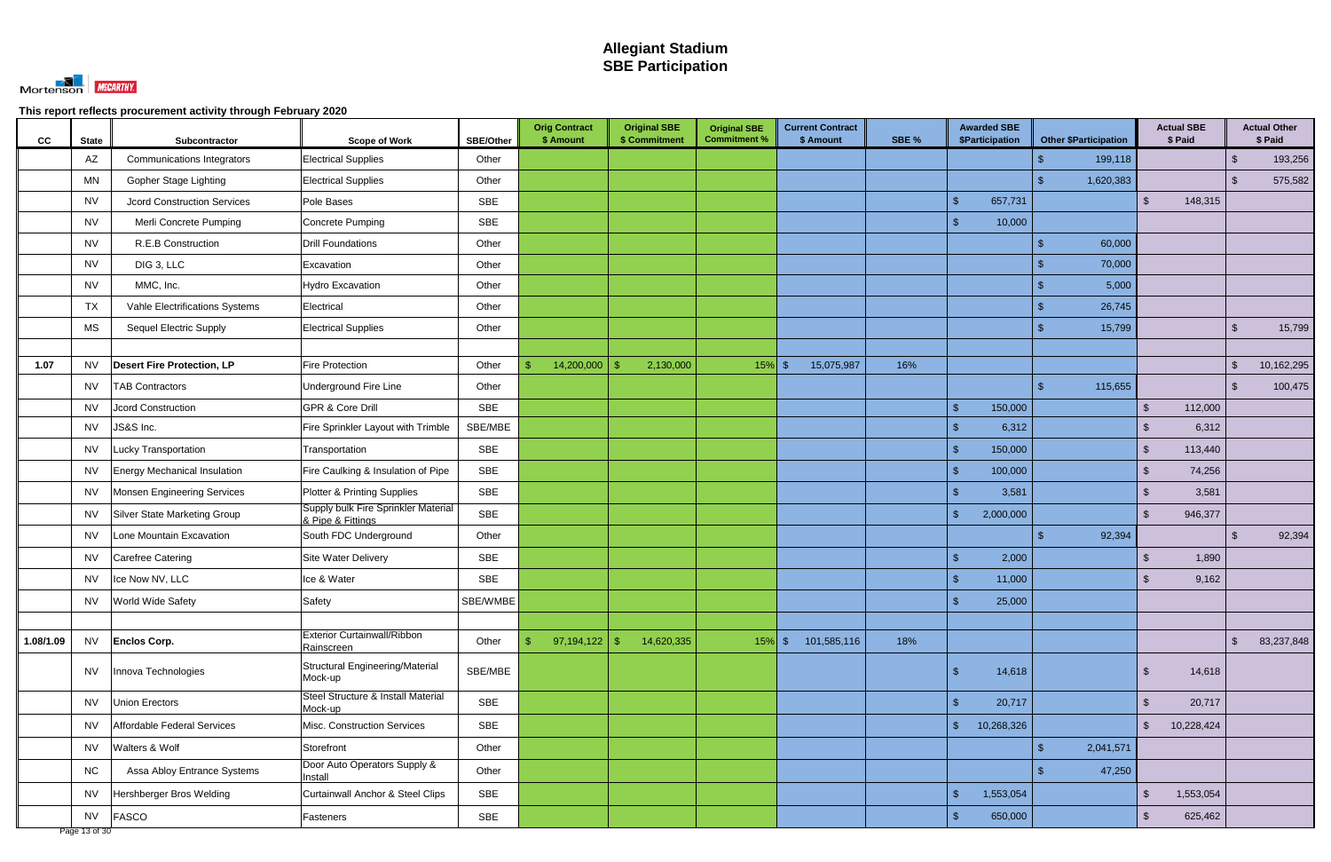# Allegiant Stadium
# SBE Participation

This report reflects procurement activity through February 2020

| CC | State | Subcontractor | Scope of Work | SBE/Other | Orig Contract $ Amount | Original SBE $ Commitment | Original SBE Commitment % | Current Contract $ Amount | SBE % | Awarded SBE $Participation | Other $Participation | Actual SBE $ Paid | Actual Other $ Paid |
|---|---|---|---|---|---|---|---|---|---|---|---|---|---|
| | AZ | Communications Integrators | Electrical Supplies | Other | | | | | | | $ 199,118 | | $ 193,256 |
| | MN | Gopher Stage Lighting | Electrical Supplies | Other | | | | | | | $ 1,620,383 | | $ 575,582 |
| | NV | Jcord Construction Services | Pole Bases | SBE | | | | | | $ 657,731 | | $ 148,315 | |
| | NV | Merli Concrete Pumping | Concrete Pumping | SBE | | | | | | $ 10,000 | | | |
| | NV | R.E.B Construction | Drill Foundations | Other | | | | | | | $ 60,000 | | |
| | NV | DIG 3, LLC | Excavation | Other | | | | | | | $ 70,000 | | |
| | NV | MMC, Inc. | Hydro Excavation | Other | | | | | | | $ 5,000 | | |
| | TX | Vahle Electrifications Systems | Electrical | Other | | | | | | | $ 26,745 | | |
| | MS | Sequel Electric Supply | Electrical Supplies | Other | | | | | | | $ 15,799 | | $ 15,799 |
| | | | | | | | | | | | | | |
| **1.07** | NV | **Desert Fire Protection, LP** | Fire Protection | Other | $ 14,200,000 | $ 2,130,000 | 15% | $ 15,075,987 | 16% | | | | $ 10,162,295 |
| | NV | TAB Contractors | Underground Fire Line | Other | | | | | | | $ 115,655 | | $ 100,475 |
| | NV | Jcord Construction | GPR & Core Drill | SBE | | | | | | $ 150,000 | | $ 112,000 | |
| | NV | JS&S Inc. | Fire Sprinkler Layout with Trimble | SBE/MBE | | | | | | $ 6,312 | | $ 6,312 | |
| | NV | Lucky Transportation | Transportation | SBE | | | | | | $ 150,000 | | $ 113,440 | |
| | NV | Energy Mechanical Insulation | Fire Caulking & Insulation of Pipe | SBE | | | | | | $ 100,000 | | $ 74,256 | |
| | NV | Monsen Engineering Services | Plotter & Printing Supplies | SBE | | | | | | $ 3,581 | | $ 3,581 | |
| | NV | Silver State Marketing Group | Supply bulk Fire Sprinkler Material & Pipe & Fittings | SBE | | | | | | $ 2,000,000 | | $ 946,377 | |
| | NV | Lone Mountain Excavation | South FDC Underground | Other | | | | | | | $ 92,394 | | $ 92,394 |
| | NV | Carefree Catering | Site Water Delivery | SBE | | | | | | $ 2,000 | | $ 1,890 | |
| | NV | Ice Now NV, LLC | Ice & Water | SBE | | | | | | $ 11,000 | | $ 9,162 | |
| | NV | World Wide Safety | Safety | SBE/WMBE | | | | | | $ 25,000 | | | |
| | | | | | | | | | | | | | |
| **1.08/1.09** | NV | **Enclos Corp.** | Exterior Curtainwall/Ribbon Rainscreen | Other | $ 97,194,122 | $ 14,620,335 | 15% | $ 101,585,116 | 18% | | | | $ 83,237,848 |
| | NV | Innova Technologies | Structural Engineering/Material Mock-up | SBE/MBE | | | | | | $ 14,618 | | $ 14,618 | |
| | NV | Union Erectors | Steel Structure & Install Material Mock-up | SBE | | | | | | $ 20,717 | | $ 20,717 | |
| | NV | Affordable Federal Services | Misc. Construction Services | SBE | | | | | | $ 10,268,326 | | $ 10,228,424 | |
| | NV | Walters & Wolf | Storefront | Other | | | | | | | $ 2,041,571 | | |
| | NC | Assa Abloy Entrance Systems | Door Auto Operators Supply & Install | Other | | | | | | | $ 47,250 | | |
| | NV | Hershberger Bros Welding | Curtainwall Anchor & Steel Clips | SBE | | | | | | $ 1,553,054 | | $ 1,553,054 | |
| | NV | FASCO | Fasteners | SBE | | | | | | $ 650,000 | | $ 625,462 | |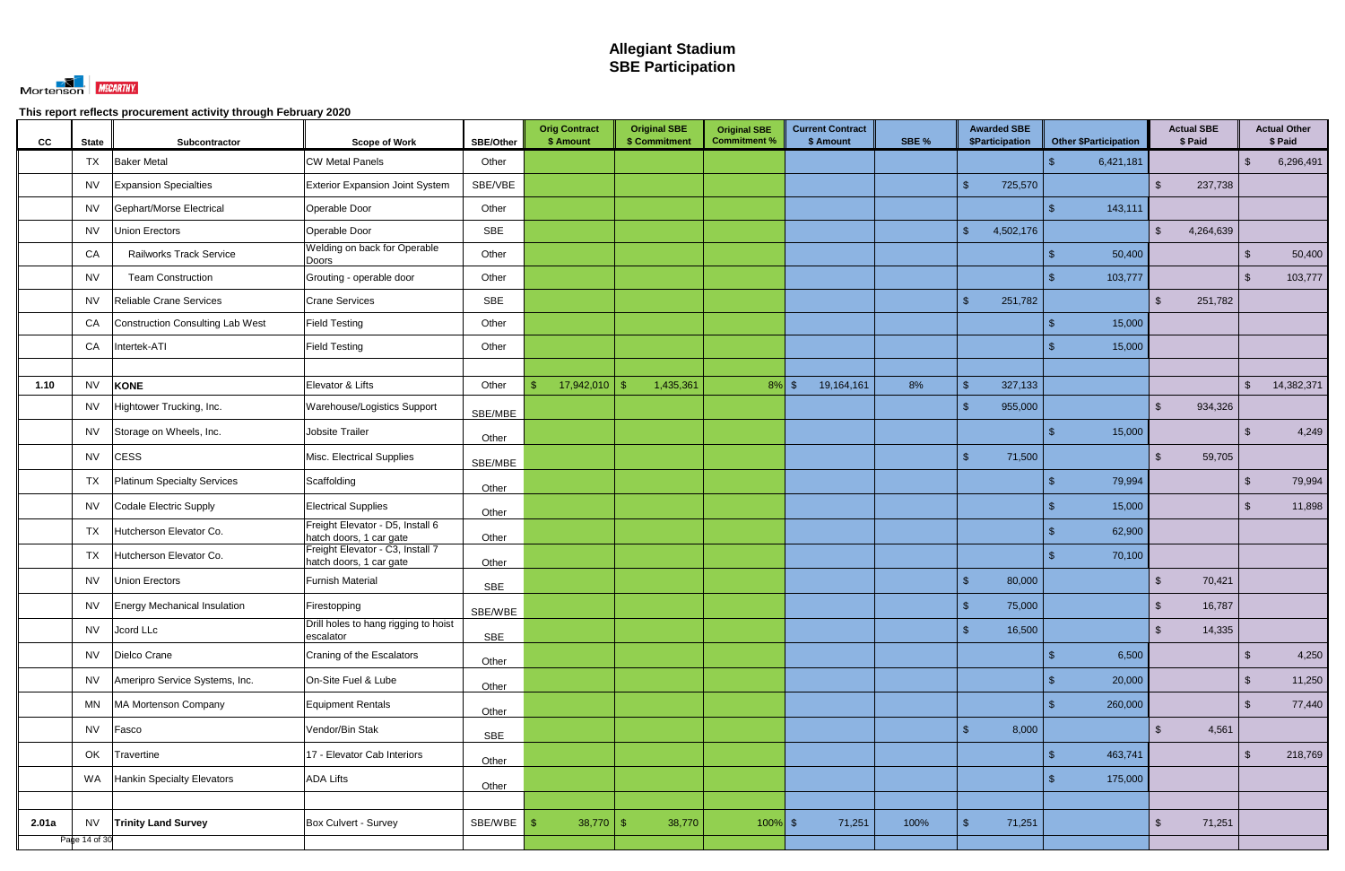# Allegiant Stadium
# SBE Participation

This report reflects procurement activity through February 2020

| CC | State | Subcontractor | Scope of Work | SBE/Other | Orig Contract $ Amount | Original SBE $ Commitment | Original SBE Commitment % | Current Contract $ Amount | SBE % | Awarded SBE $Participation | Other $Participation | Actual SBE $ Paid | Actual Other $ Paid |
|---|---|---|---|---|---|---|---|---|---|---|---|---|---|
| | TX | Baker Metal | CW Metal Panels | Other | | | | | | | $ 6,421,181 | | $ 6,296,491 |
| | NV | Expansion Specialties | Exterior Expansion Joint System | SBE/VBE | | | | | | $ 725,570 | | $ 237,738 | |
| | NV | Gephart/Morse Electrical | Operable Door | Other | | | | | | | $ 143,111 | | |
| | NV | Union Erectors | Operable Door | SBE | | | | | | $ 4,502,176 | | $ 4,264,639 | |
| | CA | Railworks Track Service | Welding on back for Operable Doors | Other | | | | | | | $ 50,400 | | $ 50,400 |
| | NV | Team Construction | Grouting - operable door | Other | | | | | | | $ 103,777 | | $ 103,777 |
| | NV | Reliable Crane Services | Crane Services | SBE | | | | | | $ 251,782 | | $ 251,782 | |
| | CA | Construction Consulting Lab West | Field Testing | Other | | | | | | | $ 15,000 | | |
| | CA | Intertek-ATI | Field Testing | Other | | | | | | | $ 15,000 | | |
| | | | | | | | | | | | | | |
| **1.10** | NV | **KONE** | Elevator & Lifts | Other | $ 17,942,010 | $ 1,435,361 | 8% | $ 19,164,161 | 8% | $ 327,133 | | | $ 14,382,371 |
| | NV | Hightower Trucking, Inc. | Warehouse/Logistics Support | SBE/MBE | | | | | | $ 955,000 | | $ 934,326 | |
| | NV | Storage on Wheels, Inc. | Jobsite Trailer | Other | | | | | | | $ 15,000 | | $ 4,249 |
| | NV | CESS | Misc. Electrical Supplies | SBE/MBE | | | | | | $ 71,500 | | $ 59,705 | |
| | TX | Platinum Specialty Services | Scaffolding | Other | | | | | | | $ 79,994 | | $ 79,994 |
| | NV | Codale Electric Supply | Electrical Supplies | Other | | | | | | | $ 15,000 | | $ 11,898 |
| | TX | Hutcherson Elevator Co. | Freight Elevator - D5, Install 6 hatch doors, 1 car gate | Other | | | | | | | $ 62,900 | | |
| | TX | Hutcherson Elevator Co. | Freight Elevator - C3, Install 7 hatch doors, 1 car gate | Other | | | | | | | $ 70,100 | | |
| | NV | Union Erectors | Furnish Material | SBE | | | | | | $ 80,000 | | $ 70,421 | |
| | NV | Energy Mechanical Insulation | Firestopping | SBE/WBE | | | | | | $ 75,000 | | $ 16,787 | |
| | NV | Jcord LLc | Drill holes to hang rigging to hoist escalator | SBE | | | | | | $ 16,500 | | $ 14,335 | |
| | NV | Dielco Crane | Craning of the Escalators | Other | | | | | | | $ 6,500 | | $ 4,250 |
| | NV | Ameripro Service Systems, Inc. | On-Site Fuel & Lube | Other | | | | | | | $ 20,000 | | $ 11,250 |
| | MN | MA Mortenson Company | Equipment Rentals | Other | | | | | | | $ 260,000 | | $ 77,440 |
| | NV | Fasco | Vendor/Bin Stak | SBE | | | | | | $ 8,000 | | $ 4,561 | |
| | OK | Travertine | 17 - Elevator Cab Interiors | Other | | | | | | | $ 463,741 | | $ 218,769 |
| | WA | Hankin Specialty Elevators | ADA Lifts | Other | | | | | | | $ 175,000 | | |
| | | | | | | | | | | | | | |
| **2.01a** | NV | **Trinity Land Survey** | Box Culvert - Survey | SBE/WBE | $ 38,770 | $ 38,770 | 100% | $ 71,251 | 100% | $ 71,251 | | $ 71,251 | |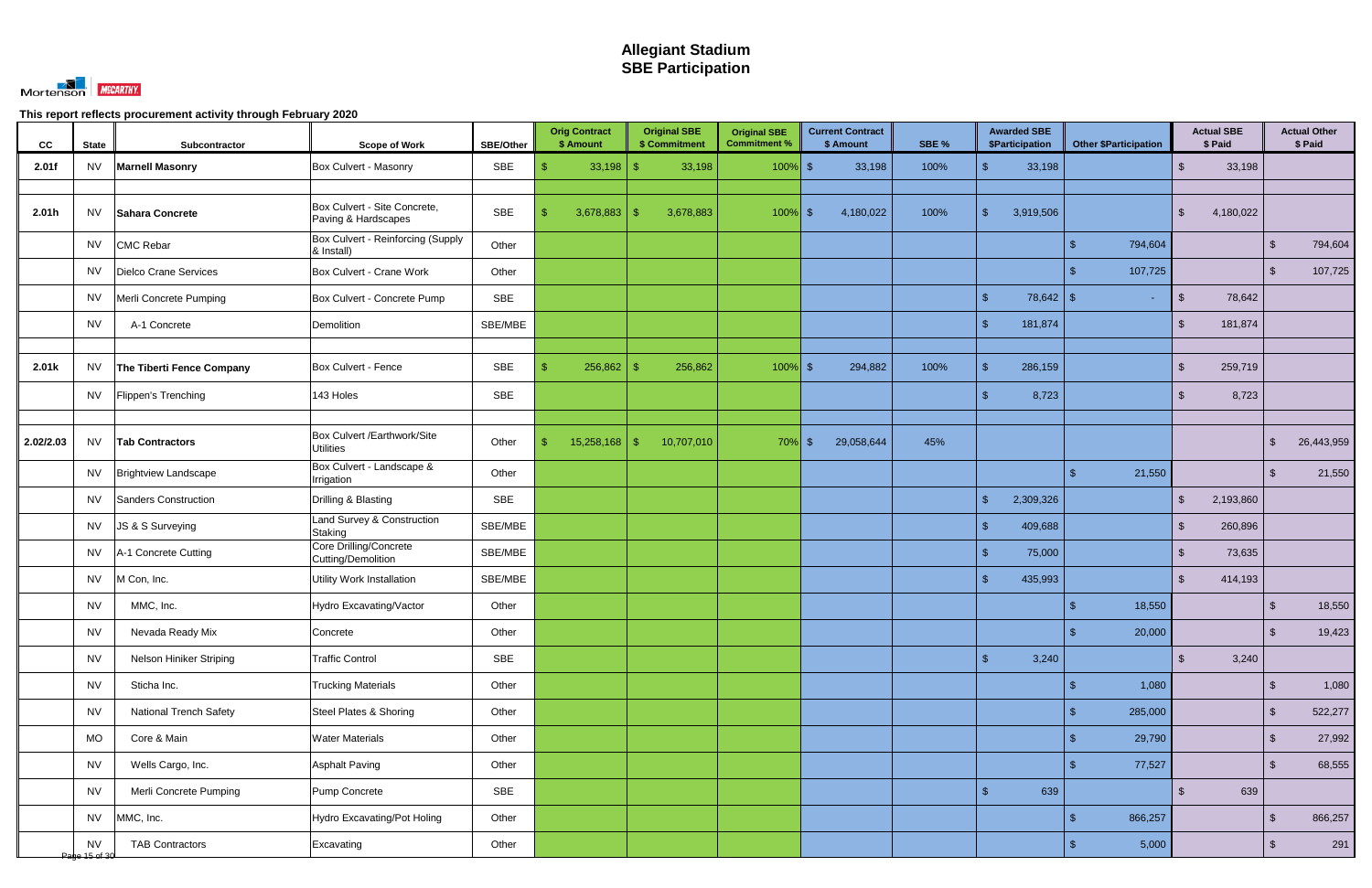# Allegiant Stadium
## SBE Participation

This report reflects procurement activity through February 2020

| CC | State | Subcontractor | Scope of Work | SBE/Other | Orig Contract $ Amount | Original SBE $ Commitment | Original SBE Commitment % | Current Contract $ Amount | SBE % | Awarded SBE $Participation | Other $Participation | Actual SBE $ Paid | Actual Other $ Paid |
|---|---|---|---|---|---|---|---|---|---|---|---|---|---|
| **2.01f** | NV | **Marnell Masonry** | Box Culvert - Masonry | SBE | $ 33,198 | $ 33,198 | 100% | $ 33,198 | 100% | $ 33,198 | | $ 33,198 | |
| | | | | | | | | | | | | | |
| **2.01h** | NV | **Sahara Concrete** | Box Culvert - Site Concrete, Paving & Hardscapes | SBE | $ 3,678,883 | $ 3,678,883 | 100% | $ 4,180,022 | 100% | $ 3,919,506 | | $ 4,180,022 | |
| | NV | CMC Rebar | Box Culvert - Reinforcing (Supply & Install) | Other | | | | | | | $ 794,604 | | $ 794,604 |
| | NV | Dielco Crane Services | Box Culvert - Crane Work | Other | | | | | | | $ 107,725 | | $ 107,725 |
| | NV | Merli Concrete Pumping | Box Culvert - Concrete Pump | SBE | | | | | | $ 78,642 | $ - | $ 78,642 | |
| | NV | A-1 Concrete | Demolition | SBE/MBE | | | | | | $ 181,874 | | $ 181,874 | |
| | | | | | | | | | | | | | |
| **2.01k** | NV | **The Tiberti Fence Company** | Box Culvert - Fence | SBE | $ 256,862 | $ 256,862 | 100% | $ 294,882 | 100% | $ 286,159 | | $ 259,719 | |
| | NV | Flippen's Trenching | 143 Holes | SBE | | | | | | $ 8,723 | | $ 8,723 | |
| | | | | | | | | | | | | | |
| **2.02/2.03** | NV | **Tab Contractors** | Box Culvert /Earthwork/Site Utilities | Other | $ 15,258,168 | $ 10,707,010 | 70% | $ 29,058,644 | 45% | | | | $ 26,443,959 |
| | NV | Brightview Landscape | Box Culvert - Landscape & Irrigation | Other | | | | | | | $ 21,550 | | $ 21,550 |
| | NV | Sanders Construction | Drilling & Blasting | SBE | | | | | | $ 2,309,326 | | $ 2,193,860 | |
| | NV | JS & S Surveying | Land Survey & Construction Staking | SBE/MBE | | | | | | $ 409,688 | | $ 260,896 | |
| | NV | A-1 Concrete Cutting | Core Drilling/Concrete Cutting/Demolition | SBE/MBE | | | | | | $ 75,000 | | $ 73,635 | |
| | NV | M Con, Inc. | Utility Work Installation | SBE/MBE | | | | | | $ 435,993 | | $ 414,193 | |
| | NV | MMC, Inc. | Hydro Excavating/Vactor | Other | | | | | | | $ 18,550 | | $ 18,550 |
| | NV | Nevada Ready Mix | Concrete | Other | | | | | | | $ 20,000 | | $ 19,423 |
| | NV | Nelson Hiniker Striping | Traffic Control | SBE | | | | | | $ 3,240 | | $ 3,240 | |
| | NV | Sticha Inc. | Trucking Materials | Other | | | | | | | $ 1,080 | | $ 1,080 |
| | NV | National Trench Safety | Steel Plates & Shoring | Other | | | | | | | $ 285,000 | | $ 522,277 |
| | MO | Core & Main | Water Materials | Other | | | | | | | $ 29,790 | | $ 27,992 |
| | NV | Wells Cargo, Inc. | Asphalt Paving | Other | | | | | | | $ 77,527 | | $ 68,555 |
| | NV | Merli Concrete Pumping | Pump Concrete | SBE | | | | | | $ 639 | | $ 639 | |
| | NV | MMC, Inc. | Hydro Excavating/Pot Holing | Other | | | | | | | $ 866,257 | | $ 866,257 |
| | NV | TAB Contractors | Excavating | Other | | | | | | | $ 5,000 | | $ 291 |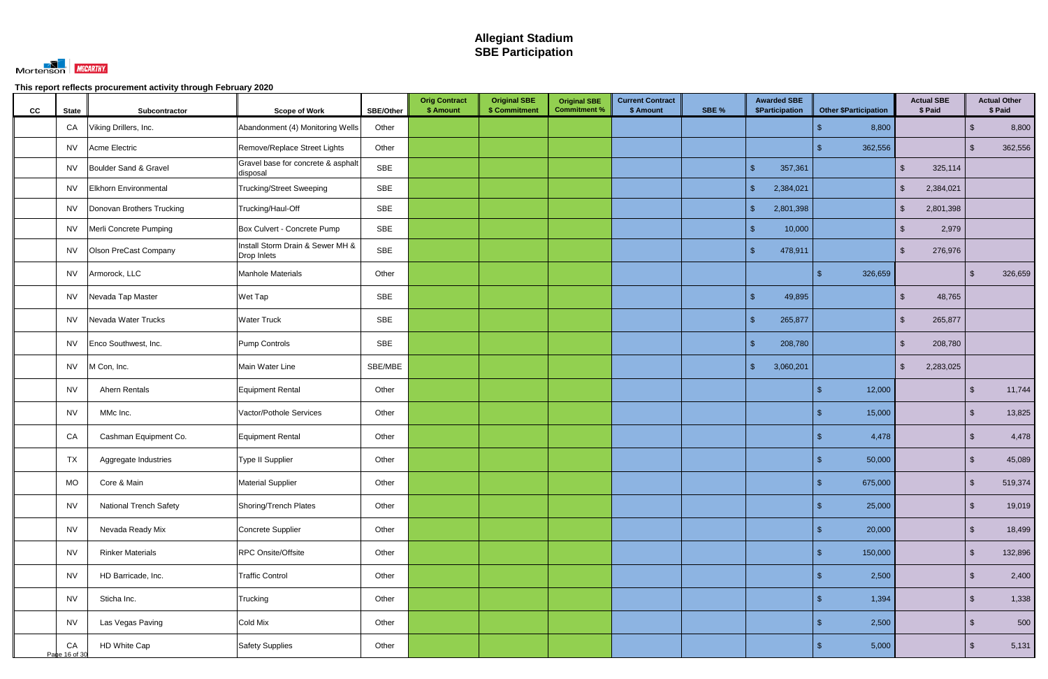# Allegiant Stadium
# SBE Participation

This report reflects procurement activity through February 2020

| CC | State | Subcontractor | Scope of Work | SBE/Other | Orig Contract $ Amount | Original SBE $ Commitment | Original SBE Commitment % | Current Contract $ Amount | SBE % | Awarded SBE $Participation | Other $Participation | Actual SBE $ Paid | Actual Other $ Paid |
|---|---|---|---|---|---|---|---|---|---|---|---|---|---|
| | CA | Viking Drillers, Inc. | Abandonment (4) Monitoring Wells | Other | | | | | | | $ 8,800 | | $ 8,800 |
| | NV | Acme Electric | Remove/Replace Street Lights | Other | | | | | | | $ 362,556 | | $ 362,556 |
| | NV | Boulder Sand & Gravel | Gravel base for concrete & asphalt disposal | SBE | | | | | | $ 357,361 | | $ 325,114 | |
| | NV | Elkhorn Environmental | Trucking/Street Sweeping | SBE | | | | | | $ 2,384,021 | | $ 2,384,021 | |
| | NV | Donovan Brothers Trucking | Trucking/Haul-Off | SBE | | | | | | $ 2,801,398 | | $ 2,801,398 | |
| | NV | Merli Concrete Pumping | Box Culvert - Concrete Pump | SBE | | | | | | $ 10,000 | | $ 2,979 | |
| | NV | Olson PreCast Company | Install Storm Drain & Sewer MH & Drop Inlets | SBE | | | | | | $ 478,911 | | $ 276,976 | |
| | NV | Armorock, LLC | Manhole Materials | Other | | | | | | | $ 326,659 | | $ 326,659 |
| | NV | Nevada Tap Master | Wet Tap | SBE | | | | | | $ 49,895 | | $ 48,765 | |
| | NV | Nevada Water Trucks | Water Truck | SBE | | | | | | $ 265,877 | | $ 265,877 | |
| | NV | Enco Southwest, Inc. | Pump Controls | SBE | | | | | | $ 208,780 | | $ 208,780 | |
| | NV | M Con, Inc. | Main Water Line | SBE/MBE | | | | | | $ 3,060,201 | | $ 2,283,025 | |
| | NV | Ahern Rentals | Equipment Rental | Other | | | | | | | $ 12,000 | | $ 11,744 |
| | NV | MMc Inc. | Vactor/Pothole Services | Other | | | | | | | $ 15,000 | | $ 13,825 |
| | CA | Cashman Equipment Co. | Equipment Rental | Other | | | | | | | $ 4,478 | | $ 4,478 |
| | TX | Aggregate Industries | Type II Supplier | Other | | | | | | | $ 50,000 | | $ 45,089 |
| | MO | Core & Main | Material Supplier | Other | | | | | | | $ 675,000 | | $ 519,374 |
| | NV | National Trench Safety | Shoring/Trench Plates | Other | | | | | | | $ 25,000 | | $ 19,019 |
| | NV | Nevada Ready Mix | Concrete Supplier | Other | | | | | | | $ 20,000 | | $ 18,499 |
| | NV | Rinker Materials | RPC Onsite/Offsite | Other | | | | | | | $ 150,000 | | $ 132,896 |
| | NV | HD Barricade, Inc. | Traffic Control | Other | | | | | | | $ 2,500 | | $ 2,400 |
| | NV | Sticha Inc. | Trucking | Other | | | | | | | $ 1,394 | | $ 1,338 |
| | NV | Las Vegas Paving | Cold Mix | Other | | | | | | | $ 2,500 | | $ 500 |
| | CA | HD White Cap | Safety Supplies | Other | | | | | | | $ 5,000 | | $ 5,131 |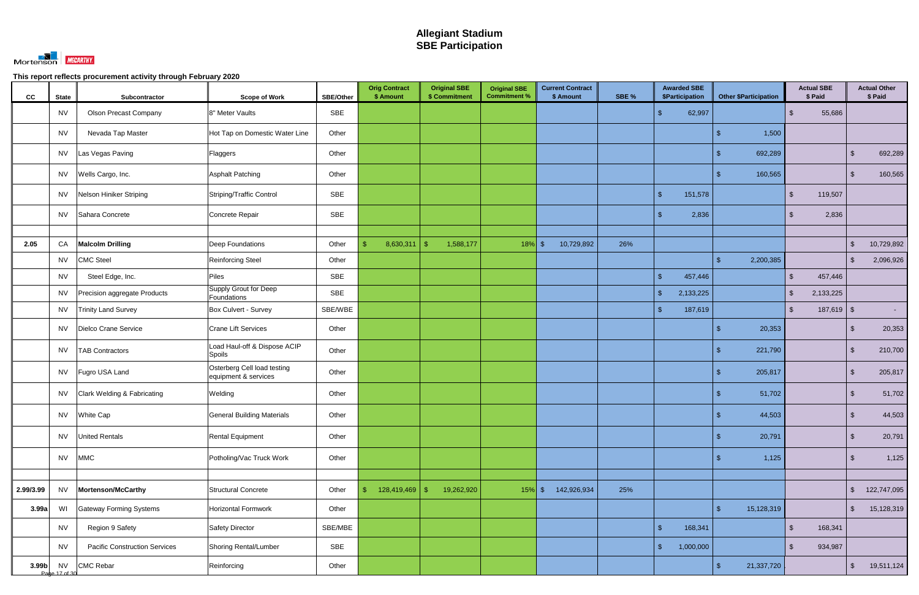# Allegiant Stadium
## SBE Participation

Mortenson | McCarthy

**This report reflects procurement activity through February 2020**

| CC | State | Subcontractor | Scope of Work | SBE/Other | Orig Contract $ Amount | Original SBE $ Commitment | Original SBE Commitment % | Current Contract $ Amount | SBE % | Awarded SBE $Participation | Other $Participation | Actual SBE $ Paid | Actual Other $ Paid |
|---|---|---|---|---|---|---|---|---|---|---|---|---|---|
| | NV | Olson Precast Company | 8" Meter Vaults | SBE | | | | | | $ 62,997 | | $ 55,686 | |
| | NV | Nevada Tap Master | Hot Tap on Domestic Water Line | Other | | | | | | | $ 1,500 | | |
| | NV | Las Vegas Paving | Flaggers | Other | | | | | | | $ 692,289 | | $ 692,289 |
| | NV | Wells Cargo, Inc. | Asphalt Patching | Other | | | | | | | $ 160,565 | | $ 160,565 |
| | NV | Nelson Hiniker Striping | Striping/Traffic Control | SBE | | | | | | $ 151,578 | | $ 119,507 | |
| | NV | Sahara Concrete | Concrete Repair | SBE | | | | | | $ 2,836 | | $ 2,836 | |
| | | | | | | | | | | | | | |
| **2.05** | CA | **Malcolm Drilling** | Deep Foundations | Other | $ 8,630,311 | $ 1,588,177 | 18% | $ 10,729,892 | 26% | | | | $ 10,729,892 |
| | NV | CMC Steel | Reinforcing Steel | Other | | | | | | | $ 2,200,385 | | $ 2,096,926 |
| | NV | Steel Edge, Inc. | Piles | SBE | | | | | | $ 457,446 | | $ 457,446 | |
| | NV | Precision aggregate Products | Supply Grout for Deep Foundations | SBE | | | | | | $ 2,133,225 | | $ 2,133,225 | |
| | NV | Trinity Land Survey | Box Culvert - Survey | SBE/WBE | | | | | | $ 187,619 | | $ 187,619 | $ - |
| | NV | Dielco Crane Service | Crane Lift Services | Other | | | | | | | $ 20,353 | | $ 20,353 |
| | NV | TAB Contractors | Load Haul-off & Dispose ACIP Spoils | Other | | | | | | | $ 221,790 | | $ 210,700 |
| | NV | Fugro USA Land | Osterberg Cell load testing equipment & services | Other | | | | | | | $ 205,817 | | $ 205,817 |
| | NV | Clark Welding & Fabricating | Welding | Other | | | | | | | $ 51,702 | | $ 51,702 |
| | NV | White Cap | General Building Materials | Other | | | | | | | $ 44,503 | | $ 44,503 |
| | NV | United Rentals | Rental Equipment | Other | | | | | | | $ 20,791 | | $ 20,791 |
| | NV | MMC | Potholing/Vac Truck Work | Other | | | | | | | $ 1,125 | | $ 1,125 |
| | | | | | | | | | | | | | |
| **2.99/3.99** | NV | **Mortenson/McCarthy** | Structural Concrete | Other | $ 128,419,469 | $ 19,262,920 | 15% | $ 142,926,934 | 25% | | | | $ 122,747,095 |
| **3.99a** | WI | Gateway Forming Systems | Horizontal Formwork | Other | | | | | | | $ 15,128,319 | | $ 15,128,319 |
| | NV | Region 9 Safety | Safety Director | SBE/MBE | | | | | | $ 168,341 | | $ 168,341 | |
| | NV | Pacific Construction Services | Shoring Rental/Lumber | SBE | | | | | | $ 1,000,000 | | $ 934,987 | |
| **3.99b** | NV | CMC Rebar | Reinforcing | Other | | | | | | | $ 21,337,720 | | $ 19,511,124 |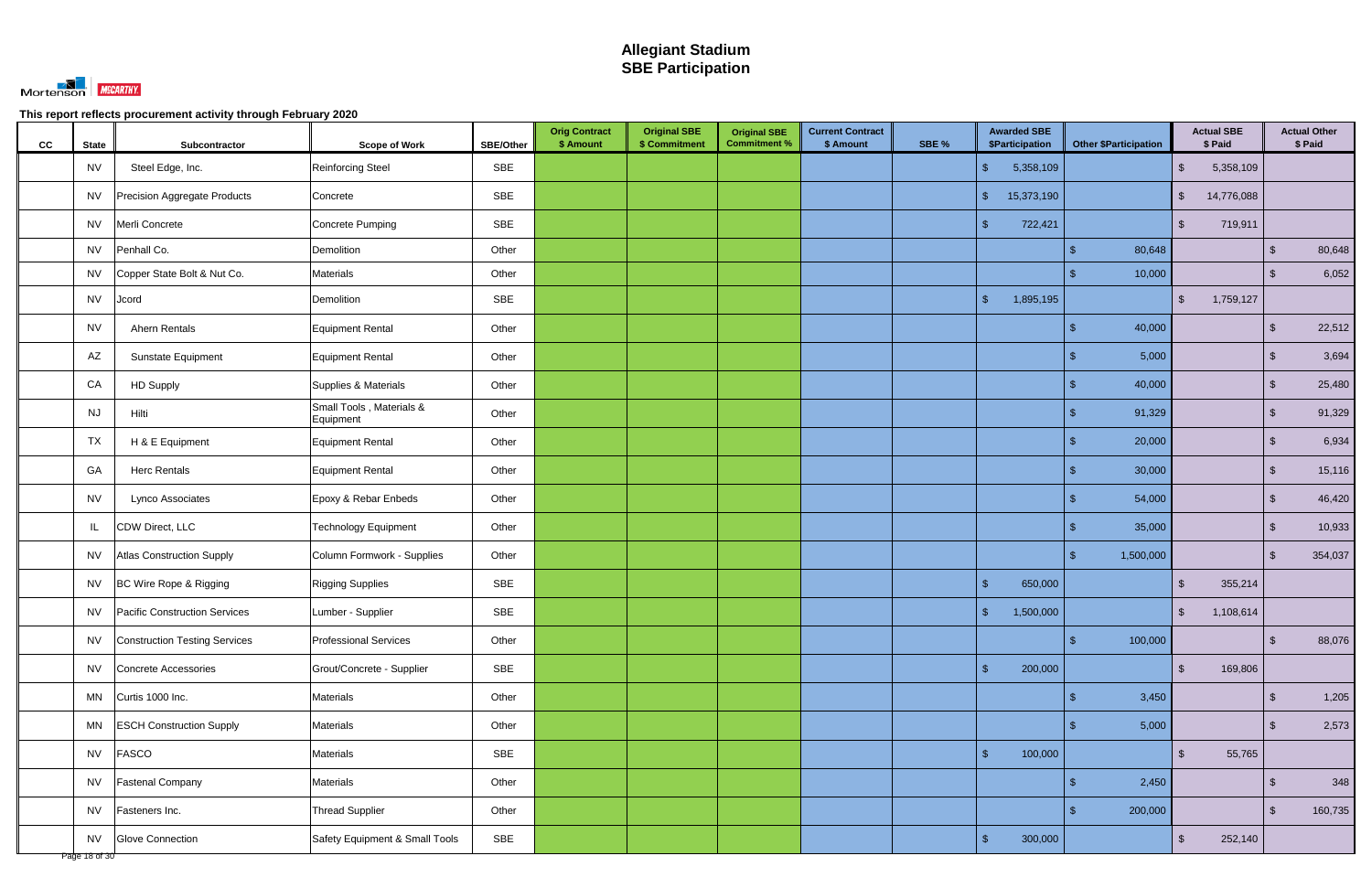# Allegiant Stadium
# SBE Participation

Mortenson | McCarthy

**This report reflects procurement activity through February 2020**

| CC | State | Subcontractor | Scope of Work | SBE/Other | Orig Contract $ Amount | Original SBE $ Commitment | Original SBE Commitment % | Current Contract $ Amount | SBE % | Awarded SBE $Participation | Other $Participation | Actual SBE $ Paid | Actual Other $ Paid |
|---|---|---|---|---|---|---|---|---|---|---|---|---|---|
| | NV | Steel Edge, Inc. | Reinforcing Steel | SBE | | | | | | $ 5,358,109 | | $ 5,358,109 | |
| | NV | Precision Aggregate Products | Concrete | SBE | | | | | | $ 15,373,190 | | $ 14,776,088 | |
| | NV | Merli Concrete | Concrete Pumping | SBE | | | | | | $ 722,421 | | $ 719,911 | |
| | NV | Penhall Co. | Demolition | Other | | | | | | | $ 80,648 | | $ 80,648 |
| | NV | Copper State Bolt & Nut Co. | Materials | Other | | | | | | | $ 10,000 | | $ 6,052 |
| | NV | Jcord | Demolition | SBE | | | | | | $ 1,895,195 | | $ 1,759,127 | |
| | NV | Ahern Rentals | Equipment Rental | Other | | | | | | | $ 40,000 | | $ 22,512 |
| | AZ | Sunstate Equipment | Equipment Rental | Other | | | | | | | $ 5,000 | | $ 3,694 |
| | CA | HD Supply | Supplies & Materials | Other | | | | | | | $ 40,000 | | $ 25,480 |
| | NJ | Hilti | Small Tools , Materials & Equipment | Other | | | | | | | $ 91,329 | | $ 91,329 |
| | TX | H & E Equipment | Equipment Rental | Other | | | | | | | $ 20,000 | | $ 6,934 |
| | GA | Herc Rentals | Equipment Rental | Other | | | | | | | $ 30,000 | | $ 15,116 |
| | NV | Lynco Associates | Epoxy & Rebar Enbeds | Other | | | | | | | $ 54,000 | | $ 46,420 |
| | IL | CDW Direct, LLC | Technology Equipment | Other | | | | | | | $ 35,000 | | $ 10,933 |
| | NV | Atlas Construction Supply | Column Formwork - Supplies | Other | | | | | | | $ 1,500,000 | | $ 354,037 |
| | NV | BC Wire Rope & Rigging | Rigging Supplies | SBE | | | | | | $ 650,000 | | $ 355,214 | |
| | NV | Pacific Construction Services | Lumber - Supplier | SBE | | | | | | $ 1,500,000 | | $ 1,108,614 | |
| | NV | Construction Testing Services | Professional Services | Other | | | | | | | $ 100,000 | | $ 88,076 |
| | NV | Concrete Accessories | Grout/Concrete - Supplier | SBE | | | | | | $ 200,000 | | $ 169,806 | |
| | MN | Curtis 1000 Inc. | Materials | Other | | | | | | | $ 3,450 | | $ 1,205 |
| | MN | ESCH Construction Supply | Materials | Other | | | | | | | $ 5,000 | | $ 2,573 |
| | NV | FASCO | Materials | SBE | | | | | | $ 100,000 | | $ 55,765 | |
| | NV | Fastenal Company | Materials | Other | | | | | | | $ 2,450 | | $ 348 |
| | NV | Fasteners Inc. | Thread Supplier | Other | | | | | | | $ 200,000 | | $ 160,735 |
| | NV | Glove Connection | Safety Equipment & Small Tools | SBE | | | | | | $ 300,000 | | $ 252,140 | |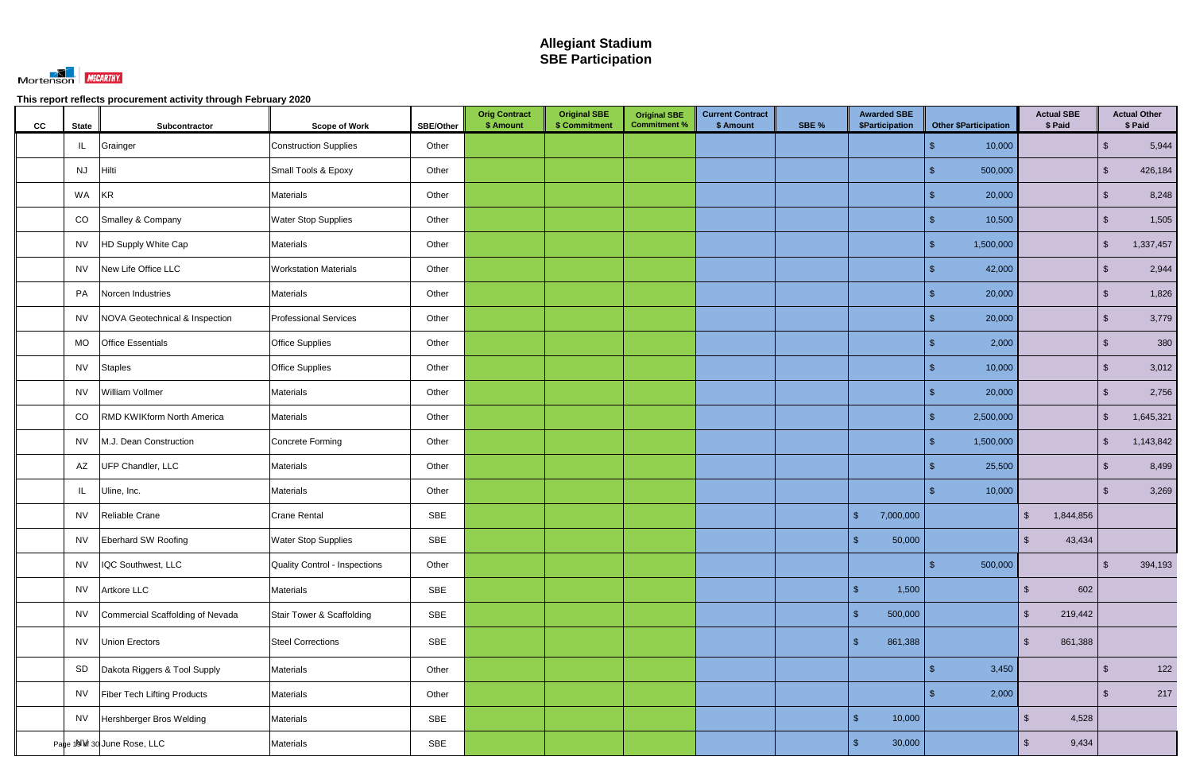# Allegiant Stadium
## SBE Participation

Mortenson | McCARTHY

**This report reflects procurement activity through February 2020**

| CC | State | Subcontractor | Scope of Work | SBE/Other | Orig Contract $ Amount | Original SBE $ Commitment | Original SBE Commitment % | Current Contract $ Amount | SBE % | Awarded SBE $Participation | Other $Participation | Actual SBE $ Paid | Actual Other $ Paid |
|---|---|---|---|---|---|---|---|---|---|---|---|---|---|
| | IL | Grainger | Construction Supplies | Other | | | | | | | $ 10,000 | | $ 5,944 |
| | NJ | Hilti | Small Tools & Epoxy | Other | | | | | | | $ 500,000 | | $ 426,184 |
| | WA | KR | Materials | Other | | | | | | | $ 20,000 | | $ 8,248 |
| | CO | Smalley & Company | Water Stop Supplies | Other | | | | | | | $ 10,500 | | $ 1,505 |
| | NV | HD Supply White Cap | Materials | Other | | | | | | | $ 1,500,000 | | $ 1,337,457 |
| | NV | New Life Office LLC | Workstation Materials | Other | | | | | | | $ 42,000 | | $ 2,944 |
| | PA | Norcen Industries | Materials | Other | | | | | | | $ 20,000 | | $ 1,826 |
| | NV | NOVA Geotechnical & Inspection | Professional Services | Other | | | | | | | $ 20,000 | | $ 3,779 |
| | MO | Office Essentials | Office Supplies | Other | | | | | | | $ 2,000 | | $ 380 |
| | NV | Staples | Office Supplies | Other | | | | | | | $ 10,000 | | $ 3,012 |
| | NV | William Vollmer | Materials | Other | | | | | | | $ 20,000 | | $ 2,756 |
| | CO | RMD KWIKform North America | Materials | Other | | | | | | | $ 2,500,000 | | $ 1,645,321 |
| | NV | M.J. Dean Construction | Concrete Forming | Other | | | | | | | $ 1,500,000 | | $ 1,143,842 |
| | AZ | UFP Chandler, LLC | Materials | Other | | | | | | | $ 25,500 | | $ 8,499 |
| | IL | Uline, Inc. | Materials | Other | | | | | | | $ 10,000 | | $ 3,269 |
| | NV | Reliable Crane | Crane Rental | SBE | | | | | | $ 7,000,000 | | $ 1,844,856 | |
| | NV | Eberhard SW Roofing | Water Stop Supplies | SBE | | | | | | $ 50,000 | | $ 43,434 | |
| | NV | IQC Southwest, LLC | Quality Control - Inspections | Other | | | | | | | $ 500,000 | | $ 394,193 |
| | NV | Artkore LLC | Materials | SBE | | | | | | $ 1,500 | | $ 602 | |
| | NV | Commercial Scaffolding of Nevada | Stair Tower & Scaffolding | SBE | | | | | | $ 500,000 | | $ 219,442 | |
| | NV | Union Erectors | Steel Corrections | SBE | | | | | | $ 861,388 | | $ 861,388 | |
| | SD | Dakota Riggers & Tool Supply | Materials | Other | | | | | | | $ 3,450 | | $ 122 |
| | NV | Fiber Tech Lifting Products | Materials | Other | | | | | | | $ 2,000 | | $ 217 |
| | NV | Hershberger Bros Welding | Materials | SBE | | | | | | $ 10,000 | | $ 4,528 | |
| | NV | June Rose, LLC | Materials | SBE | | | | | | $ 30,000 | | $ 9,434 | |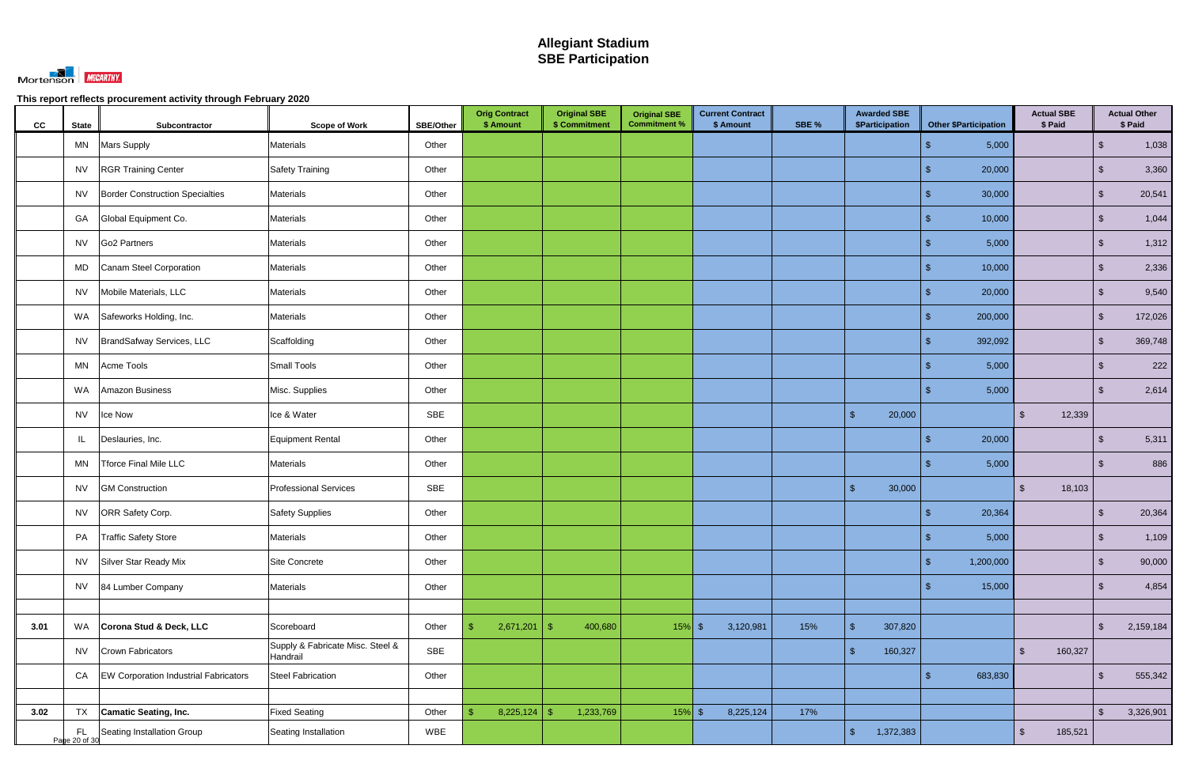# Allegiant Stadium
# SBE Participation

This report reflects procurement activity through February 2020

| CC | State | Subcontractor | Scope of Work | SBE/Other | Orig Contract $ Amount | Original SBE $ Commitment | Original SBE Commitment % | Current Contract $ Amount | SBE % | Awarded SBE $Participation | Other $Participation | Actual SBE $ Paid | Actual Other $ Paid |
|---|---|---|---|---|---|---|---|---|---|---|---|---|---|
| | MN | Mars Supply | Materials | Other | | | | | | | $ 5,000 | | $ 1,038 |
| | NV | RGR Training Center | Safety Training | Other | | | | | | | $ 20,000 | | $ 3,360 |
| | NV | Border Construction Specialties | Materials | Other | | | | | | | $ 30,000 | | $ 20,541 |
| | GA | Global Equipment Co. | Materials | Other | | | | | | | $ 10,000 | | $ 1,044 |
| | NV | Go2 Partners | Materials | Other | | | | | | | $ 5,000 | | $ 1,312 |
| | MD | Canam Steel Corporation | Materials | Other | | | | | | | $ 10,000 | | $ 2,336 |
| | NV | Mobile Materials, LLC | Materials | Other | | | | | | | $ 20,000 | | $ 9,540 |
| | WA | Safeworks Holding, Inc. | Materials | Other | | | | | | | $ 200,000 | | $ 172,026 |
| | NV | BrandSafway Services, LLC | Scaffolding | Other | | | | | | | $ 392,092 | | $ 369,748 |
| | MN | Acme Tools | Small Tools | Other | | | | | | | $ 5,000 | | $ 222 |
| | WA | Amazon Business | Misc. Supplies | Other | | | | | | | $ 5,000 | | $ 2,614 |
| | NV | Ice Now | Ice & Water | SBE | | | | | | $ 20,000 | | $ 12,339 | |
| | IL | Deslauries, Inc. | Equipment Rental | Other | | | | | | | $ 20,000 | | $ 5,311 |
| | MN | Tforce Final Mile LLC | Materials | Other | | | | | | | $ 5,000 | | $ 886 |
| | NV | GM Construction | Professional Services | SBE | | | | | | $ 30,000 | | $ 18,103 | |
| | NV | ORR Safety Corp. | Safety Supplies | Other | | | | | | | $ 20,364 | | $ 20,364 |
| | PA | Traffic Safety Store | Materials | Other | | | | | | | $ 5,000 | | $ 1,109 |
| | NV | Silver Star Ready Mix | Site Concrete | Other | | | | | | | $ 1,200,000 | | $ 90,000 |
| | NV | 84 Lumber Company | Materials | Other | | | | | | | $ 15,000 | | $ 4,854 |
| | | | | | | | | | | | | | |
| 3.01 | WA | **Corona Stud & Deck, LLC** | Scoreboard | Other | $ 2,671,201 | $ 400,680 | 15% | $ 3,120,981 | 15% | $ 307,820 | | | $ 2,159,184 |
| | NV | Crown Fabricators | Supply & Fabricate Misc. Steel & Handrail | SBE | | | | | | $ 160,327 | | $ 160,327 | |
| | CA | EW Corporation Industrial Fabricators | Steel Fabrication | Other | | | | | | | $ 683,830 | | $ 555,342 |
| | | | | | | | | | | | | | |
| 3.02 | TX | **Camatic Seating, Inc.** | Fixed Seating | Other | $ 8,225,124 | $ 1,233,769 | 15% | $ 8,225,124 | 17% | | | | $ 3,326,901 |
| | FL | Seating Installation Group | Seating Installation | WBE | | | | | | $ 1,372,383 | | $ 185,521 | |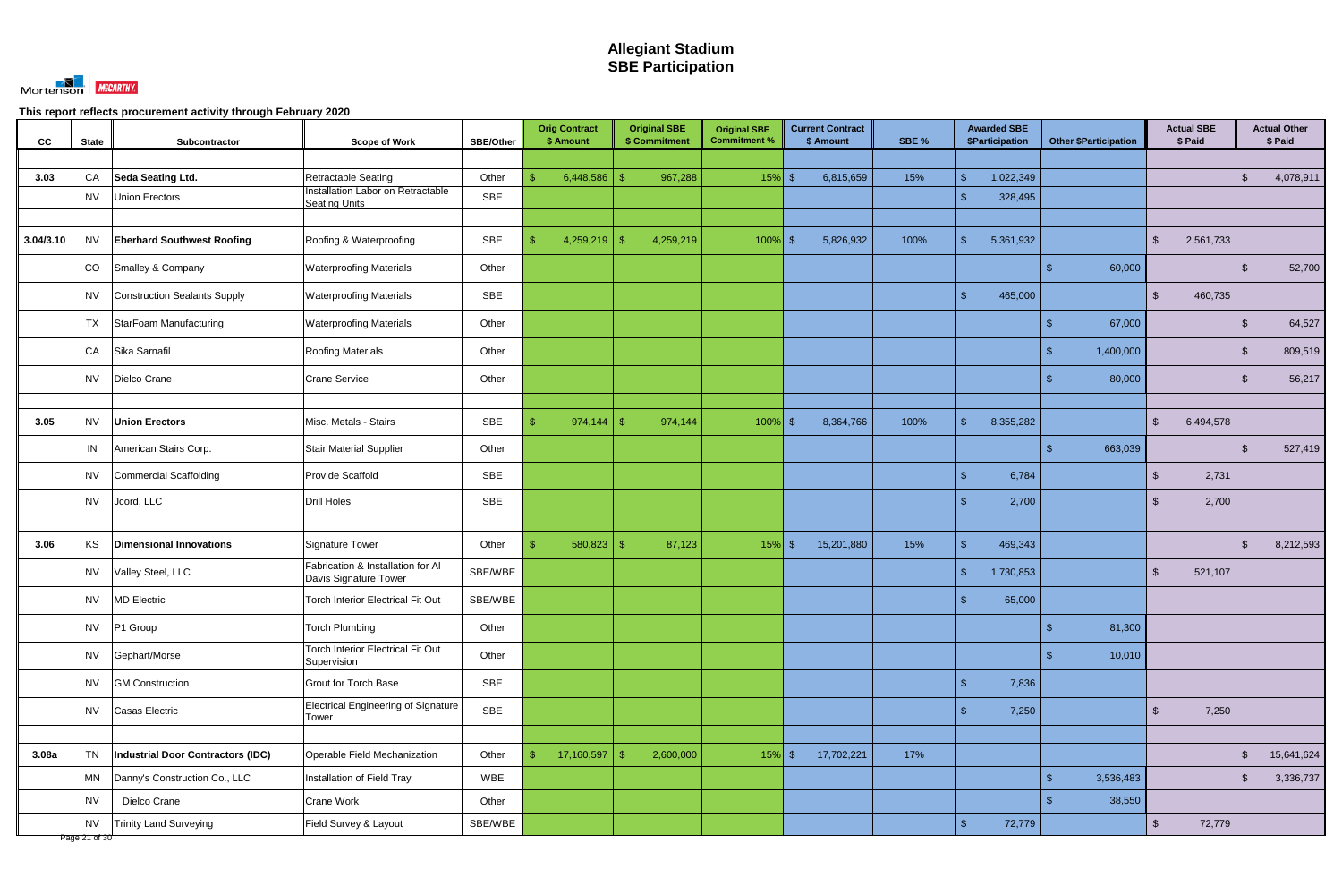# Allegiant Stadium
# SBE Participation

This report reflects procurement activity through February 2020

| CC | State | Subcontractor | Scope of Work | SBE/Other | Orig Contract $ Amount | Original SBE $ Commitment | Original SBE Commitment % | Current Contract $ Amount | SBE % | Awarded SBE $Participation | Other $Participation | Actual SBE $ Paid | Actual Other $ Paid |
|---|---|---|---|---|---|---|---|---|---|---|---|---|---|
| | | | | | | | | | | | | | |
| 3.03 | CA | **Seda Seating Ltd.** | Retractable Seating | Other | $ 6,448,586 | $ 967,288 | 15% | $ 6,815,659 | 15% | $ 1,022,349 | | | $ 4,078,911 |
| | NV | Union Erectors | Installation Labor on Retractable Seating Units | SBE | | | | | | $ 328,495 | | | |
| | | | | | | | | | | | | | |
| 3.04/3.10 | NV | **Eberhard Southwest Roofing** | Roofing & Waterproofing | SBE | $ 4,259,219 | $ 4,259,219 | 100% | $ 5,826,932 | 100% | $ 5,361,932 | | $ 2,561,733 | |
| | CO | Smalley & Company | Waterproofing Materials | Other | | | | | | | $ 60,000 | | $ 52,700 |
| | NV | Construction Sealants Supply | Waterproofing Materials | SBE | | | | | | $ 465,000 | | $ 460,735 | |
| | TX | StarFoam Manufacturing | Waterproofing Materials | Other | | | | | | | $ 67,000 | | $ 64,527 |
| | CA | Sika Sarnafil | Roofing Materials | Other | | | | | | | $ 1,400,000 | | $ 809,519 |
| | NV | Dielco Crane | Crane Service | Other | | | | | | | $ 80,000 | | $ 56,217 |
| | | | | | | | | | | | | | |
| 3.05 | NV | **Union Erectors** | Misc. Metals - Stairs | SBE | $ 974,144 | $ 974,144 | 100% | $ 8,364,766 | 100% | $ 8,355,282 | | $ 6,494,578 | |
| | IN | American Stairs Corp. | Stair Material Supplier | Other | | | | | | | $ 663,039 | | $ 527,419 |
| | NV | Commercial Scaffolding | Provide Scaffold | SBE | | | | | | $ 6,784 | | $ 2,731 | |
| | NV | Jcord, LLC | Drill Holes | SBE | | | | | | $ 2,700 | | $ 2,700 | |
| | | | | | | | | | | | | | |
| 3.06 | KS | **Dimensional Innovations** | Signature Tower | Other | $ 580,823 | $ 87,123 | 15% | $ 15,201,880 | 15% | $ 469,343 | | | $ 8,212,593 |
| | NV | Valley Steel, LLC | Fabrication & Installation for Al Davis Signature Tower | SBE/WBE | | | | | | $ 1,730,853 | | $ 521,107 | |
| | NV | MD Electric | Torch Interior Electrical Fit Out | SBE/WBE | | | | | | $ 65,000 | | | |
| | NV | P1 Group | Torch Plumbing | Other | | | | | | | $ 81,300 | | |
| | NV | Gephart/Morse | Torch Interior Electrical Fit Out Supervision | Other | | | | | | | $ 10,010 | | |
| | NV | GM Construction | Grout for Torch Base | SBE | | | | | | $ 7,836 | | | |
| | NV | Casas Electric | Electrical Engineering of Signature Tower | SBE | | | | | | $ 7,250 | | $ 7,250 | |
| | | | | | | | | | | | | | |
| 3.08a | TN | **Industrial Door Contractors (IDC)** | Operable Field Mechanization | Other | $ 17,160,597 | $ 2,600,000 | 15% | $ 17,702,221 | 17% | | | | $ 15,641,624 |
| | MN | Danny's Construction Co., LLC | Installation of Field Tray | WBE | | | | | | | $ 3,536,483 | | $ 3,336,737 |
| | NV | Dielco Crane | Crane Work | Other | | | | | | | $ 38,550 | | |
| | NV | Trinity Land Surveying | Field Survey & Layout | SBE/WBE | | | | | | $ 72,779 | | $ 72,779 | |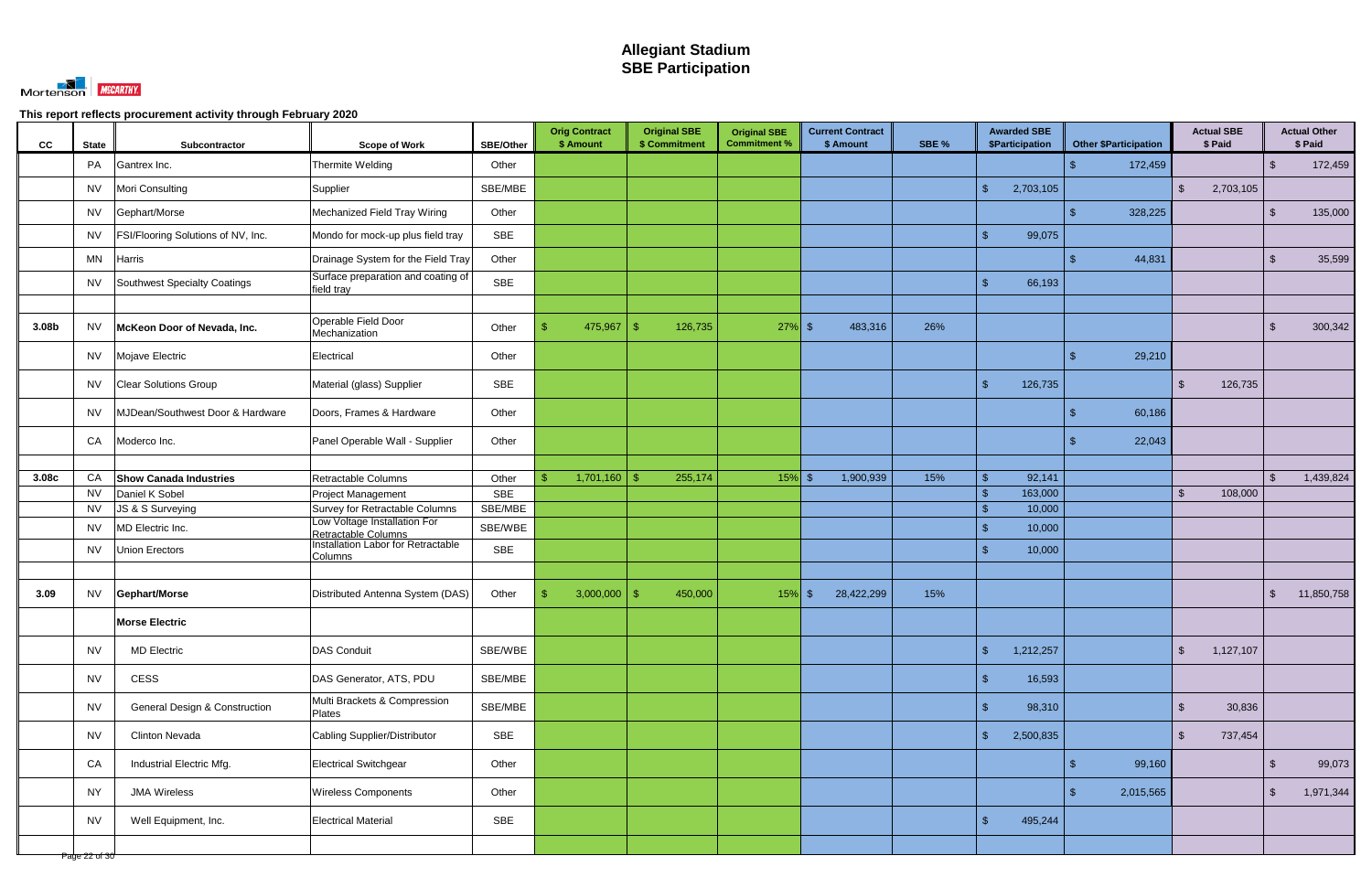# Allegiant Stadium
## SBE Participation

**This report reflects procurement activity through February 2020**

| CC | State | Subcontractor | Scope of Work | SBE/Other | Orig Contract $ Amount | Original SBE $ Commitment | Original SBE Commitment % | Current Contract $ Amount | SBE % | Awarded SBE $Participation | Other $Participation | Actual SBE $ Paid | Actual Other $ Paid |
|---|---|---|---|---|---|---|---|---|---|---|---|---|---|
| | PA | Gantrex Inc. | Thermite Welding | Other | | | | | | | $ 172,459 | | $ 172,459 |
| | NV | Mori Consulting | Supplier | SBE/MBE | | | | | | $ 2,703,105 | | $ 2,703,105 | |
| | NV | Gephart/Morse | Mechanized Field Tray Wiring | Other | | | | | | | $ 328,225 | | $ 135,000 |
| | NV | FSI/Flooring Solutions of NV, Inc. | Mondo for mock-up plus field tray | SBE | | | | | | $ 99,075 | | | |
| | MN | Harris | Drainage System for the Field Tray | Other | | | | | | | $ 44,831 | | $ 35,599 |
| | NV | Southwest Specialty Coatings | Surface preparation and coating of field tray | SBE | | | | | | $ 66,193 | | | |
| | | | | | | | | | | | | | |
| 3.08b | NV | **McKeon Door of Nevada, Inc.** | Operable Field Door Mechanization | Other | $ 475,967 | $ 126,735 | 27% | $ 483,316 | 26% | | | | $ 300,342 |
| | NV | Mojave Electric | Electrical | Other | | | | | | | $ 29,210 | | |
| | NV | Clear Solutions Group | Material (glass) Supplier | SBE | | | | | | $ 126,735 | | $ 126,735 | |
| | NV | MJDean/Southwest Door & Hardware | Doors, Frames & Hardware | Other | | | | | | | $ 60,186 | | |
| | CA | Moderco Inc. | Panel Operable Wall - Supplier | Other | | | | | | | $ 22,043 | | |
| | | | | | | | | | | | | | |
| 3.08c | CA | **Show Canada Industries** | Retractable Columns | Other | $ 1,701,160 | $ 255,174 | 15% | $ 1,900,939 | 15% | $ 92,141 | | | $ 1,439,824 |
| | NV | Daniel K Sobel | Project Management | SBE | | | | | | $ 163,000 | | $ 108,000 | |
| | NV | JS & S Surveying | Survey for Retractable Columns | SBE/MBE | | | | | | $ 10,000 | | | |
| | NV | MD Electric Inc. | Low Voltage Installation For Retractable Columns | SBE/WBE | | | | | | $ 10,000 | | | |
| | NV | Union Erectors | Installation Labor for Retractable Columns | SBE | | | | | | $ 10,000 | | | |
| | | | | | | | | | | | | | |
| 3.09 | NV | **Gephart/Morse** | Distributed Antenna System (DAS) | Other | $ 3,000,000 | $ 450,000 | 15% | $ 28,422,299 | 15% | | | | $ 11,850,758 |
| | | **Morse Electric** | | | | | | | | | | | |
| | NV | MD Electric | DAS Conduit | SBE/WBE | | | | | | $ 1,212,257 | | $ 1,127,107 | |
| | NV | CESS | DAS Generator, ATS, PDU | SBE/MBE | | | | | | $ 16,593 | | | |
| | NV | General Design & Construction | Multi Brackets & Compression Plates | SBE/MBE | | | | | | $ 98,310 | | $ 30,836 | |
| | NV | Clinton Nevada | Cabling Supplier/Distributor | SBE | | | | | | $ 2,500,835 | | $ 737,454 | |
| | CA | Industrial Electric Mfg. | Electrical Switchgear | Other | | | | | | | $ 99,160 | | $ 99,073 |
| | NY | JMA Wireless | Wireless Components | Other | | | | | | | $ 2,015,565 | | $ 1,971,344 |
| | NV | Well Equipment, Inc. | Electrical Material | SBE | | | | | | $ 495,244 | | | |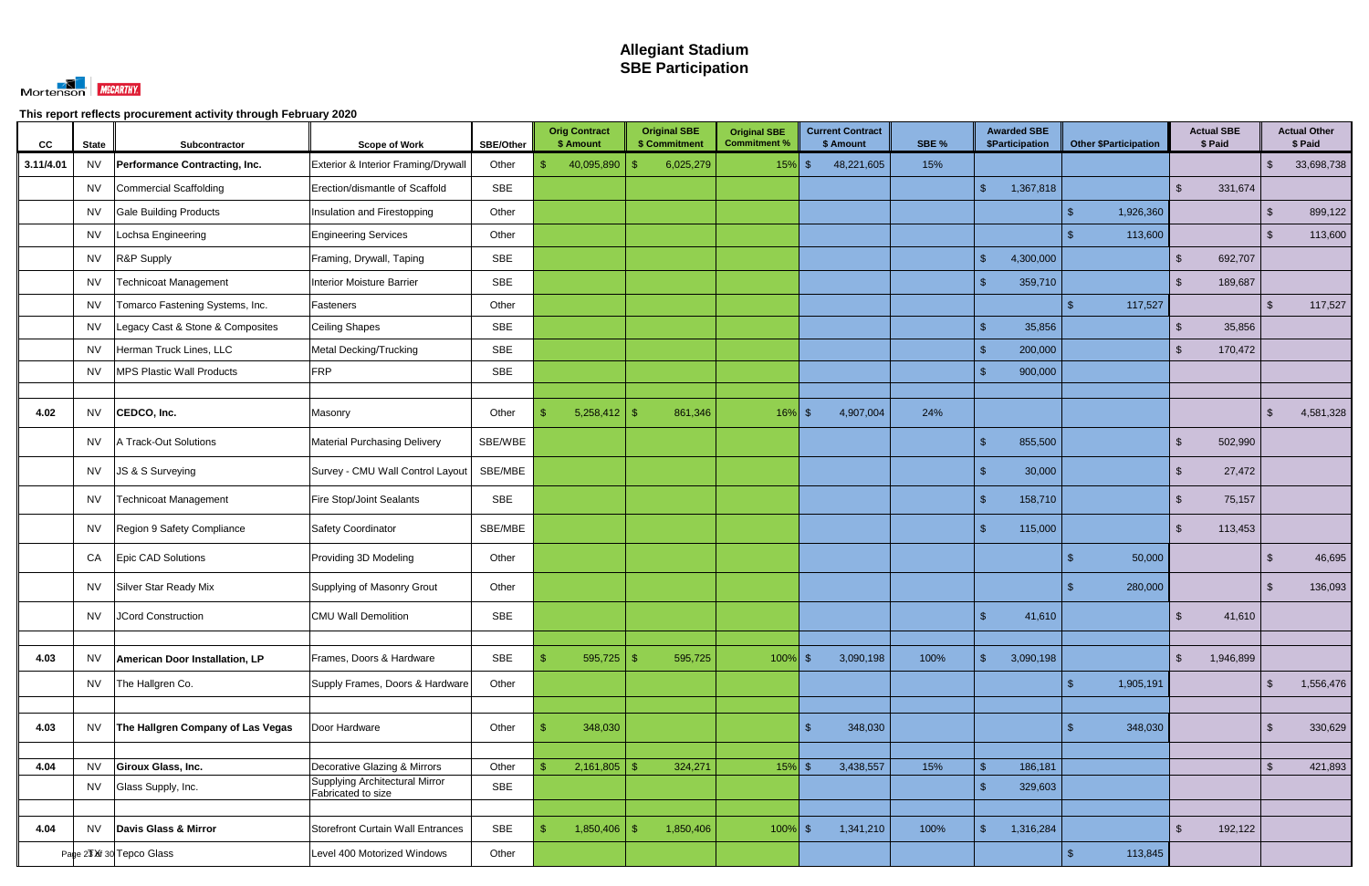# Allegiant Stadium
# SBE Participation

This report reflects procurement activity through February 2020

| CC | State | Subcontractor | Scope of Work | SBE/Other | Orig Contract $ Amount | Original SBE $ Commitment | Original SBE Commitment % | Current Contract $ Amount | SBE % | Awarded SBE $Participation | Other $Participation | Actual SBE $ Paid | Actual Other $ Paid |
|---|---|---|---|---|---|---|---|---|---|---|---|---|---|
| 3.11/4.01 | NV | **Performance Contracting, Inc.** | Exterior & Interior Framing/Drywall | Other | $ 40,095,890 | $ 6,025,279 | 15% | $ 48,221,605 | 15% | | | | $ 33,698,738 |
| | NV | Commercial Scaffolding | Erection/dismantle of Scaffold | SBE | | | | | | $ 1,367,818 | | $ 331,674 | |
| | NV | Gale Building Products | Insulation and Firestopping | Other | | | | | | | $ 1,926,360 | | $ 899,122 |
| | NV | Lochsa Engineering | Engineering Services | Other | | | | | | | $ 113,600 | | $ 113,600 |
| | NV | R&P Supply | Framing, Drywall, Taping | SBE | | | | | | $ 4,300,000 | | $ 692,707 | |
| | NV | Technicoat Management | Interior Moisture Barrier | SBE | | | | | | $ 359,710 | | $ 189,687 | |
| | NV | Tomarco Fastening Systems, Inc. | Fasteners | Other | | | | | | | $ 117,527 | | $ 117,527 |
| | NV | Legacy Cast & Stone & Composites | Ceiling Shapes | SBE | | | | | | $ 35,856 | | $ 35,856 | |
| | NV | Herman Truck Lines, LLC | Metal Decking/Trucking | SBE | | | | | | $ 200,000 | | $ 170,472 | |
| | NV | MPS Plastic Wall Products | FRP | SBE | | | | | | $ 900,000 | | | |
| | | | | | | | | | | | | | |
| 4.02 | NV | **CEDCO, Inc.** | Masonry | Other | $ 5,258,412 | $ 861,346 | 16% | $ 4,907,004 | 24% | | | | $ 4,581,328 |
| | NV | A Track-Out Solutions | Material Purchasing Delivery | SBE/WBE | | | | | | $ 855,500 | | $ 502,990 | |
| | NV | JS & S Surveying | Survey - CMU Wall Control Layout | SBE/MBE | | | | | | $ 30,000 | | $ 27,472 | |
| | NV | Technicoat Management | Fire Stop/Joint Sealants | SBE | | | | | | $ 158,710 | | $ 75,157 | |
| | NV | Region 9 Safety Compliance | Safety Coordinator | SBE/MBE | | | | | | $ 115,000 | | $ 113,453 | |
| | CA | Epic CAD Solutions | Providing 3D Modeling | Other | | | | | | | $ 50,000 | | $ 46,695 |
| | NV | Silver Star Ready Mix | Supplying of Masonry Grout | Other | | | | | | | $ 280,000 | | $ 136,093 |
| | NV | JCord Construction | CMU Wall Demolition | SBE | | | | | | $ 41,610 | | $ 41,610 | |
| | | | | | | | | | | | | | |
| 4.03 | NV | **American Door Installation, LP** | Frames, Doors & Hardware | SBE | $ 595,725 | $ 595,725 | 100% | $ 3,090,198 | 100% | $ 3,090,198 | | $ 1,946,899 | |
| | NV | The Hallgren Co. | Supply Frames, Doors & Hardware | Other | | | | | | | $ 1,905,191 | | $ 1,556,476 |
| | | | | | | | | | | | | | |
| 4.03 | NV | **The Hallgren Company of Las Vegas** | Door Hardware | Other | $ 348,030 | | | $ 348,030 | | | $ 348,030 | | $ 330,629 |
| | | | | | | | | | | | | | |
| 4.04 | NV | **Giroux Glass, Inc.** | Decorative Glazing & Mirrors | Other | $ 2,161,805 | $ 324,271 | 15% | $ 3,438,557 | 15% | $ 186,181 | | | $ 421,893 |
| | NV | Glass Supply, Inc. | Supplying Architectural Mirror Fabricated to size | SBE | | | | | | $ 329,603 | | | |
| | | | | | | | | | | | | | |
| 4.04 | NV | **Davis Glass & Mirror** | Storefront Curtain Wall Entrances | SBE | $ 1,850,406 | $ 1,850,406 | 100% | $ 1,341,210 | 100% | $ 1,316,284 | | $ 192,122 | |
| | | Tepco Glass | Level 400 Motorized Windows | Other | | | | | | | $ 113,845 | | |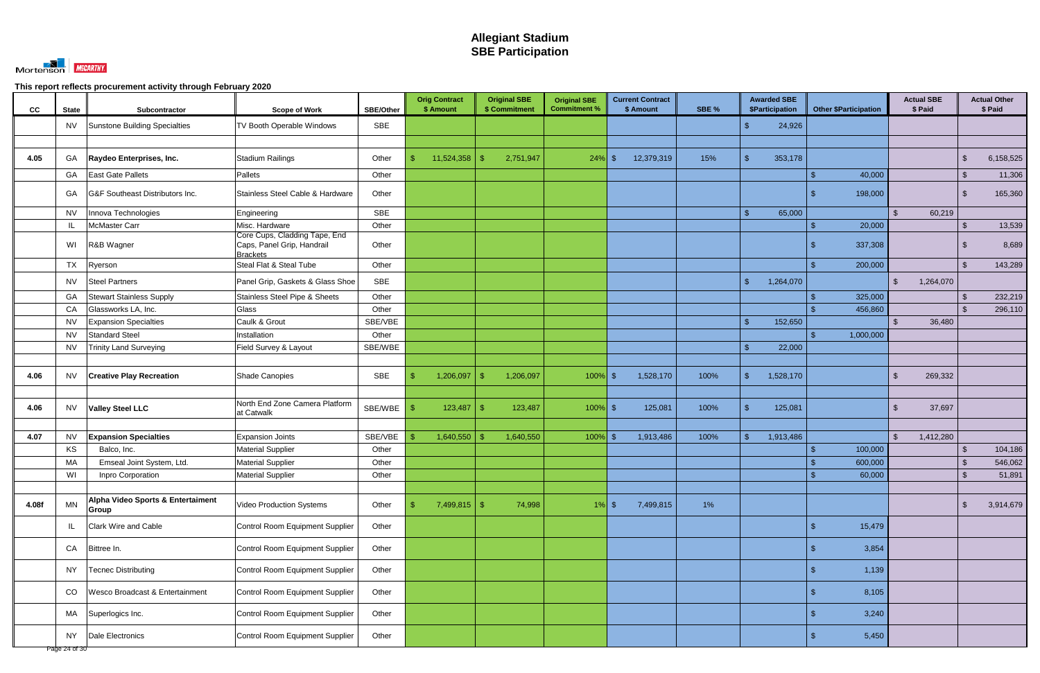# Allegiant Stadium
## SBE Participation

**This report reflects procurement activity through February 2020**

| CC | State | Subcontractor | Scope of Work | SBE/Other | Orig Contract $ Amount | Original SBE $ Commitment | Original SBE Commitment % | Current Contract $ Amount | SBE % | Awarded SBE $Participation | Other $Participation | Actual SBE $ Paid | Actual Other $ Paid |
|---|---|---|---|---|---|---|---|---|---|---|---|---|---|
| | NV | Sunstone Building Specialties | TV Booth Operable Windows | SBE | | | | | | $ 24,926 | | | |
| | | | | | | | | | | | | | |
| 4.05 | GA | **Raydeo Enterprises, Inc.** | Stadium Railings | Other | $ 11,524,358 | $ 2,751,947 | 24% | $ 12,379,319 | 15% | $ 353,178 | | | $ 6,158,525 |
| | GA | East Gate Pallets | Pallets | Other | | | | | | | $ 40,000 | | $ 11,306 |
| | GA | G&F Southeast Distributors Inc. | Stainless Steel Cable & Hardware | Other | | | | | | | $ 198,000 | | $ 165,360 |
| | NV | Innova Technologies | Engineering | SBE | | | | | | $ 65,000 | | $ 60,219 | |
| | IL | McMaster Carr | Misc. Hardware | Other | | | | | | | $ 20,000 | | $ 13,539 |
| | WI | R&B Wagner | Core Cups, Cladding Tape, End Caps, Panel Grip, Handrail Brackets | Other | | | | | | | $ 337,308 | | $ 8,689 |
| | TX | Ryerson | Steal Flat & Steal Tube | Other | | | | | | | $ 200,000 | | $ 143,289 |
| | NV | Steel Partners | Panel Grip, Gaskets & Glass Shoe | SBE | | | | | | $ 1,264,070 | | $ 1,264,070 | |
| | GA | Stewart Stainless Supply | Stainless Steel Pipe & Sheets | Other | | | | | | | $ 325,000 | | $ 232,219 |
| | CA | Glassworks LA, Inc. | Glass | Other | | | | | | | $ 456,860 | | $ 296,110 |
| | NV | Expansion Specialties | Caulk & Grout | SBE/VBE | | | | | | $ 152,650 | | $ 36,480 | |
| | NV | Standard Steel | Installation | Other | | | | | | | $ 1,000,000 | | |
| | NV | Trinity Land Surveying | Field Survey & Layout | SBE/WBE | | | | | | $ 22,000 | | | |
| | | | | | | | | | | | | | |
| 4.06 | NV | **Creative Play Recreation** | Shade Canopies | SBE | $ 1,206,097 | $ 1,206,097 | 100% | $ 1,528,170 | 100% | $ 1,528,170 | | $ 269,332 | |
| | | | | | | | | | | | | | |
| 4.06 | NV | **Valley Steel LLC** | North End Zone Camera Platform at Catwalk | SBE/WBE | $ 123,487 | $ 123,487 | 100% | $ 125,081 | 100% | $ 125,081 | | $ 37,697 | |
| | | | | | | | | | | | | | |
| 4.07 | NV | **Expansion Specialties** | Expansion Joints | SBE/VBE | $ 1,640,550 | $ 1,640,550 | 100% | $ 1,913,486 | 100% | $ 1,913,486 | | $ 1,412,280 | |
| | KS | Balco, Inc. | Material Supplier | Other | | | | | | | $ 100,000 | | $ 104,186 |
| | MA | Emseal Joint System, Ltd. | Material Supplier | Other | | | | | | | $ 600,000 | | $ 546,062 |
| | WI | Inpro Corporation | Material Supplier | Other | | | | | | | $ 60,000 | | $ 51,891 |
| | | | | | | | | | | | | | |
| 4.08f | MN | **Alpha Video Sports & Entertainment Group** | Video Production Systems | Other | $ 7,499,815 | $ 74,998 | 1% | $ 7,499,815 | 1% | | | | $ 3,914,679 |
| | IL | Clark Wire and Cable | Control Room Equipment Supplier | Other | | | | | | | $ 15,479 | | |
| | CA | Bittree In. | Control Room Equipment Supplier | Other | | | | | | | $ 3,854 | | |
| | NY | Tecnec Distributing | Control Room Equipment Supplier | Other | | | | | | | $ 1,139 | | |
| | CO | Wesco Broadcast & Entertainment | Control Room Equipment Supplier | Other | | | | | | | $ 8,105 | | |
| | MA | Superlogics Inc. | Control Room Equipment Supplier | Other | | | | | | | $ 3,240 | | |
| | NY | Dale Electronics | Control Room Equipment Supplier | Other | | | | | | | $ 5,450 | | |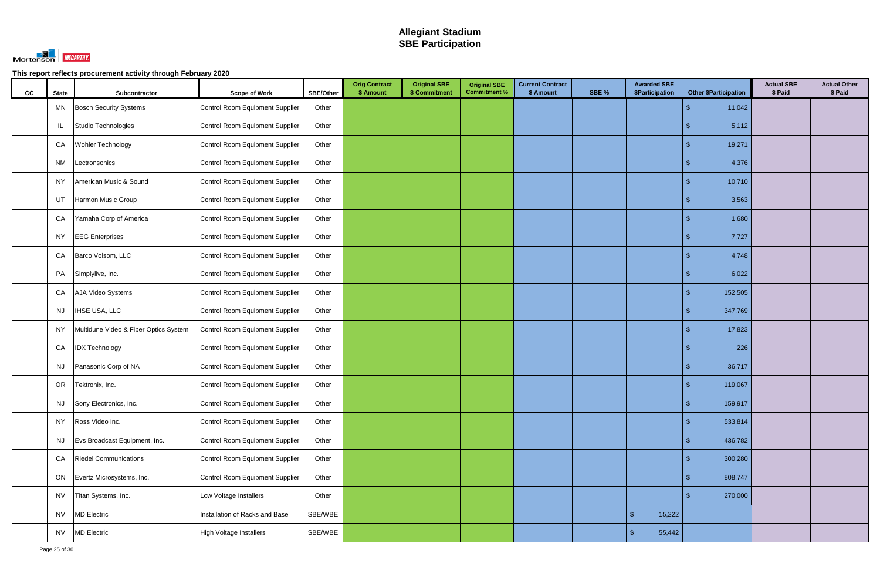# Allegiant Stadium
# SBE Participation

Mortenson | McCARTHY

**This report reflects procurement activity through February 2020**

| CC | State | Subcontractor | Scope of Work | SBE/Other | Orig Contract $ Amount | Original SBE $ Commitment | Original SBE Commitment % | Current Contract $ Amount | SBE % | Awarded SBE $Participation | Other $Participation | Actual SBE $ Paid | Actual Other $ Paid |
|---|---|---|---|---|---|---|---|---|---|---|---|---|---|
| | MN | Bosch Security Systems | Control Room Equipment Supplier | Other | | | | | | | $ 11,042 | | |
| | IL | Studio Technologies | Control Room Equipment Supplier | Other | | | | | | | $ 5,112 | | |
| | CA | Wohler Technology | Control Room Equipment Supplier | Other | | | | | | | $ 19,271 | | |
| | NM | Lectronsonics | Control Room Equipment Supplier | Other | | | | | | | $ 4,376 | | |
| | NY | American Music & Sound | Control Room Equipment Supplier | Other | | | | | | | $ 10,710 | | |
| | UT | Harmon Music Group | Control Room Equipment Supplier | Other | | | | | | | $ 3,563 | | |
| | CA | Yamaha Corp of America | Control Room Equipment Supplier | Other | | | | | | | $ 1,680 | | |
| | NY | EEG Enterprises | Control Room Equipment Supplier | Other | | | | | | | $ 7,727 | | |
| | CA | Barco Volsom, LLC | Control Room Equipment Supplier | Other | | | | | | | $ 4,748 | | |
| | PA | Simplylive, Inc. | Control Room Equipment Supplier | Other | | | | | | | $ 6,022 | | |
| | CA | AJA Video Systems | Control Room Equipment Supplier | Other | | | | | | | $ 152,505 | | |
| | NJ | IHSE USA, LLC | Control Room Equipment Supplier | Other | | | | | | | $ 347,769 | | |
| | NY | Multidune Video & Fiber Optics System | Control Room Equipment Supplier | Other | | | | | | | $ 17,823 | | |
| | CA | IDX Technology | Control Room Equipment Supplier | Other | | | | | | | $ 226 | | |
| | NJ | Panasonic Corp of NA | Control Room Equipment Supplier | Other | | | | | | | $ 36,717 | | |
| | OR | Tektronix, Inc. | Control Room Equipment Supplier | Other | | | | | | | $ 119,067 | | |
| | NJ | Sony Electronics, Inc. | Control Room Equipment Supplier | Other | | | | | | | $ 159,917 | | |
| | NY | Ross Video Inc. | Control Room Equipment Supplier | Other | | | | | | | $ 533,814 | | |
| | NJ | Evs Broadcast Equipment, Inc. | Control Room Equipment Supplier | Other | | | | | | | $ 436,782 | | |
| | CA | Riedel Communications | Control Room Equipment Supplier | Other | | | | | | | $ 300,280 | | |
| | ON | Evertz Microsystems, Inc. | Control Room Equipment Supplier | Other | | | | | | | $ 808,747 | | |
| | NV | Titan Systems, Inc. | Low Voltage Installers | Other | | | | | | | $ 270,000 | | |
| | NV | MD Electric | Installation of Racks and Base | SBE/WBE | | | | | | $ 15,222 | | | |
| | NV | MD Electric | High Voltage Installers | SBE/WBE | | | | | | $ 55,442 | | | |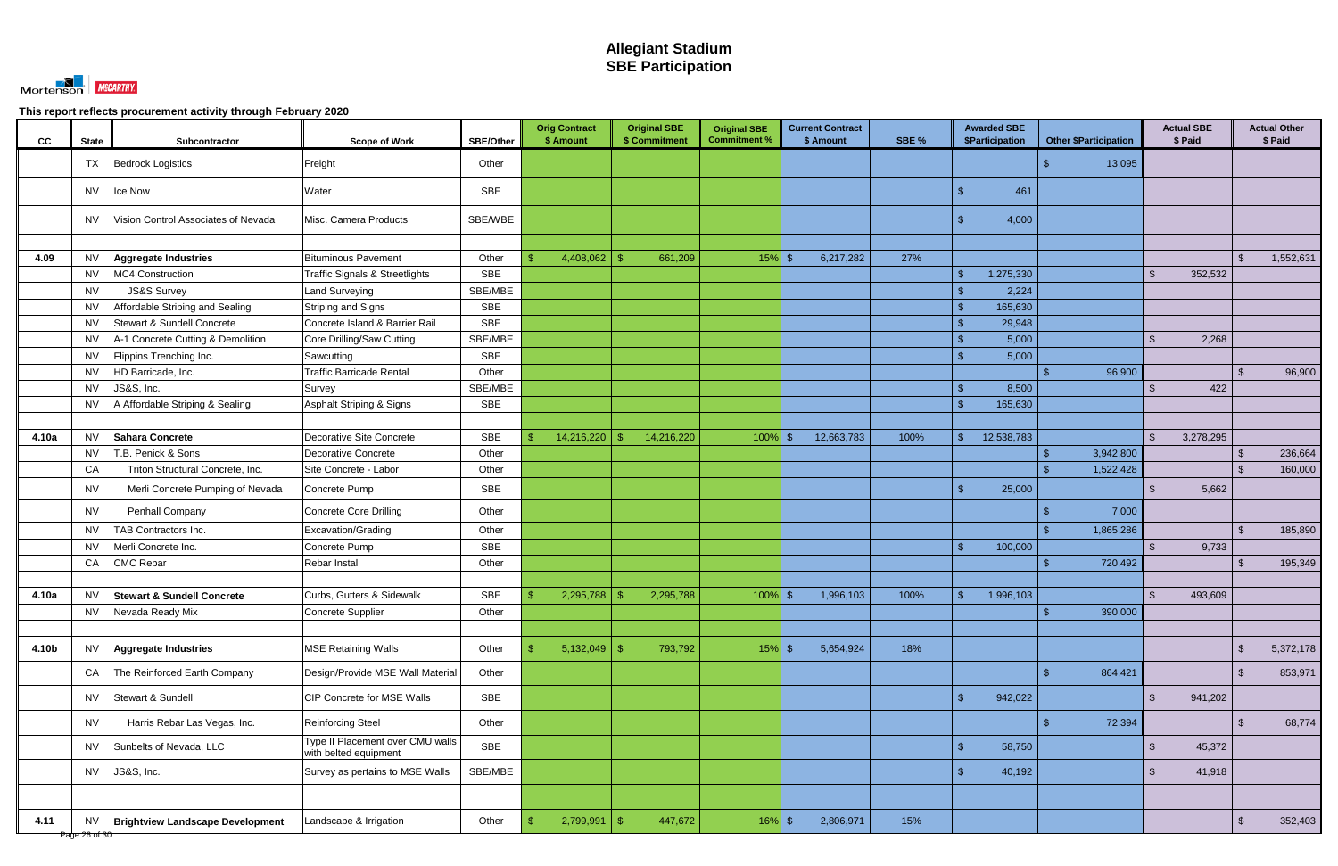# Allegiant Stadium
# SBE Participation

This report reflects procurement activity through February 2020

| CC | State | Subcontractor | Scope of Work | SBE/Other | Orig Contract $ Amount | Original SBE $ Commitment | Original SBE Commitment % | Current Contract $ Amount | SBE % | Awarded SBE $Participation | Other $Participation | Actual SBE $ Paid | Actual Other $ Paid |
|---|---|---|---|---|---|---|---|---|---|---|---|---|---|
| | TX | Bedrock Logistics | Freight | Other | | | | | | | $ 13,095 | | |
| | NV | Ice Now | Water | SBE | | | | | | $ 461 | | | |
| | NV | Vision Control Associates of Nevada | Misc. Camera Products | SBE/WBE | | | | | | $ 4,000 | | | |
| | | | | | | | | | | | | | |
| 4.09 | NV | **Aggregate Industries** | Bituminous Pavement | Other | $ 4,408,062 | $ 661,209 | 15% | $ 6,217,282 | 27% | | | | $ 1,552,631 |
| | NV | MC4 Construction | Traffic Signals & Streetlights | SBE | | | | | | $ 1,275,330 | | $ 352,532 | |
| | NV | JS&S Survey | Land Surveying | SBE/MBE | | | | | | $ 2,224 | | | |
| | NV | Affordable Striping and Sealing | Striping and Signs | SBE | | | | | | $ 165,630 | | | |
| | NV | Stewart & Sundell Concrete | Concrete Island & Barrier Rail | SBE | | | | | | $ 29,948 | | | |
| | NV | A-1 Concrete Cutting & Demolition | Core Drilling/Saw Cutting | SBE/MBE | | | | | | $ 5,000 | | $ 2,268 | |
| | NV | Flippins Trenching Inc. | Sawcutting | SBE | | | | | | $ 5,000 | | | |
| | NV | HD Barricade, Inc. | Traffic Barricade Rental | Other | | | | | | | $ 96,900 | | $ 96,900 |
| | NV | JS&S, Inc. | Survey | SBE/MBE | | | | | | $ 8,500 | | $ 422 | |
| | NV | A Affordable Striping & Sealing | Asphalt Striping & Signs | SBE | | | | | | $ 165,630 | | | |
| | | | | | | | | | | | | | |
| 4.10a | NV | **Sahara Concrete** | Decorative Site Concrete | SBE | $ 14,216,220 | $ 14,216,220 | 100% | $ 12,663,783 | 100% | $ 12,538,783 | | $ 3,278,295 | |
| | NV | T.B. Penick & Sons | Decorative Concrete | Other | | | | | | | $ 3,942,800 | | $ 236,664 |
| | CA | Triton Structural Concrete, Inc. | Site Concrete - Labor | Other | | | | | | | $ 1,522,428 | | $ 160,000 |
| | NV | Merli Concrete Pumping of Nevada | Concrete Pump | SBE | | | | | | $ 25,000 | | $ 5,662 | |
| | NV | Penhall Company | Concrete Core Drilling | Other | | | | | | | $ 7,000 | | |
| | NV | TAB Contractors Inc. | Excavation/Grading | Other | | | | | | | $ 1,865,286 | | $ 185,890 |
| | NV | Merli Concrete Inc. | Concrete Pump | SBE | | | | | | $ 100,000 | | $ 9,733 | |
| | CA | CMC Rebar | Rebar Install | Other | | | | | | | $ 720,492 | | $ 195,349 |
| | | | | | | | | | | | | | |
| 4.10a | NV | **Stewart & Sundell Concrete** | Curbs, Gutters & Sidewalk | SBE | $ 2,295,788 | $ 2,295,788 | 100% | $ 1,996,103 | 100% | $ 1,996,103 | | $ 493,609 | |
| | NV | Nevada Ready Mix | Concrete Supplier | Other | | | | | | | $ 390,000 | | |
| | | | | | | | | | | | | | |
| 4.10b | NV | **Aggregate Industries** | MSE Retaining Walls | Other | $ 5,132,049 | $ 793,792 | 15% | $ 5,654,924 | 18% | | | | $ 5,372,178 |
| | CA | The Reinforced Earth Company | Design/Provide MSE Wall Material | Other | | | | | | | $ 864,421 | | $ 853,971 |
| | NV | Stewart & Sundell | CIP Concrete for MSE Walls | SBE | | | | | | $ 942,022 | | $ 941,202 | |
| | NV | Harris Rebar Las Vegas, Inc. | Reinforcing Steel | Other | | | | | | | $ 72,394 | | $ 68,774 |
| | NV | Sunbelts of Nevada, LLC | Type II Placement over CMU walls with belted equipment | SBE | | | | | | $ 58,750 | | $ 45,372 | |
| | NV | JS&S, Inc. | Survey as pertains to MSE Walls | SBE/MBE | | | | | | $ 40,192 | | $ 41,918 | |
| | | | | | | | | | | | | | |
| 4.11 | NV | **Brightview Landscape Development** | Landscape & Irrigation | Other | $ 2,799,991 | $ 447,672 | 16% | $ 2,806,971 | 15% | | | | $ 352,403 |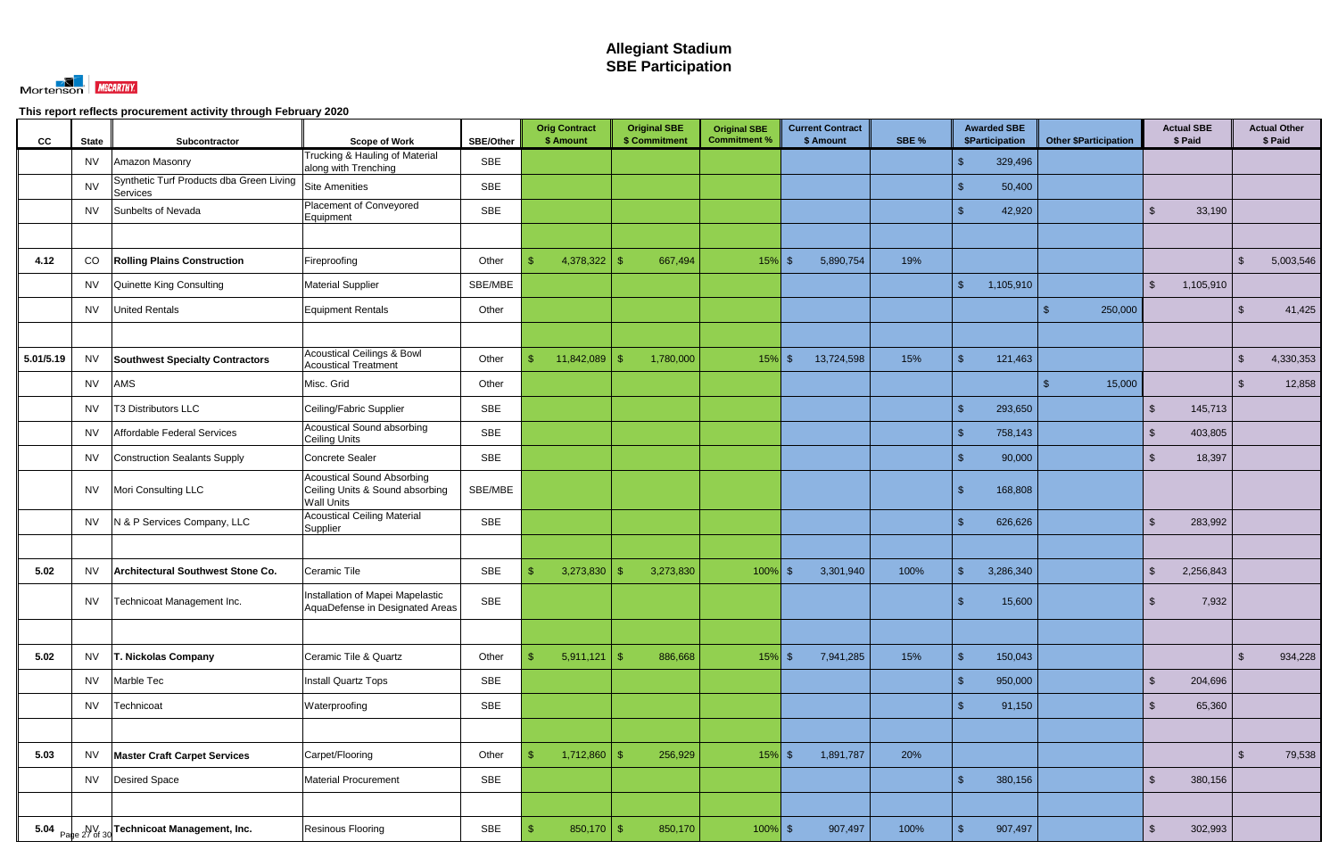# Allegiant Stadium
# SBE Participation

This report reflects procurement activity through February 2020

| CC | State | Subcontractor | Scope of Work | SBE/Other | Orig Contract $ Amount | Original SBE $ Commitment | Original SBE Commitment % | Current Contract $ Amount | SBE % | Awarded SBE $Participation | Other $Participation | Actual SBE $ Paid | Actual Other $ Paid |
|---|---|---|---|---|---|---|---|---|---|---|---|---|---|
| | NV | Amazon Masonry | Trucking & Hauling of Material along with Trenching | SBE | | | | | | $ 329,496 | | | |
| | NV | Synthetic Turf Products dba Green Living Services | Site Amenities | SBE | | | | | | $ 50,400 | | | |
| | NV | Sunbelts of Nevada | Placement of Conveyored Equipment | SBE | | | | | | $ 42,920 | | $ 33,190 | |
| | | | | | | | | | | | | | |
| **4.12** | CO | **Rolling Plains Construction** | Fireproofing | Other | $ 4,378,322 | $ 667,494 | 15% | $ 5,890,754 | 19% | | | | $ 5,003,546 |
| | NV | Quinette King Consulting | Material Supplier | SBE/MBE | | | | | | $ 1,105,910 | | $ 1,105,910 | |
| | NV | United Rentals | Equipment Rentals | Other | | | | | | | $ 250,000 | | $ 41,425 |
| | | | | | | | | | | | | | |
| **5.01/5.19** | NV | **Southwest Specialty Contractors** | Acoustical Ceilings & Bowl Acoustical Treatment | Other | $ 11,842,089 | $ 1,780,000 | 15% | $ 13,724,598 | 15% | $ 121,463 | | | $ 4,330,353 |
| | NV | AMS | Misc. Grid | Other | | | | | | | $ 15,000 | | $ 12,858 |
| | NV | T3 Distributors LLC | Ceiling/Fabric Supplier | SBE | | | | | | $ 293,650 | | $ 145,713 | |
| | NV | Affordable Federal Services | Acoustical Sound absorbing Ceiling Units | SBE | | | | | | $ 758,143 | | $ 403,805 | |
| | NV | Construction Sealants Supply | Concrete Sealer | SBE | | | | | | $ 90,000 | | $ 18,397 | |
| | NV | Mori Consulting LLC | Acoustical Sound Absorbing Ceiling Units & Sound absorbing Wall Units | SBE/MBE | | | | | | $ 168,808 | | | |
| | NV | N & P Services Company, LLC | Acoustical Ceiling Material Supplier | SBE | | | | | | $ 626,626 | | $ 283,992 | |
| | | | | | | | | | | | | | |
| **5.02** | NV | **Architectural Southwest Stone Co.** | Ceramic Tile | SBE | $ 3,273,830 | $ 3,273,830 | 100% | $ 3,301,940 | 100% | $ 3,286,340 | | $ 2,256,843 | |
| | NV | Technicoat Management Inc. | Installation of Mapei Mapelastic AquaDefense in Designated Areas | SBE | | | | | | $ 15,600 | | $ 7,932 | |
| | | | | | | | | | | | | | |
| **5.02** | NV | **T. Nickolas Company** | Ceramic Tile & Quartz | Other | $ 5,911,121 | $ 886,668 | 15% | $ 7,941,285 | 15% | $ 150,043 | | | $ 934,228 |
| | NV | Marble Tec | Install Quartz Tops | SBE | | | | | | $ 950,000 | | $ 204,696 | |
| | NV | Technicoat | Waterproofing | SBE | | | | | | $ 91,150 | | $ 65,360 | |
| | | | | | | | | | | | | | |
| **5.03** | NV | **Master Craft Carpet Services** | Carpet/Flooring | Other | $ 1,712,860 | $ 256,929 | 15% | $ 1,891,787 | 20% | | | | $ 79,538 |
| | NV | Desired Space | Material Procurement | SBE | | | | | | $ 380,156 | | $ 380,156 | |
| | | | | | | | | | | | | | |
| **5.04** | NV | **Technicoat Management, Inc.** | Resinous Flooring | SBE | $ 850,170 | $ 850,170 | 100% | $ 907,497 | 100% | $ 907,497 | | $ 302,993 | |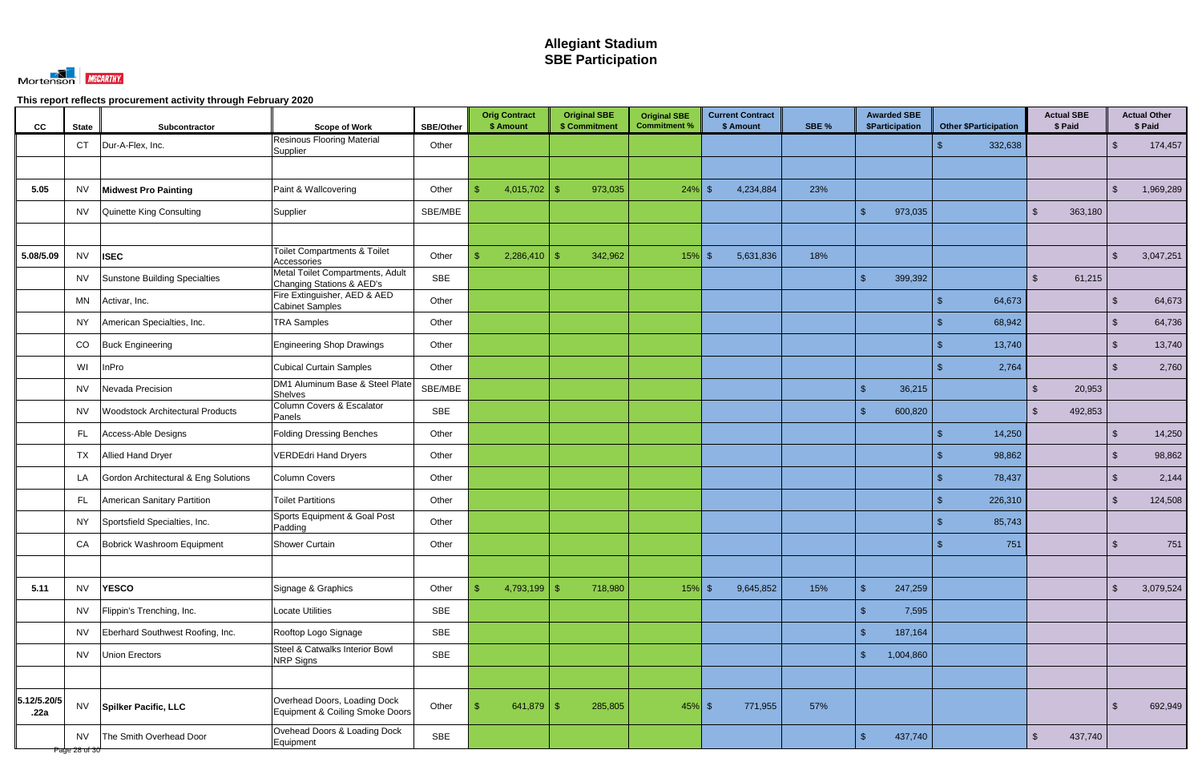# Allegiant Stadium
# SBE Participation

Mortenson McCARTHY

**This report reflects procurement activity through February 2020**

| CC | State | Subcontractor | Scope of Work | SBE/Other | Orig Contract $ Amount | Original SBE $ Commitment | Original SBE Commitment % | Current Contract $ Amount | SBE % | Awarded SBE $Participation | Other $Participation | Actual SBE $ Paid | Actual Other $ Paid |
|---|---|---|---|---|---|---|---|---|---|---|---|---|---|
| | CT | Dur-A-Flex, Inc. | Resinous Flooring Material Supplier | Other | | | | | | | $ 332,638 | | $ 174,457 |
| | | | | | | | | | | | | | |
| 5.05 | NV | **Midwest Pro Painting** | Paint & Wallcovering | Other | $ 4,015,702 | $ 973,035 | 24% | $ 4,234,884 | 23% | | | | $ 1,969,289 |
| | NV | Quinette King Consulting | Supplier | SBE/MBE | | | | | | $ 973,035 | | $ 363,180 | |
| | | | | | | | | | | | | | |
| 5.08/5.09 | NV | **ISEC** | Toilet Compartments & Toilet Accessories | Other | $ 2,286,410 | $ 342,962 | 15% | $ 5,631,836 | 18% | | | | $ 3,047,251 |
| | NV | Sunstone Building Specialties | Metal Toilet Compartments, Adult Changing Stations & AED's | SBE | | | | | | $ 399,392 | | $ 61,215 | |
| | MN | Activar, Inc. | Fire Extinguisher, AED & AED Cabinet Samples | Other | | | | | | | $ 64,673 | | $ 64,673 |
| | NY | American Specialties, Inc. | TRA Samples | Other | | | | | | | $ 68,942 | | $ 64,736 |
| | CO | Buck Engineering | Engineering Shop Drawings | Other | | | | | | | $ 13,740 | | $ 13,740 |
| | WI | InPro | Cubical Curtain Samples | Other | | | | | | | $ 2,764 | | $ 2,760 |
| | NV | Nevada Precision | DM1 Aluminum Base & Steel Plate Shelves | SBE/MBE | | | | | | $ 36,215 | | $ 20,953 | |
| | NV | Woodstock Architectural Products | Column Covers & Escalator Panels | SBE | | | | | | $ 600,820 | | $ 492,853 | |
| | FL | Access-Able Designs | Folding Dressing Benches | Other | | | | | | | $ 14,250 | | $ 14,250 |
| | TX | Allied Hand Dryer | VERDEdri Hand Dryers | Other | | | | | | | $ 98,862 | | $ 98,862 |
| | LA | Gordon Architectural & Eng Solutions | Column Covers | Other | | | | | | | $ 78,437 | | $ 2,144 |
| | FL | American Sanitary Partition | Toilet Partitions | Other | | | | | | | $ 226,310 | | $ 124,508 |
| | NY | Sportsfield Specialties, Inc. | Sports Equipment & Goal Post Padding | Other | | | | | | | $ 85,743 | | |
| | CA | Bobrick Washroom Equipment | Shower Curtain | Other | | | | | | | $ 751 | | $ 751 |
| | | | | | | | | | | | | | |
| 5.11 | NV | **YESCO** | Signage & Graphics | Other | $ 4,793,199 | $ 718,980 | 15% | $ 9,645,852 | 15% | $ 247,259 | | | $ 3,079,524 |
| | NV | Flippin's Trenching, Inc. | Locate Utilities | SBE | | | | | | $ 7,595 | | | |
| | NV | Eberhard Southwest Roofing, Inc. | Rooftop Logo Signage | SBE | | | | | | $ 187,164 | | | |
| | NV | Union Erectors | Steel & Catwalks Interior Bowl NRP Signs | SBE | | | | | | $ 1,004,860 | | | |
| | | | | | | | | | | | | | |
| 5.12/5.20/5.22a | NV | **Spilker Pacific, LLC** | Overhead Doors, Loading Dock Equipment & Coiling Smoke Doors | Other | $ 641,879 | $ 285,805 | 45% | $ 771,955 | 57% | | | | $ 692,949 |
| | NV | The Smith Overhead Door | Ovehead Doors & Loading Dock Equipment | SBE | | | | | | $ 437,740 | | $ 437,740 | |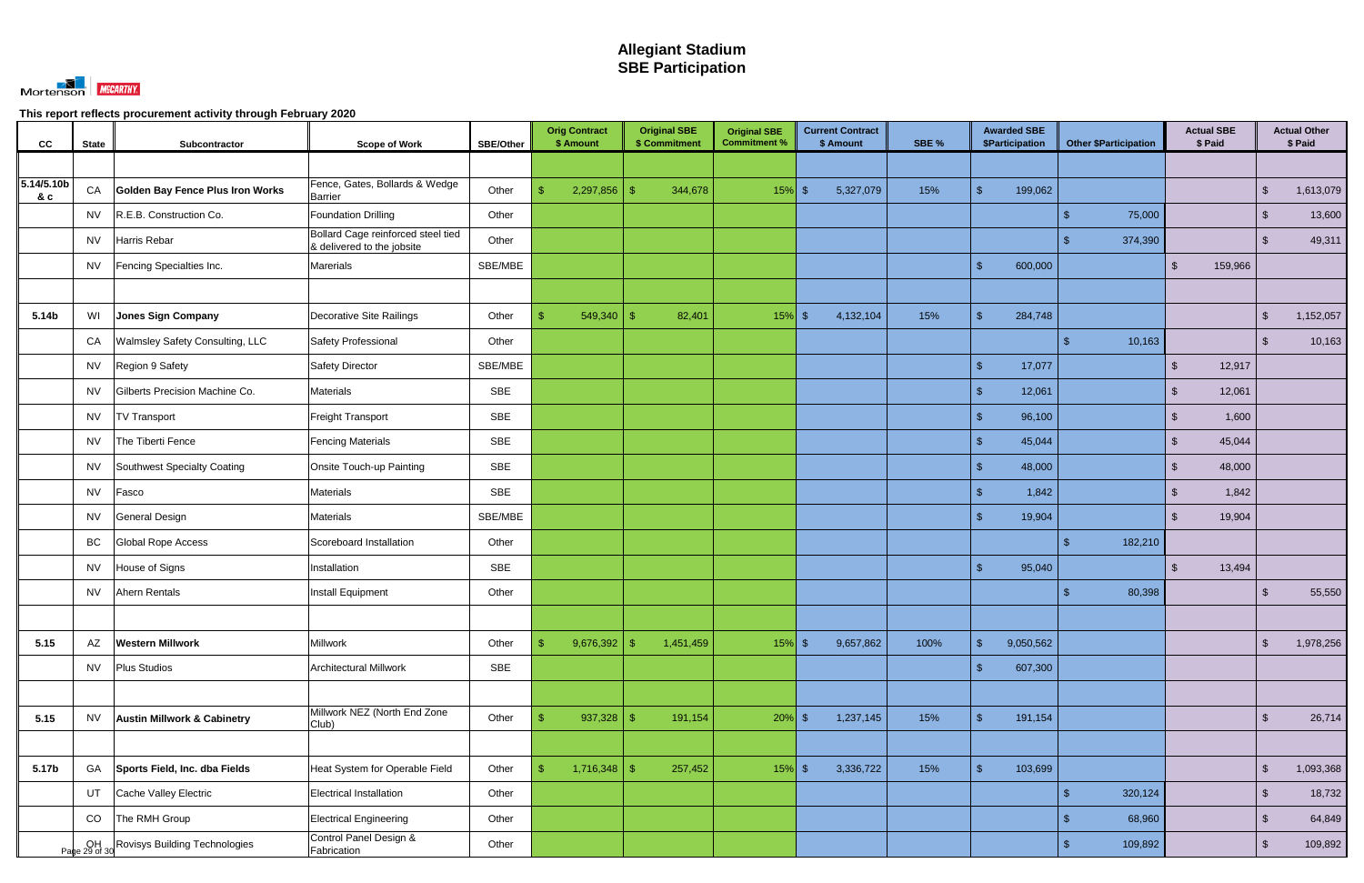# Allegiant Stadium
# SBE Participation

Mortenson | McCARTHY

**This report reflects procurement activity through February 2020**

| CC | State | Subcontractor | Scope of Work | SBE/Other | Orig Contract $ Amount | Original SBE $ Commitment | Original SBE Commitment % | Current Contract $ Amount | SBE % | Awarded SBE $Participation | Other $Participation | Actual SBE $ Paid | Actual Other $ Paid |
|---|---|---|---|---|---|---|---|---|---|---|---|---|---|
| | | | | | | | | | | | | | |
| 5.14/5.10b & c | CA | **Golden Bay Fence Plus Iron Works** | Fence, Gates, Bollards & Wedge Barrier | Other | $ 2,297,856 | $ 344,678 | 15% | $ 5,327,079 | 15% | $ 199,062 | | | $ 1,613,079 |
| | NV | R.E.B. Construction Co. | Foundation Drilling | Other | | | | | | | $ 75,000 | | $ 13,600 |
| | NV | Harris Rebar | Bollard Cage reinforced steel tied & delivered to the jobsite | Other | | | | | | | $ 374,390 | | $ 49,311 |
| | NV | Fencing Specialties Inc. | Marerials | SBE/MBE | | | | | | $ 600,000 | | $ 159,966 | |
| | | | | | | | | | | | | | |
| 5.14b | WI | **Jones Sign Company** | Decorative Site Railings | Other | $ 549,340 | $ 82,401 | 15% | $ 4,132,104 | 15% | $ 284,748 | | | $ 1,152,057 |
| | CA | Walmsley Safety Consulting, LLC | Safety Professional | Other | | | | | | | $ 10,163 | | $ 10,163 |
| | NV | Region 9 Safety | Safety Director | SBE/MBE | | | | | | $ 17,077 | | $ 12,917 | |
| | NV | Gilberts Precision Machine Co. | Materials | SBE | | | | | | $ 12,061 | | $ 12,061 | |
| | NV | TV Transport | Freight Transport | SBE | | | | | | $ 96,100 | | $ 1,600 | |
| | NV | The Tiberti Fence | Fencing Materials | SBE | | | | | | $ 45,044 | | $ 45,044 | |
| | NV | Southwest Specialty Coating | Onsite Touch-up Painting | SBE | | | | | | $ 48,000 | | $ 48,000 | |
| | NV | Fasco | Materials | SBE | | | | | | $ 1,842 | | $ 1,842 | |
| | NV | General Design | Materials | SBE/MBE | | | | | | $ 19,904 | | $ 19,904 | |
| | BC | Global Rope Access | Scoreboard Installation | Other | | | | | | | $ 182,210 | | |
| | NV | House of Signs | Installation | SBE | | | | | | $ 95,040 | | $ 13,494 | |
| | NV | Ahern Rentals | Install Equipment | Other | | | | | | | $ 80,398 | | $ 55,550 |
| | | | | | | | | | | | | | |
| 5.15 | AZ | **Western Millwork** | Millwork | Other | $ 9,676,392 | $ 1,451,459 | 15% | $ 9,657,862 | 100% | $ 9,050,562 | | | $ 1,978,256 |
| | NV | Plus Studios | Architectural Millwork | SBE | | | | | | $ 607,300 | | | |
| | | | | | | | | | | | | | |
| 5.15 | NV | **Austin Millwork & Cabinetry** | Millwork NEZ (North End Zone Club) | Other | $ 937,328 | $ 191,154 | 20% | $ 1,237,145 | 15% | $ 191,154 | | | $ 26,714 |
| | | | | | | | | | | | | | |
| 5.17b | GA | **Sports Field, Inc. dba Fields** | Heat System for Operable Field | Other | $ 1,716,348 | $ 257,452 | 15% | $ 3,336,722 | 15% | $ 103,699 | | | $ 1,093,368 |
| | UT | Cache Valley Electric | Electrical Installation | Other | | | | | | | $ 320,124 | | $ 18,732 |
| | CO | The RMH Group | Electrical Engineering | Other | | | | | | | $ 68,960 | | $ 64,849 |
| | OH | Rovisys Building Technologies | Control Panel Design & Fabrication | Other | | | | | | | $ 109,892 | | $ 109,892 |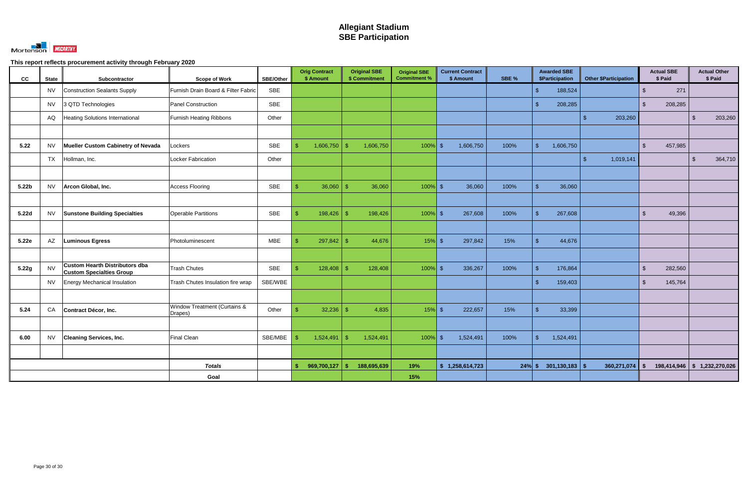# Allegiant Stadium
# SBE Participation

**This report reflects procurement activity through February 2020**

| CC | State | Subcontractor | Scope of Work | SBE/Other | Orig Contract $ Amount | Original SBE $ Commitment | Original SBE Commitment % | Current Contract $ Amount | SBE % | Awarded SBE $Participation | Other $Participation | Actual SBE $ Paid | Actual Other $ Paid |
|---|---|---|---|---|---|---|---|---|---|---|---|---|---|
| | NV | Construction Sealants Supply | Furnish Drain Board & Filter Fabric | SBE | | | | | | $ 188,524 | | $ 271 | |
| | NV | 3 QTD Technologies | Panel Construction | SBE | | | | | | $ 208,285 | | $ 208,285 | |
| | AQ | Heating Solutions International | Furnish Heating Ribbons | Other | | | | | | | $ 203,260 | | $ 203,260 |
| | | | | | | | | | | | | | |
| 5.22 | NV | **Mueller Custom Cabinetry of Nevada** | Lockers | SBE | $ 1,606,750 | $ 1,606,750 | 100% | $ 1,606,750 | 100% | $ 1,606,750 | | $ 457,985 | |
| | TX | Hollman, Inc. | Locker Fabrication | Other | | | | | | | $ 1,019,141 | | $ 364,710 |
| | | | | | | | | | | | | | |
| 5.22b | NV | **Arcon Global, Inc.** | Access Flooring | SBE | $ 36,060 | $ 36,060 | 100% | $ 36,060 | 100% | $ 36,060 | | | |
| | | | | | | | | | | | | | |
| 5.22d | NV | **Sunstone Building Specialties** | Operable Partitions | SBE | $ 198,426 | $ 198,426 | 100% | $ 267,608 | 100% | $ 267,608 | | $ 49,396 | |
| | | | | | | | | | | | | | |
| 5.22e | AZ | **Luminous Egress** | Photoluminescent | MBE | $ 297,842 | $ 44,676 | 15% | $ 297,842 | 15% | $ 44,676 | | | |
| | | | | | | | | | | | | | |
| 5.22g | NV | **Custom Hearth Distributors dba Custom Specialties Group** | Trash Chutes | SBE | $ 128,408 | $ 128,408 | 100% | $ 336,267 | 100% | $ 176,864 | | $ 282,560 | |
| | NV | Energy Mechanical Insulation | Trash Chutes Insulation fire wrap | SBE/WBE | | | | | | $ 159,403 | | $ 145,764 | |
| | | | | | | | | | | | | | |
| 5.24 | CA | **Contract Décor, Inc.** | Window Treatment (Curtains & Drapes) | Other | $ 32,236 | $ 4,835 | 15% | $ 222,657 | 15% | $ 33,399 | | | |
| | | | | | | | | | | | | | |
| 6.00 | NV | **Cleaning Services, Inc.** | Final Clean | SBE/MBE | $ 1,524,491 | $ 1,524,491 | 100% | $ 1,524,491 | 100% | $ 1,524,491 | | | |
| | | | | | | | | | | | | | |
| | | | ***Totals*** | | **$ 969,700,127** | **$ 188,695,639** | **19%** | **$ 1,258,614,723** | **24%** | **$ 301,130,183** | **$ 360,271,074** | **$ 198,414,946** | **$ 1,232,270,026** |
| | | | **Goal** | | | | **15%** | | | | | | |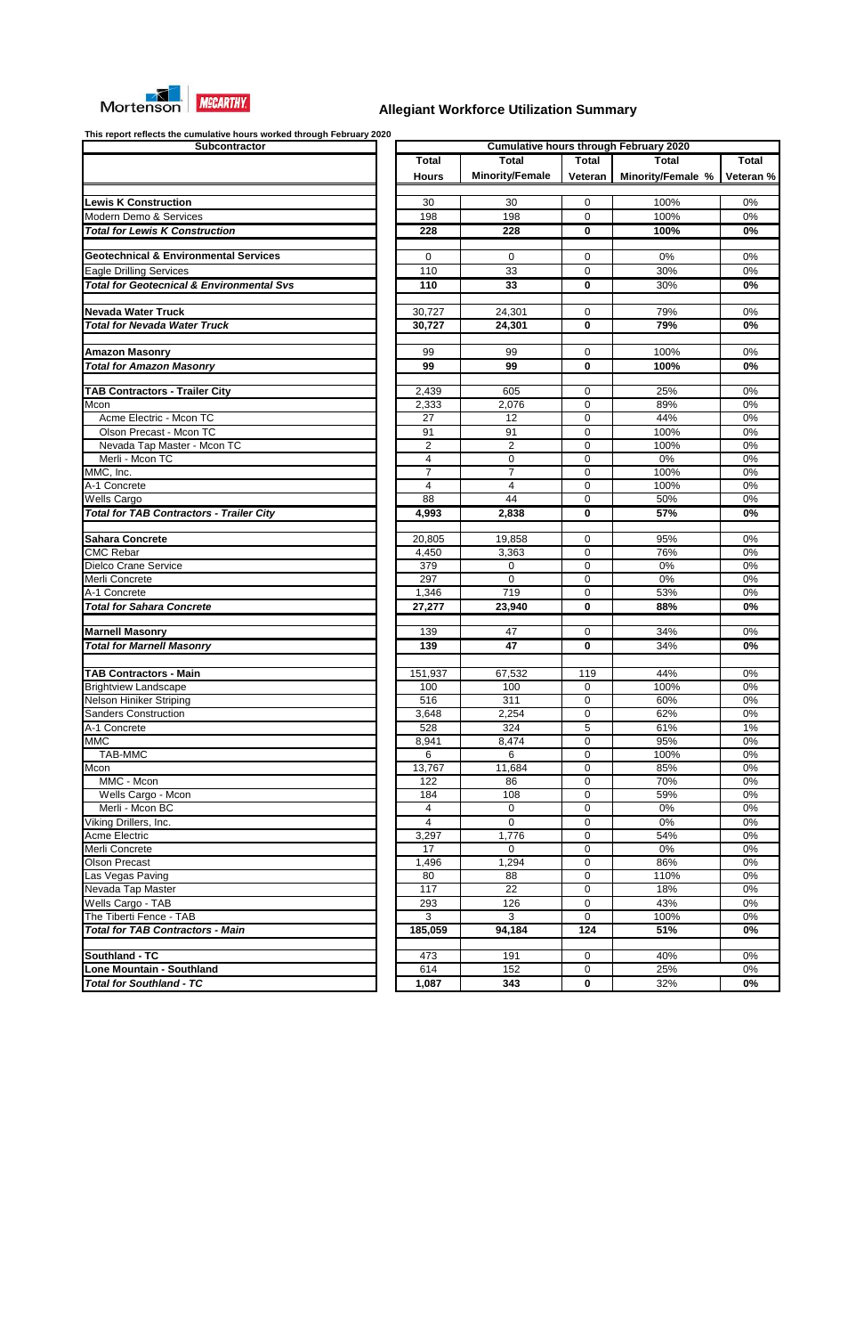Mortenson | McCARTHY

## Allegiant Workforce Utilization Summary

**This report reflects the cumulative hours worked through February 2020**

| Subcontractor | Cumulative hours through February 2020 | | | | |
|---|---|---|---|---|---|
| | **Total Hours** | **Total Minority/Female** | **Total Veteran** | **Total Minority/Female %** | **Total Veteran %** |
| **Lewis K Construction** | 30 | 30 | 0 | 100% | 0% |
| Modern Demo & Services | 198 | 198 | 0 | 100% | 0% |
| ***Total for Lewis K Construction*** | **228** | **228** | **0** | **100%** | **0%** |
| **Geotechnical & Environmental Services** | 0 | 0 | 0 | 0% | 0% |
| Eagle Drilling Services | 110 | 33 | 0 | 30% | 0% |
| ***Total for Geotecnical & Environmental Svs*** | **110** | **33** | **0** | 30% | **0%** |
| **Nevada Water Truck** | 30,727 | 24,301 | 0 | 79% | 0% |
| ***Total for Nevada Water Truck*** | **30,727** | **24,301** | **0** | **79%** | **0%** |
| **Amazon Masonry** | 99 | 99 | 0 | 100% | 0% |
| ***Total for Amazon Masonry*** | **99** | **99** | **0** | **100%** | **0%** |
| **TAB Contractors - Trailer City** | 2,439 | 605 | 0 | 25% | 0% |
| Mcon | 2,333 | 2,076 | 0 | 89% | 0% |
| Acme Electric - Mcon TC | 27 | 12 | 0 | 44% | 0% |
| Olson Precast - Mcon TC | 91 | 91 | 0 | 100% | 0% |
| Nevada Tap Master - Mcon TC | 2 | 2 | 0 | 100% | 0% |
| Merli - Mcon TC | 4 | 0 | 0 | 0% | 0% |
| MMC, Inc. | 7 | 7 | 0 | 100% | 0% |
| A-1 Concrete | 4 | 4 | 0 | 100% | 0% |
| Wells Cargo | 88 | 44 | 0 | 50% | 0% |
| ***Total for TAB Contractors - Trailer City*** | **4,993** | **2,838** | **0** | **57%** | **0%** |
| **Sahara Concrete** | 20,805 | 19,858 | 0 | 95% | 0% |
| CMC Rebar | 4,450 | 3,363 | 0 | 76% | 0% |
| Dielco Crane Service | 379 | 0 | 0 | 0% | 0% |
| Merli Concrete | 297 | 0 | 0 | 0% | 0% |
| A-1 Concrete | 1,346 | 719 | 0 | 53% | 0% |
| ***Total for Sahara Concrete*** | **27,277** | **23,940** | **0** | **88%** | **0%** |
| **Marnell Masonry** | 139 | 47 | 0 | 34% | 0% |
| ***Total for Marnell Masonry*** | **139** | **47** | **0** | 34% | **0%** |
| **TAB Contractors - Main** | 151,937 | 67,532 | 119 | 44% | 0% |
| Brightview Landscape | 100 | 100 | 0 | 100% | 0% |
| Nelson Hiniker Striping | 516 | 311 | 0 | 60% | 0% |
| Sanders Construction | 3,648 | 2,254 | 0 | 62% | 0% |
| A-1 Concrete | 528 | 324 | 5 | 61% | 1% |
| MMC | 8,941 | 8,474 | 0 | 95% | 0% |
| TAB-MMC | 6 | 6 | 0 | 100% | 0% |
| Mcon | 13,767 | 11,684 | 0 | 85% | 0% |
| MMC - Mcon | 122 | 86 | 0 | 70% | 0% |
| Wells Cargo - Mcon | 184 | 108 | 0 | 59% | 0% |
| Merli - Mcon BC | 4 | 0 | 0 | 0% | 0% |
| Viking Drillers, Inc. | 4 | 0 | 0 | 0% | 0% |
| Acme Electric | 3,297 | 1,776 | 0 | 54% | 0% |
| Merli Concrete | 17 | 0 | 0 | 0% | 0% |
| Olson Precast | 1,496 | 1,294 | 0 | 86% | 0% |
| Las Vegas Paving | 80 | 88 | 0 | 110% | 0% |
| Nevada Tap Master | 117 | 22 | 0 | 18% | 0% |
| Wells Cargo - TAB | 293 | 126 | 0 | 43% | 0% |
| The Tiberti Fence - TAB | 3 | 3 | 0 | 100% | 0% |
| ***Total for TAB Contractors - Main*** | **185,059** | **94,184** | **124** | **51%** | **0%** |
| **Southland - TC** | 473 | 191 | 0 | 40% | 0% |
| **Lone Mountain - Southland** | 614 | 152 | 0 | 25% | 0% |
| ***Total for Southland - TC*** | **1,087** | **343** | **0** | 32% | **0%** |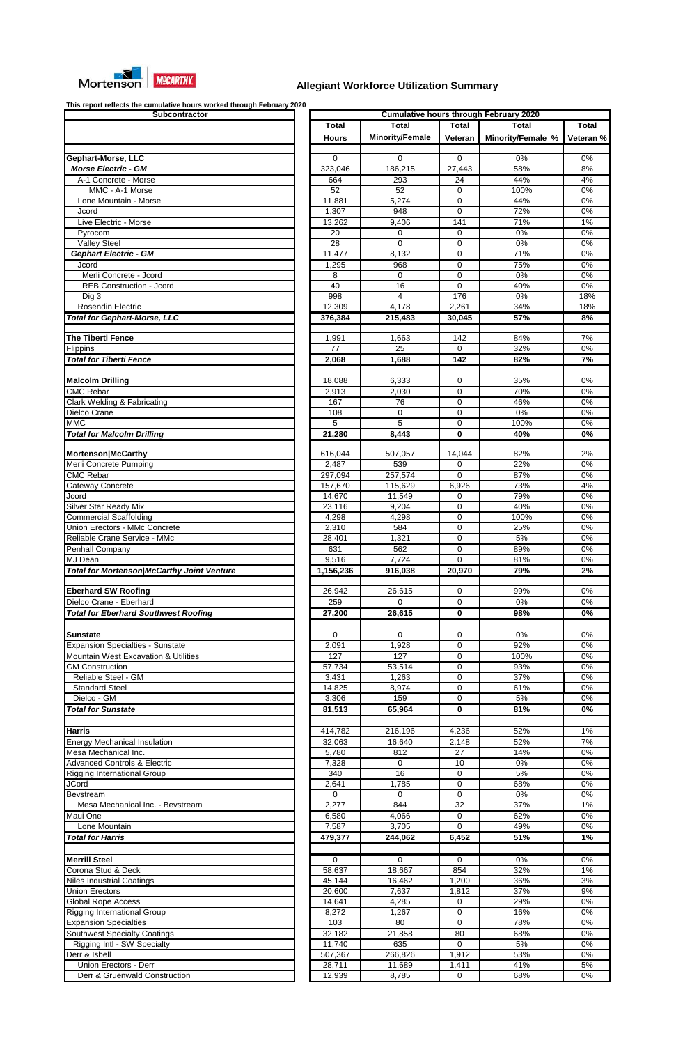Mortenson | McCARTHY

# Allegiant Workforce Utilization Summary

**This report reflects the cumulative hours worked through February 2020**

| Subcontractor | Cumulative hours through February 2020 | | | | |
|---|---|---|---|---|---|
| | **Total Hours** | **Total Minority/Female** | **Total Veteran** | **Total Minority/Female %** | **Total Veteran %** |
| **Gephart-Morse, LLC** | 0 | 0 | 0 | 0% | 0% |
| ***Morse Electric - GM*** | 323,046 | 186,215 | 27,443 | 58% | 8% |
| A-1 Concrete - Morse | 664 | 293 | 24 | 44% | 4% |
| MMC - A-1 Morse | 52 | 52 | 0 | 100% | 0% |
| Lone Mountain - Morse | 11,881 | 5,274 | 0 | 44% | 0% |
| Jcord | 1,307 | 948 | 0 | 72% | 0% |
| Live Electric - Morse | 13,262 | 9,406 | 141 | 71% | 1% |
| Pyrocom | 20 | 0 | 0 | 0% | 0% |
| Valley Steel | 28 | 0 | 0 | 0% | 0% |
| ***Gephart Electric - GM*** | 11,477 | 8,132 | 0 | 71% | 0% |
| Jcord | 1,295 | 968 | 0 | 75% | 0% |
| Merli Concrete - Jcord | 8 | 0 | 0 | 0% | 0% |
| REB Construction - Jcord | 40 | 16 | 0 | 40% | 0% |
| Dig 3 | 998 | 4 | 176 | 0% | 18% |
| Rosendin Electric | 12,309 | 4,178 | 2,261 | 34% | 18% |
| ***Total for Gephart-Morse, LLC*** | **376,384** | **215,483** | **30,045** | **57%** | **8%** |
| | | | | | |
| **The Tiberti Fence** | 1,991 | 1,663 | 142 | 84% | 7% |
| Flippins | 77 | 25 | 0 | 32% | 0% |
| ***Total for Tiberti Fence*** | **2,068** | **1,688** | **142** | **82%** | **7%** |
| | | | | | |
| **Malcolm Drilling** | 18,088 | 6,333 | 0 | 35% | 0% |
| CMC Rebar | 2,913 | 2,030 | 0 | 70% | 0% |
| Clark Welding & Fabricating | 167 | 76 | 0 | 46% | 0% |
| Dielco Crane | 108 | 0 | 0 | 0% | 0% |
| MMC | 5 | 5 | 0 | 100% | 0% |
| ***Total for Malcolm Drilling*** | **21,280** | **8,443** | **0** | **40%** | **0%** |
| | | | | | |
| **Mortenson\|McCarthy** | 616,044 | 507,057 | 14,044 | 82% | 2% |
| Merli Concrete Pumping | 2,487 | 539 | 0 | 22% | 0% |
| CMC Rebar | 297,094 | 257,574 | 0 | 87% | 0% |
| Gateway Concrete | 157,670 | 115,629 | 6,926 | 73% | 4% |
| Jcord | 14,670 | 11,549 | 0 | 79% | 0% |
| Silver Star Ready Mix | 23,116 | 9,204 | 0 | 40% | 0% |
| Commercial Scaffolding | 4,298 | 4,298 | 0 | 100% | 0% |
| Union Erectors - MMc Concrete | 2,310 | 584 | 0 | 25% | 0% |
| Reliable Crane Service - MMc | 28,401 | 1,321 | 0 | 5% | 0% |
| Penhall Company | 631 | 562 | 0 | 89% | 0% |
| MJ Dean | 9,516 | 7,724 | 0 | 81% | 0% |
| ***Total for Mortenson\|McCarthy Joint Venture*** | **1,156,236** | **916,038** | **20,970** | **79%** | **2%** |
| | | | | | |
| **Eberhard SW Roofing** | 26,942 | 26,615 | 0 | 99% | 0% |
| Dielco Crane - Eberhard | 259 | 0 | 0 | 0% | 0% |
| ***Total for Eberhard Southwest Roofing*** | **27,200** | **26,615** | **0** | **98%** | **0%** |
| | | | | | |
| **Sunstate** | 0 | 0 | 0 | 0% | 0% |
| Expansion Specialties - Sunstate | 2,091 | 1,928 | 0 | 92% | 0% |
| Mountain West Excavation & Utilities | 127 | 127 | 0 | 100% | 0% |
| GM Construction | 57,734 | 53,514 | 0 | 93% | 0% |
| Reliable Steel - GM | 3,431 | 1,263 | 0 | 37% | 0% |
| Standard Steel | 14,825 | 8,974 | 0 | 61% | 0% |
| Dielco - GM | 3,306 | 159 | 0 | 5% | 0% |
| ***Total for Sunstate*** | **81,513** | **65,964** | **0** | **81%** | **0%** |
| | | | | | |
| **Harris** | 414,782 | 216,196 | 4,236 | 52% | 1% |
| Energy Mechanical Insulation | 32,063 | 16,640 | 2,148 | 52% | 7% |
| Mesa Mechanical Inc. | 5,780 | 812 | 27 | 14% | 0% |
| Advanced Controls & Electric | 7,328 | 0 | 10 | 0% | 0% |
| Rigging International Group | 340 | 16 | 0 | 5% | 0% |
| JCord | 2,641 | 1,785 | 0 | 68% | 0% |
| Bevstream | 0 | 0 | 0 | 0% | 0% |
| Mesa Mechanical Inc. - Bevstream | 2,277 | 844 | 32 | 37% | 1% |
| Maui One | 6,580 | 4,066 | 0 | 62% | 0% |
| Lone Mountain | 7,587 | 3,705 | 0 | 49% | 0% |
| ***Total for Harris*** | **479,377** | **244,062** | **6,452** | **51%** | **1%** |
| | | | | | |
| **Merrill Steel** | 0 | 0 | 0 | 0% | 0% |
| Corona Stud & Deck | 58,637 | 18,667 | 854 | 32% | 1% |
| Niles Industrial Coatings | 45,144 | 16,462 | 1,200 | 36% | 3% |
| Union Erectors | 20,600 | 7,637 | 1,812 | 37% | 9% |
| Global Rope Access | 14,641 | 4,285 | 0 | 29% | 0% |
| Rigging International Group | 8,272 | 1,267 | 0 | 16% | 0% |
| Expansion Specialties | 103 | 80 | 0 | 78% | 0% |
| Southwest Specialty Coatings | 32,182 | 21,858 | 80 | 68% | 0% |
| Rigging Intl - SW Specialty | 11,740 | 635 | 0 | 5% | 0% |
| Derr & Isbell | 507,367 | 266,826 | 1,912 | 53% | 0% |
| Union Erectors - Derr | 28,711 | 11,689 | 1,411 | 41% | 5% |
| Derr & Gruenwald Construction | 12,939 | 8,785 | 0 | 68% | 0% |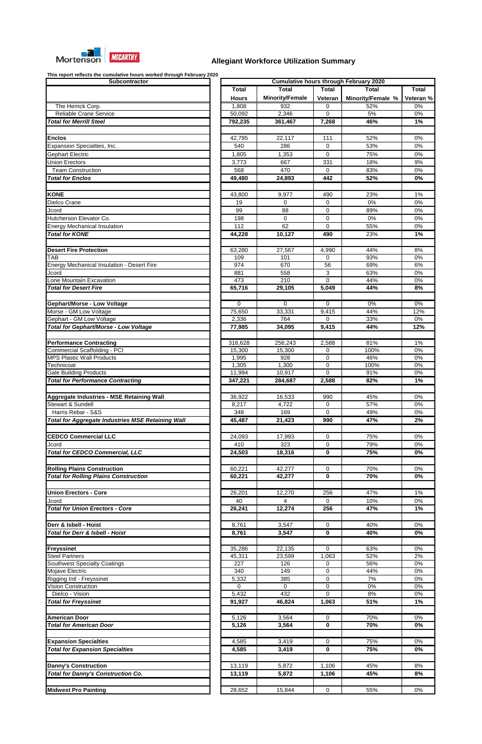Mortenson | McCARTHY

## Allegiant Workforce Utilization Summary

**This report reflects the cumulative hours worked through February 2020**

| Subcontractor | Cumulative hours through February 2020 | | | | |
|---|---|---|---|---|---|
| | **Total Hours** | **Total Minority/Female** | **Total Veteran** | **Total Minority/Female %** | **Total Veteran %** |
| The Herrick Corp. | 1,808 | 932 | 0 | 52% | 0% |
| Reliable Crane Service | 50,092 | 2,346 | 0 | 5% | 0% |
| ***Total for Merrill Steel*** | **792,235** | **361,467** | **7,268** | **46%** | **1%** |
| | | | | | |
| **Enclos** | 42,795 | 22,117 | 111 | 52% | 0% |
| Expansion Specialties, Inc. | 540 | 286 | 0 | 53% | 0% |
| Gephart Electric | 1,805 | 1,353 | 0 | 75% | 0% |
| Union Erectors | 3,773 | 667 | 331 | 18% | 9% |
| Team Construction | 568 | 470 | 0 | 83% | 0% |
| ***Total for Enclos*** | **49,480** | **24,893** | **442** | **52%** | **0%** |
| | | | | | |
| **KONE** | 43,800 | 9,977 | 490 | 23% | 1% |
| Dielco Crane | 19 | 0 | 0 | 0% | 0% |
| Jcord | 99 | 88 | 0 | 89% | 0% |
| Hutcherson Elevator Co. | 198 | 0 | 0 | 0% | 0% |
| Energy Mechanical Insulation | 112 | 62 | 0 | 55% | 0% |
| ***Total for KONE*** | **44,228** | **10,127** | **490** | **23%** | **1%** |
| | | | | | |
| **Desert Fire Protection** | 63,280 | 27,567 | 4,990 | 44% | 8% |
| TAB | 109 | 101 | 0 | 93% | 0% |
| Energy Mechanical Insulation - Desert Fire | 974 | 670 | 56 | 69% | 6% |
| Jcord | 881 | 558 | 3 | 63% | 0% |
| Lone Mountain Excavation | 473 | 210 | 0 | 44% | 0% |
| ***Total for Desert Fire*** | **65,716** | **29,105** | **5,049** | **44%** | **8%** |
| | | | | | |
| **Gephart/Morse - Low Voltage** | 0 | 0 | 0 | 0% | 0% |
| Morse - GM Low Voltage | 75,650 | 33,331 | 9,415 | 44% | 12% |
| Gephart - GM Low Voltage | 2,336 | 764 | 0 | 33% | 0% |
| ***Total for Gephart/Morse - Low Voltage*** | **77,985** | **34,095** | **9,415** | **44%** | **12%** |
| | | | | | |
| **Performance Contracting** | 316,628 | 256,243 | 2,588 | 81% | 1% |
| Commercial Scaffolding - PCI | 15,300 | 15,300 | 0 | 100% | 0% |
| MPS Plastic Wall Products | 1,995 | 928 | 0 | 46% | 0% |
| Technicoat | 1,305 | 1,300 | 0 | 100% | 0% |
| Gale Building Products | 11,994 | 10,917 | 0 | 91% | 0% |
| ***Total for Performance Contracting*** | **347,221** | **284,687** | **2,588** | **82%** | **1%** |
| | | | | | |
| **Aggregate Industries - MSE Retaining Wall** | 36,922 | 16,533 | 990 | 45% | 0% |
| Stewart & Sundell | 8,217 | 4,722 | 0 | 57% | 0% |
| Harris Rebar - S&S | 348 | 169 | 0 | 49% | 0% |
| ***Total for Aggregate Industries MSE Retaining Wall*** | **45,487** | **21,423** | **990** | **47%** | **2%** |
| | | | | | |
| **CEDCO Commercial LLC** | 24,093 | 17,993 | 0 | 75% | 0% |
| Jcord | 410 | 323 | 0 | 79% | 0% |
| ***Total for CEDCO Commercial, LLC*** | **24,503** | **18,316** | **0** | **75%** | **0%** |
| | | | | | |
| **Rolling Plains Construction** | 60,221 | 42,277 | 0 | 70% | 0% |
| ***Total for Rolling Plains Construction*** | **60,221** | **42,277** | **0** | **70%** | **0%** |
| | | | | | |
| **Union Erectors - Core** | 26,201 | 12,270 | 256 | 47% | 1% |
| Jcord | 40 | 4 | 0 | 10% | 0% |
| ***Total for Union Erectors - Core*** | **26,241** | **12,274** | **256** | **47%** | **1%** |
| | | | | | |
| **Derr & Isbell - Hoist** | 8,761 | 3,547 | 0 | 40% | 0% |
| ***Total for Derr & Isbell - Hoist*** | **8,761** | **3,547** | **0** | **40%** | **0%** |
| | | | | | |
| **Freyssinet** | 35,286 | 22,135 | 0 | 63% | 0% |
| Steel Partners | 45,311 | 23,599 | 1,063 | 52% | 2% |
| Southwest Specialty Coatings | 227 | 126 | 0 | 56% | 0% |
| Mojave Electric | 340 | 149 | 0 | 44% | 0% |
| Rigging Intl - Freyssinet | 5,332 | 385 | 0 | 7% | 0% |
| Vision Construction | 0 | 0 | 0 | 0% | 0% |
| Dielco - Vision | 5,432 | 432 | 0 | 8% | 0% |
| ***Total for Freyssinet*** | **91,927** | **46,824** | **1,063** | **51%** | **1%** |
| | | | | | |
| **American Door** | 5,126 | 3,564 | 0 | 70% | 0% |
| ***Total for American Door*** | **5,126** | **3,564** | **0** | **70%** | **0%** |
| | | | | | |
| **Expansion Specialties** | 4,585 | 3,419 | 0 | 75% | 0% |
| ***Total for Expansion Specialties*** | **4,585** | **3,419** | **0** | **75%** | **0%** |
| | | | | | |
| **Danny's Construction** | 13,119 | 5,872 | 1,106 | 45% | 8% |
| ***Total for Danny's Construction Co.*** | **13,119** | **5,872** | **1,106** | **45%** | **8%** |
| | | | | | |
| **Midwest Pro Painting** | 28,652 | 15,844 | 0 | 55% | 0% |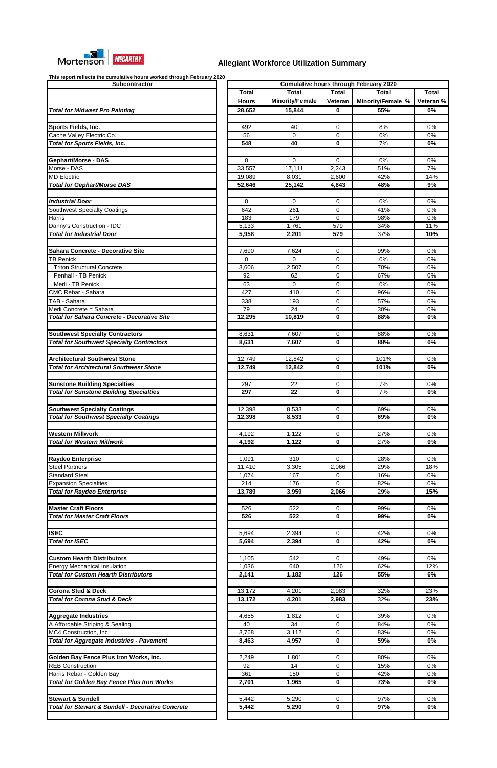Mortenson | McCARTHY

## Allegiant Workforce Utilization Summary

This report reflects the cumulative hours worked through February 2020

| Subcontractor | Total Hours | Total Minority/Female | Total Veteran | Total Minority/Female % | Total Veteran % |
|---|---|---|---|---|---|
| | Cumulative hours through February 2020 | | | | |
| ***Total for Midwest Pro Painting*** | **28,652** | **15,844** | **0** | **55%** | **0%** |
| | | | | | |
| **Sports Fields, Inc.** | 492 | 40 | 0 | 8% | 0% |
| Cache Valley Electric Co. | 56 | 0 | 0 | 0% | 0% |
| ***Total for Sports Fields, Inc.*** | **548** | **40** | **0** | 7% | **0%** |
| | | | | | |
| **Gephart/Morse - DAS** | 0 | 0 | 0 | 0% | 0% |
| Morse - DAS | 33,557 | 17,111 | 2,243 | 51% | 7% |
| MD Electric | 19,089 | 8,031 | 2,600 | 42% | 14% |
| ***Total for Gephart/Morse DAS*** | **52,646** | **25,142** | **4,843** | **48%** | **9%** |
| | | | | | |
| ***Industrial Door*** | 0 | 0 | 0 | 0% | 0% |
| Southwest Specialty Coatings | 642 | 261 | 0 | 41% | 0% |
| Harris | 183 | 179 | 0 | 98% | 0% |
| Danny's Construction - IDC | 5,133 | 1,761 | 579 | 34% | 11% |
| ***Total for Industrial Door*** | **5,958** | **2,201** | **579** | 37% | **10%** |
| | | | | | |
| **Sahara Concrete - Decorative Site** | 7,690 | 7,624 | 0 | 99% | 0% |
| TB Penick | 0 | 0 | 0 | 0% | 0% |
| Triton Structural Concrete | 3,606 | 2,507 | 0 | 70% | 0% |
| Penhall - TB Penick | 92 | 62 | 0 | 67% | 0% |
| Merli - TB Penick | 63 | 0 | 0 | 0% | 0% |
| CMC Rebar - Sahara | 427 | 410 | 0 | 96% | 0% |
| TAB - Sahara | 338 | 193 | 0 | 57% | 0% |
| Merli Concrete = Sahara | 79 | 24 | 0 | 30% | 0% |
| ***Total for Sahara Concrete - Decorative Site*** | **12,295** | **10,819** | **0** | **88%** | **0%** |
| | | | | | |
| **Southwest Specialty Contractors** | 8,631 | 7,607 | 0 | 88% | 0% |
| ***Total for Southwest Specialty Contractors*** | **8,631** | **7,607** | **0** | **88%** | **0%** |
| | | | | | |
| **Architectural Southwest Stone** | 12,749 | 12,842 | 0 | 101% | 0% |
| ***Total for Architectural Southwest Stone*** | **12,749** | **12,842** | **0** | **101%** | **0%** |
| | | | | | |
| **Sunstone Building Specialties** | 297 | 22 | 0 | 7% | 0% |
| ***Total for Sunstone Building Specialties*** | **297** | **22** | **0** | 7% | **0%** |
| | | | | | |
| **Southwest Specialty Coatings** | 12,398 | 8,533 | 0 | 69% | 0% |
| ***Total for Southwest Specialty Coatings*** | **12,398** | **8,533** | **0** | **69%** | **0%** |
| | | | | | |
| **Western Millwork** | 4,192 | 1,122 | 0 | 27% | 0% |
| ***Total for Western Millwork*** | **4,192** | **1,122** | **0** | 27% | **0%** |
| | | | | | |
| **Raydeo Enterprise** | 1,091 | 310 | 0 | 28% | 0% |
| Steel Partners | 11,410 | 3,305 | 2,066 | 29% | 18% |
| Standard Steel | 1,074 | 167 | 0 | 16% | 0% |
| Expansion Specialties | 214 | 176 | 0 | 82% | 0% |
| ***Total for Raydeo Enterprise*** | **13,789** | **3,959** | **2,066** | 29% | **15%** |
| | | | | | |
| **Master Craft Floors** | 526 | 522 | 0 | 99% | 0% |
| ***Total for Master Craft Floors*** | **526** | **522** | **0** | **99%** | **0%** |
| | | | | | |
| **ISEC** | 5,694 | 2,394 | 0 | 42% | 0% |
| ***Total for ISEC*** | **5,694** | **2,394** | **0** | **42%** | **0%** |
| | | | | | |
| **Custom Hearth Distributors** | 1,105 | 542 | 0 | 49% | 0% |
| Energy Mechanical Insulation | 1,036 | 640 | 126 | 62% | 12% |
| ***Total for Custom Hearth Distributors*** | **2,141** | **1,182** | **126** | **55%** | **6%** |
| | | | | | |
| **Corona Stud & Deck** | 13,172 | 4,201 | 2,983 | 32% | 23% |
| ***Total for Corona Stud & Deck*** | **13,172** | **4,201** | **2,983** | 32% | **23%** |
| | | | | | |
| **Aggregate Industries** | 4,655 | 1,812 | 0 | 39% | 0% |
| A Affordable Striping & Sealing | 40 | 34 | 0 | 84% | 0% |
| MC4 Construction, Inc. | 3,768 | 3,112 | 0 | 83% | 0% |
| ***Total for Aggregate Industries - Pavement*** | **8,463** | **4,957** | **0** | **59%** | **0%** |
| | | | | | |
| **Golden Bay Fence Plus Iron Works, Inc.** | 2,249 | 1,801 | 0 | 80% | 0% |
| REB Construction | 92 | 14 | 0 | 15% | 0% |
| Harris Rebar - Golden Bay | 361 | 150 | 0 | 42% | 0% |
| ***Total for Golden Bay Fence Plus Iron Works*** | **2,701** | **1,965** | **0** | **73%** | **0%** |
| | | | | | |
| **Stewart & Sundell** | 5,442 | 5,290 | 0 | 97% | 0% |
| ***Total for Stewart & Sundell - Decorative Concrete*** | **5,442** | **5,290** | **0** | **97%** | **0%** |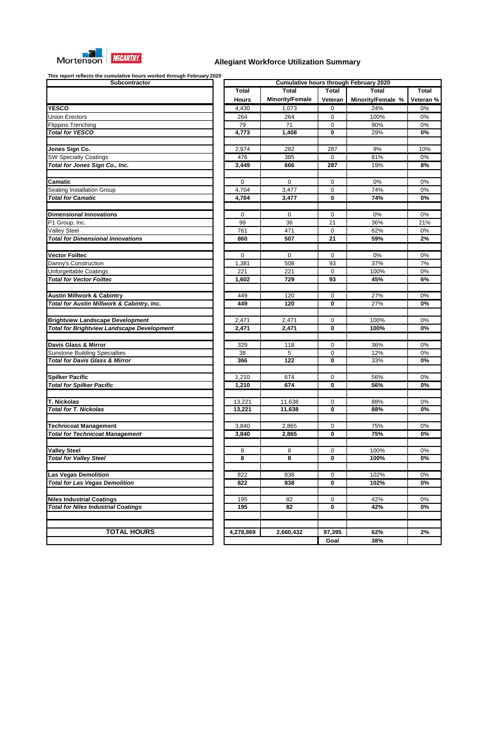Mortenson McCARTHY

## Allegiant Workforce Utilization Summary

**This report reflects the cumulative hours worked through February 2020**

| Subcontractor | Total Hours | Total Minority/Female | Total Veteran | Total Minority/Female % | Total Veteran % |
|---|---|---|---|---|---|
| | *Cumulative hours through February 2020* | | | | |
| **YESCO** | 4,430 | 1,073 | 0 | 24% | 0% |
| Union Erectors | 264 | 264 | 0 | 100% | 0% |
| Flippins Trenching | 79 | 71 | 0 | 90% | 0% |
| ***Total for YESCO*** | **4,773** | **1,408** | **0** | 29% | **0%** |
| | | | | | |
| **Jones Sign Co.** | 2,974 | 282 | 287 | 9% | 10% |
| SW Specialty Coatings | 476 | 385 | 0 | 81% | 0% |
| ***Total for Jones Sign Co., Inc.*** | **3,449** | **666** | **287** | 19% | **8%** |
| | | | | | |
| **Camatic** | 0 | 0 | 0 | 0% | 0% |
| Seating Installation Group | 4,704 | 3,477 | 0 | 74% | 0% |
| ***Total for Camatic*** | **4,704** | **3,477** | **0** | **74%** | **0%** |
| | | | | | |
| **Dimensional Innovations** | 0 | 0 | 0 | 0% | 0% |
| P1 Group, Inc. | 99 | 36 | 21 | 36% | 21% |
| Valley Steel | 761 | 471 | 0 | 62% | 0% |
| ***Total for Dimensional Innovations*** | **860** | **507** | **21** | **59%** | **2%** |
| | | | | | |
| **Vector Foiltec** | 0 | 0 | 0 | 0% | 0% |
| Danny's Construction | 1,381 | 508 | 93 | 37% | 7% |
| Unforgettable Coatings | 221 | 221 | 0 | 100% | 0% |
| ***Total for Vector Foiltec*** | **1,602** | **729** | **93** | **45%** | **6%** |
| | | | | | |
| **Austin Millwork & Cabintry** | 449 | 120 | 0 | 27% | 0% |
| ***Total for Austin Millwork & Cabintry, Inc.*** | **449** | **120** | **0** | 27% | **0%** |
| | | | | | |
| **Brightview Landscape Development** | 2,471 | 2,471 | 0 | 100% | 0% |
| ***Total for Brightview Landscape Development*** | **2,471** | **2,471** | **0** | **100%** | **0%** |
| | | | | | |
| **Davis Glass & Mirror** | 329 | 118 | 0 | 36% | 0% |
| Sunstone Building Specialties | 38 | 5 | 0 | 12% | 0% |
| ***Total for Davis Glass & Mirror*** | **366** | **122** | **0** | 33% | **0%** |
| | | | | | |
| **Spilker Pacific** | 1,210 | 674 | 0 | 56% | 0% |
| ***Total for Spilker Pacific*** | **1,210** | **674** | **0** | **56%** | **0%** |
| | | | | | |
| **T. Nickolas** | 13,221 | 11,638 | 0 | 88% | 0% |
| ***Total for T. Nickolas*** | **13,221** | **11,638** | **0** | **88%** | **0%** |
| | | | | | |
| **Technicoat Management** | 3,840 | 2,865 | 0 | 75% | 0% |
| ***Total for Technicoat Management*** | **3,840** | **2,865** | **0** | **75%** | **0%** |
| | | | | | |
| **Valley Steel** | 8 | 8 | 0 | 100% | 0% |
| ***Total for Valley Steel*** | **8** | **8** | **0** | **100%** | **0%** |
| | | | | | |
| **Las Vegas Demolition** | 822 | 838 | 0 | 102% | 0% |
| ***Total for Las Vegas Demolition*** | **822** | **838** | **0** | **102%** | **0%** |
| | | | | | |
| **Niles Industrial Coatings** | 195 | 82 | 0 | 42% | 0% |
| ***Total for Niles Industrial Coatings*** | **195** | **82** | **0** | **42%** | **0%** |
| | | | | | |
| **TOTAL HOURS** | **4,278,869** | **2,660,432** | **97,395** | **62%** | **2%** |
| | | | **Goal** | **38%** | |